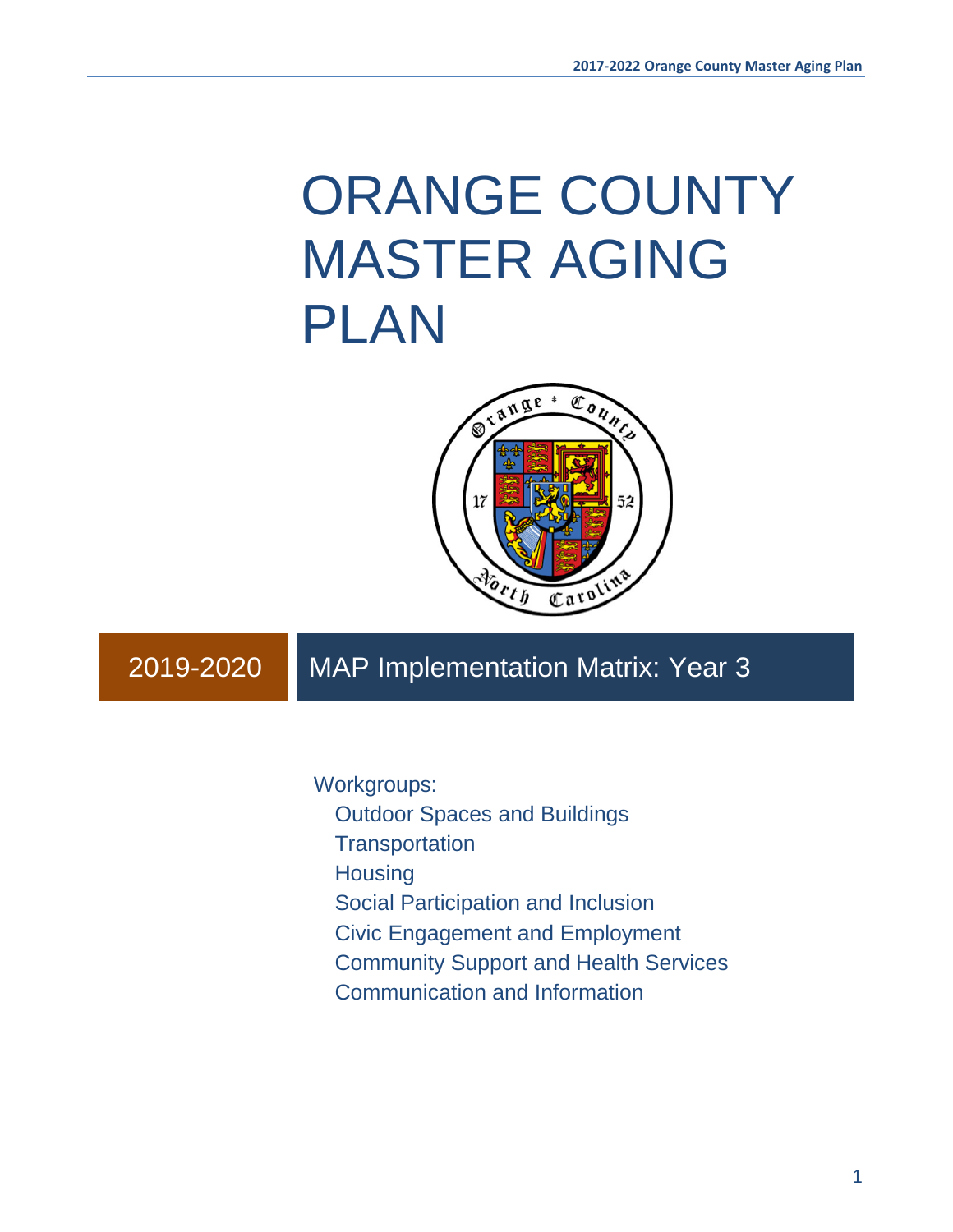# ORANGE COUNTY MASTER AGING PLAN

## 2019-2020 MAP Implementation Matrix: Year 3

Workgroups:

- Outdoor Spaces and Buildings
- Transportation
- Housing
- Social Participation and Inclusion
- Civic Engagement and Employment
- Community Support and Health Services
- Communication and Information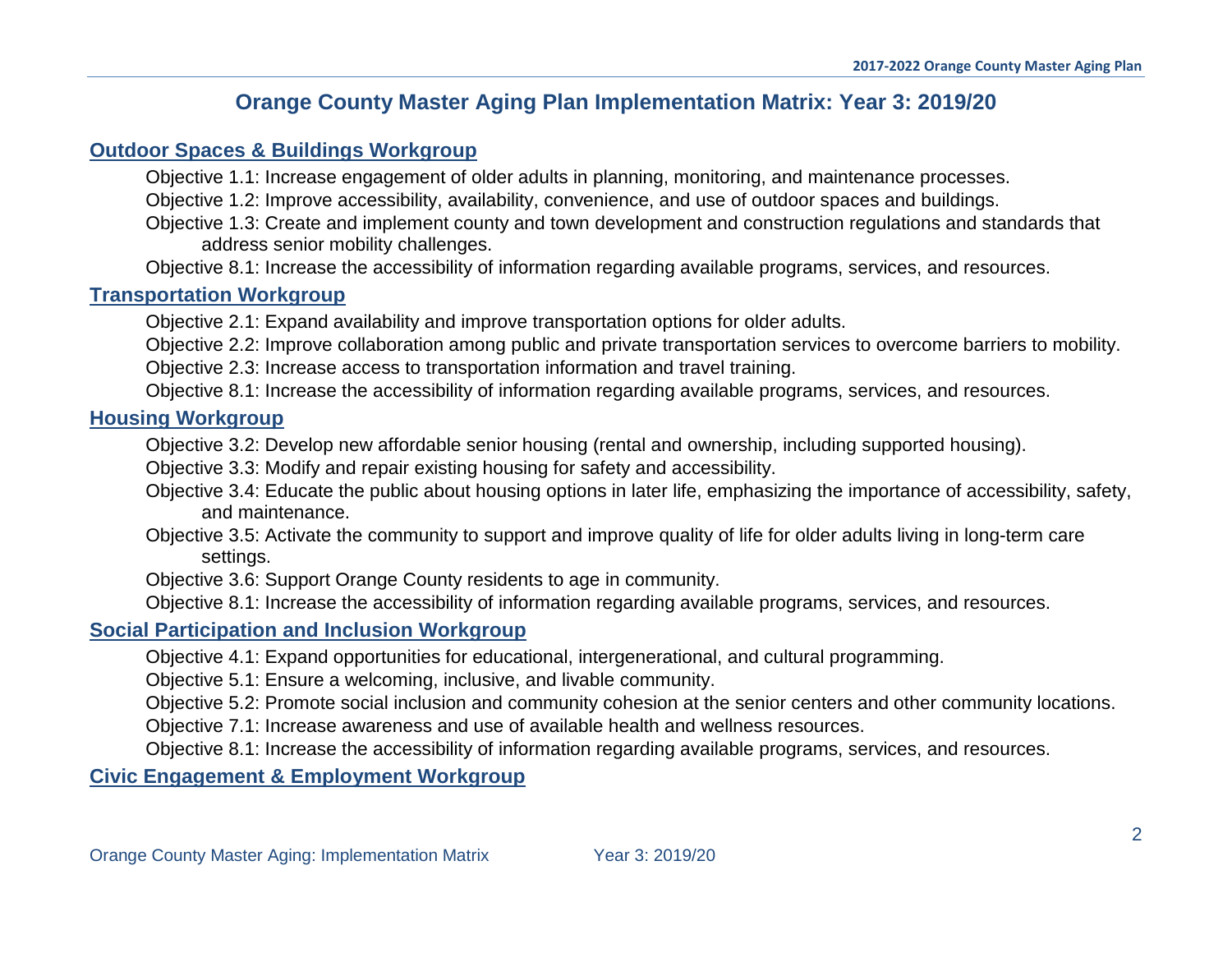# Orange County Master Aging Plan Implementation Matrix: Year 3: 2019/20

## Outdoor Spaces & Buildings Workgroup

Objective 1.1: Increase engagement of older adults in planning, monitoring, and maintenance processes.

Objective 1.2: Improve accessibility, availability, convenience, and use of outdoor spaces and buildings.

Objective 1.3: Create and implement county and town development and construction regulations and standards that address senior mobility challenges.

Objective 8.1: Increase the accessibility of information regarding available programs, services, and resources.

## Transportation Workgroup

Objective 2.1: Expand availability and improve transportation options for older adults.

Objective 2.2: Improve collaboration among public and private transportation services to overcome barriers to mobility.

Objective 2.3: Increase access to transportation information and travel training.

Objective 8.1: Increase the accessibility of information regarding available programs, services, and resources.

## Housing Workgroup

Objective 3.2: Develop new affordable senior housing (rental and ownership, including supported housing).

Objective 3.3: Modify and repair existing housing for safety and accessibility.

Objective 3.4: Educate the public about housing options in later life, emphasizing the importance of accessibility, safety, and maintenance.

Objective 3.5: Activate the community to support and improve quality of life for older adults living in long-term care settings.

Objective 3.6: Support Orange County residents to age in community.

Objective 8.1: Increase the accessibility of information regarding available programs, services, and resources.

## Social Participation and Inclusion Workgroup

Objective 4.1: Expand opportunities for educational, intergenerational, and cultural programming.

Objective 5.1: Ensure a welcoming, inclusive, and livable community.

Objective 5.2: Promote social inclusion and community cohesion at the senior centers and other community locations.

Objective 7.1: Increase awareness and use of available health and wellness resources.

Objective 8.1: Increase the accessibility of information regarding available programs, services, and resources.

## Civic Engagement & Employment Workgroup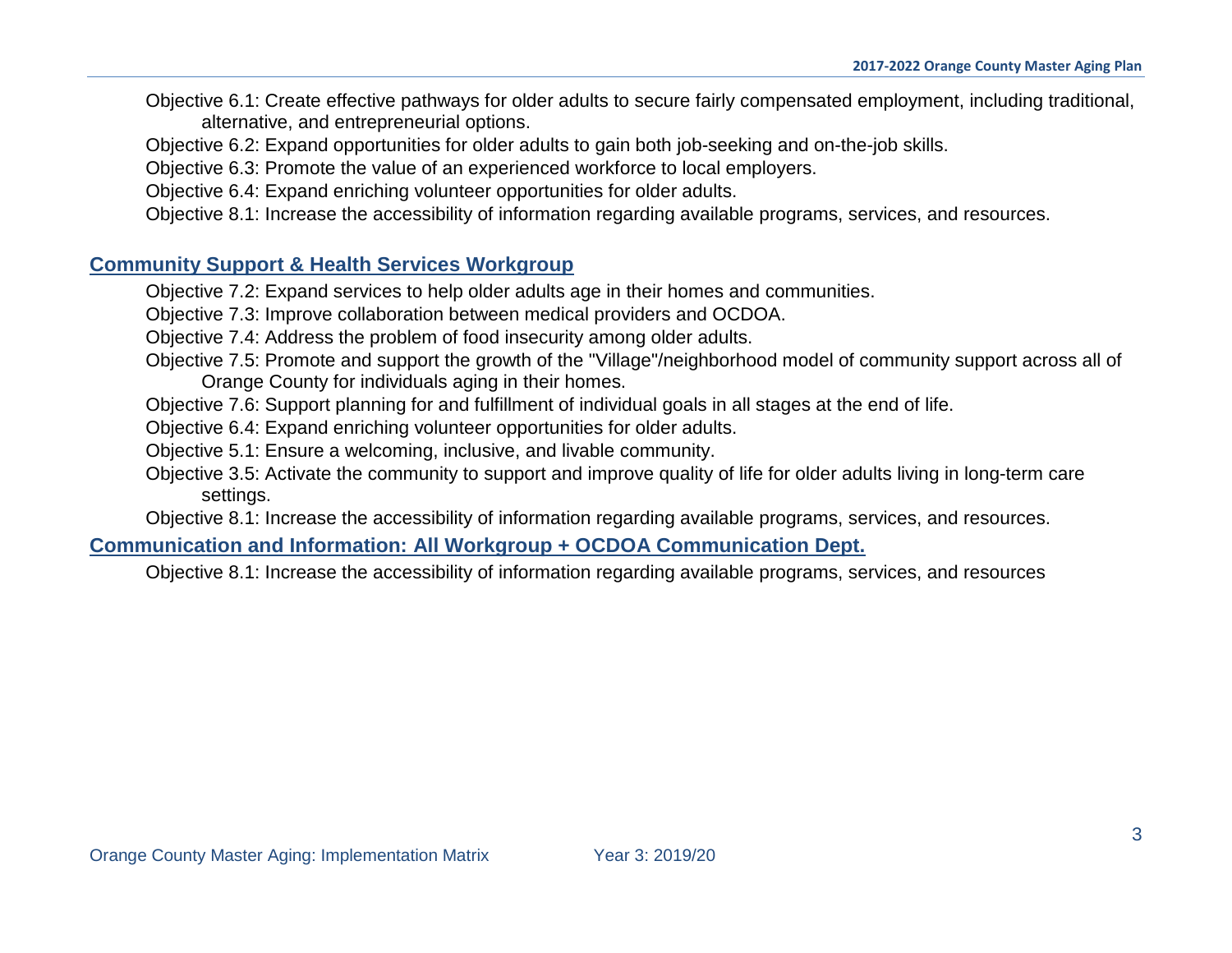Objective 6.1: Create effective pathways for older adults to secure fairly compensated employment, including traditional, alternative, and entrepreneurial options.

Objective 6.2: Expand opportunities for older adults to gain both job-seeking and on-the-job skills.

Objective 6.3: Promote the value of an experienced workforce to local employers.

Objective 6.4: Expand enriching volunteer opportunities for older adults.

Objective 8.1: Increase the accessibility of information regarding available programs, services, and resources.

## Community Support & Health Services Workgroup

Objective 7.2: Expand services to help older adults age in their homes and communities.

Objective 7.3: Improve collaboration between medical providers and OCDOA.

Objective 7.4: Address the problem of food insecurity among older adults.

Objective 7.5: Promote and support the growth of the "Village"/neighborhood model of community support across all of Orange County for individuals aging in their homes.

Objective 7.6: Support planning for and fulfillment of individual goals in all stages at the end of life.

Objective 6.4: Expand enriching volunteer opportunities for older adults.

Objective 5.1: Ensure a welcoming, inclusive, and livable community.

Objective 3.5: Activate the community to support and improve quality of life for older adults living in long-term care settings.

Objective 8.1: Increase the accessibility of information regarding available programs, services, and resources.

## Communication and Information: All Workgroup + OCDOA Communication Dept.

Objective 8.1: Increase the accessibility of information regarding available programs, services, and resources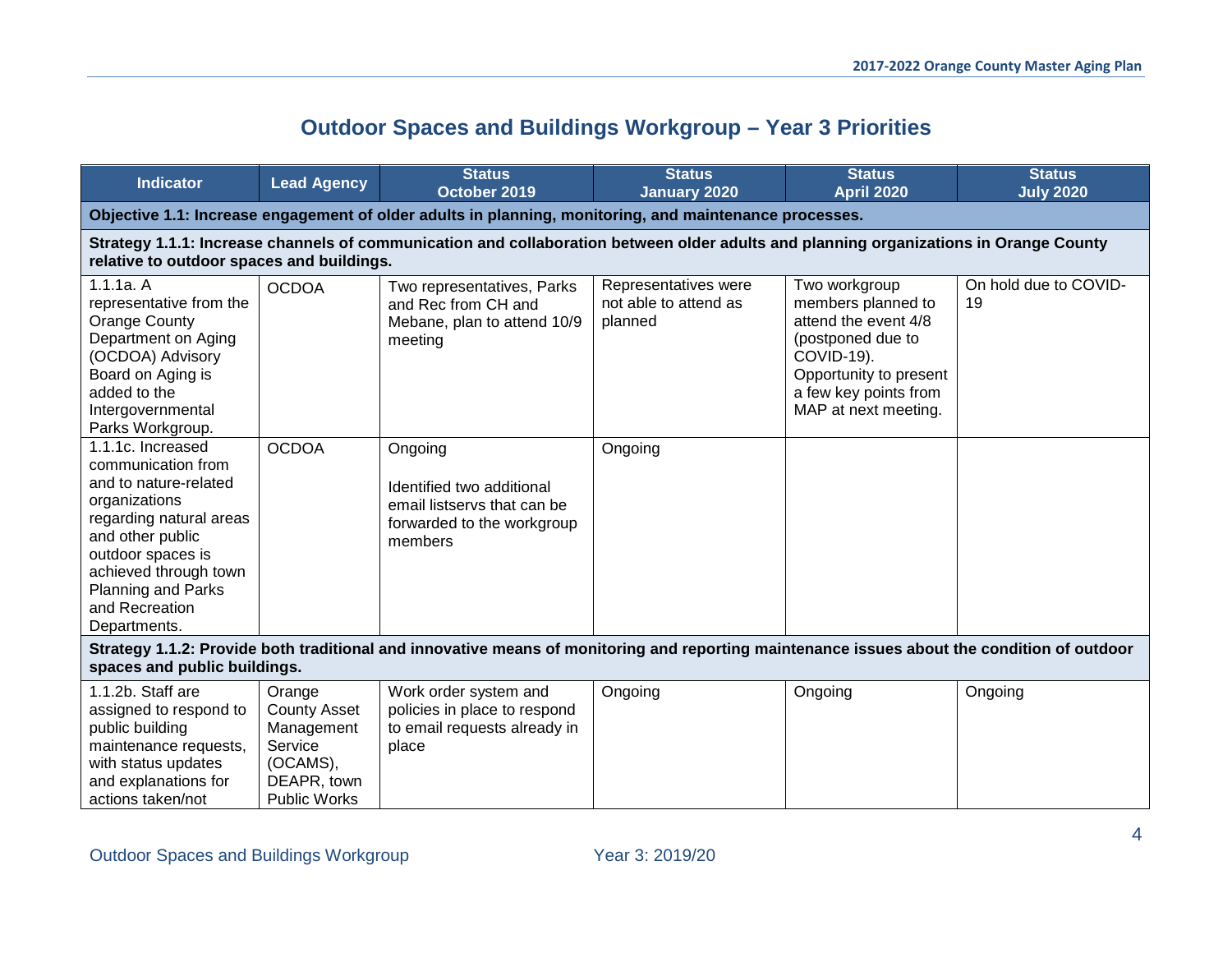# Outdoor Spaces and Buildings Workgroup – Year 3 Priorities

| Indicator | Lead Agency | Status October 2019 | Status January 2020 | Status April 2020 | Status July 2020 |
|---|---|---|---|---|---|
| **Objective 1.1: Increase engagement of older adults in planning, monitoring, and maintenance processes.** | | | | | |
| **Strategy 1.1.1: Increase channels of communication and collaboration between older adults and planning organizations in Orange County relative to outdoor spaces and buildings.** | | | | | |
| 1.1.1a. A representative from the Orange County Department on Aging (OCDOA) Advisory Board on Aging is added to the Intergovernmental Parks Workgroup. | OCDOA | Two representatives, Parks and Rec from CH and Mebane, plan to attend 10/9 meeting | Representatives were not able to attend as planned | Two workgroup members planned to attend the event 4/8 (postponed due to COVID-19). Opportunity to present a few key points from MAP at next meeting. | On hold due to COVID-19 |
| 1.1.1c. Increased communication from and to nature-related organizations regarding natural areas and other public outdoor spaces is achieved through town Planning and Parks and Recreation Departments. | OCDOA | Ongoing<br><br>Identified two additional email listservs that can be forwarded to the workgroup members | Ongoing | | |
| **Strategy 1.1.2: Provide both traditional and innovative means of monitoring and reporting maintenance issues about the condition of outdoor spaces and public buildings.** | | | | | |
| 1.1.2b. Staff are assigned to respond to public building maintenance requests, with status updates and explanations for actions taken/not | Orange County Asset Management Service (OCAMS), DEAPR, town Public Works | Work order system and policies in place to respond to email requests already in place | Ongoing | Ongoing | Ongoing |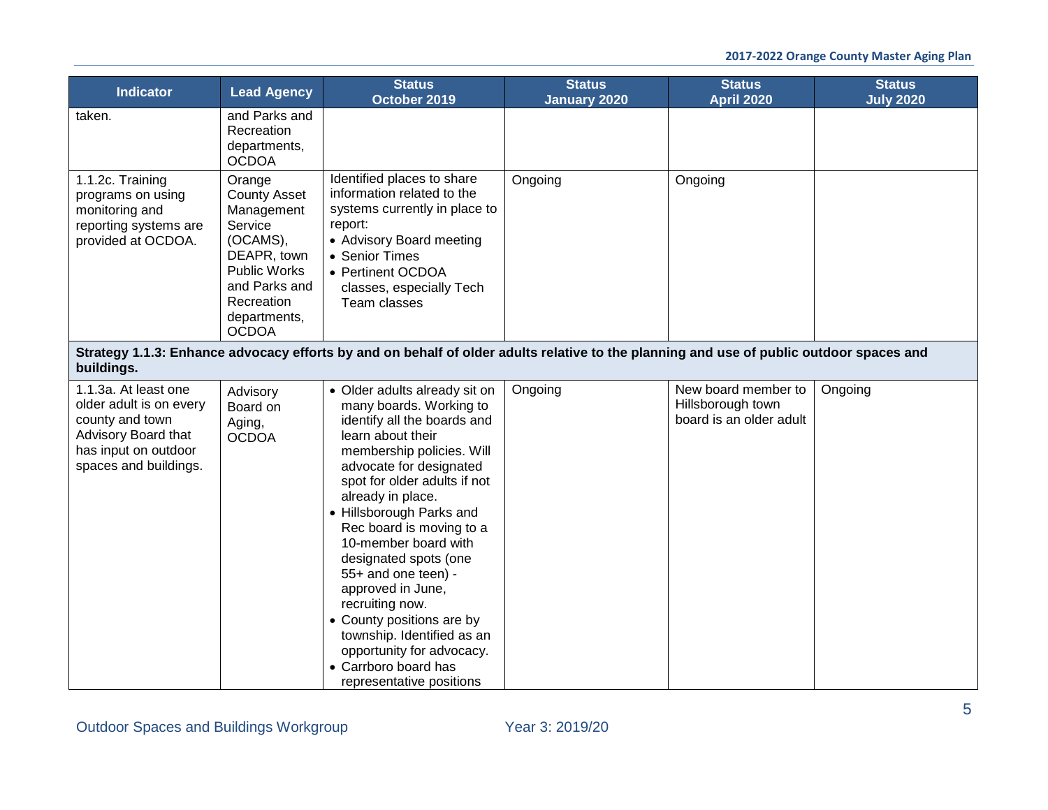| Indicator | Lead Agency | Status October 2019 | Status January 2020 | Status April 2020 | Status July 2020 |
|---|---|---|---|---|---|
| taken. | and Parks and Recreation departments, OCDOA | | | | |
| 1.1.2c. Training programs on using monitoring and reporting systems are provided at OCDOA. | Orange County Asset Management Service (OCAMS), DEAPR, town Public Works and Parks and Recreation departments, OCDOA | Identified places to share information related to the systems currently in place to report:<br>• Advisory Board meeting<br>• Senior Times<br>• Pertinent OCDOA classes, especially Tech Team classes | Ongoing | Ongoing | |
| **Strategy 1.1.3: Enhance advocacy efforts by and on behalf of older adults relative to the planning and use of public outdoor spaces and buildings.** | | | | | |
| 1.1.3a. At least one older adult is on every county and town Advisory Board that has input on outdoor spaces and buildings. | Advisory Board on Aging, OCDOA | • Older adults already sit on many boards. Working to identify all the boards and learn about their membership policies. Will advocate for designated spot for older adults if not already in place.<br>• Hillsborough Parks and Rec board is moving to a 10-member board with designated spots (one 55+ and one teen) - approved in June, recruiting now.<br>• County positions are by township. Identified as an opportunity for advocacy.<br>• Carrboro board has representative positions | Ongoing | New board member to Hillsborough town board is an older adult | Ongoing |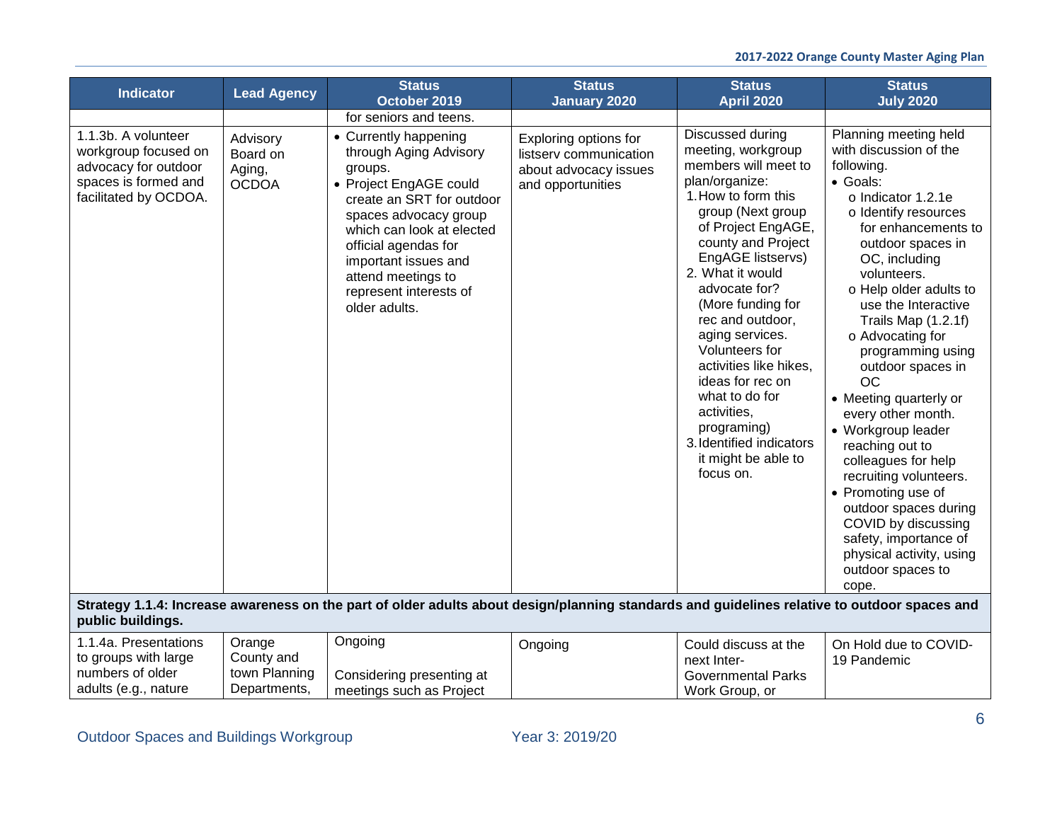| Indicator | Lead Agency | Status October 2019 | Status January 2020 | Status April 2020 | Status July 2020 |
|---|---|---|---|---|---|
| | | for seniors and teens. | | | |
| 1.1.3b. A volunteer workgroup focused on advocacy for outdoor spaces is formed and facilitated by OCDOA. | Advisory Board on Aging, OCDOA | • Currently happening through Aging Advisory groups.<br>• Project EngAGE could create an SRT for outdoor spaces advocacy group which can look at elected official agendas for important issues and attend meetings to represent interests of older adults. | Exploring options for listserv communication about advocacy issues and opportunities | Discussed during meeting, workgroup members will meet to plan/organize:<br>1. How to form this group (Next group of Project EngAGE, county and Project EngAGE listservs)<br>2. What it would advocate for? (More funding for rec and outdoor, aging services. Volunteers for activities like hikes, ideas for rec on what to do for activities, programing)<br>3. Identified indicators it might be able to focus on. | Planning meeting held with discussion of the following.<br>• Goals:<br>o Indicator 1.2.1e<br>o Identify resources for enhancements to outdoor spaces in OC, including volunteers.<br>o Help older adults to use the Interactive Trails Map (1.2.1f)<br>o Advocating for programming using outdoor spaces in OC<br>• Meeting quarterly or every other month.<br>• Workgroup leader reaching out to colleagues for help recruiting volunteers.<br>• Promoting use of outdoor spaces during COVID by discussing safety, importance of physical activity, using outdoor spaces to cope. |
| **Strategy 1.1.4: Increase awareness on the part of older adults about design/planning standards and guidelines relative to outdoor spaces and public buildings.** | | | | | |
| 1.1.4a. Presentations to groups with large numbers of older adults (e.g., nature | Orange County and town Planning Departments, | Ongoing<br><br>Considering presenting at meetings such as Project | Ongoing | Could discuss at the next Inter-Governmental Parks Work Group, or | On Hold due to COVID-19 Pandemic |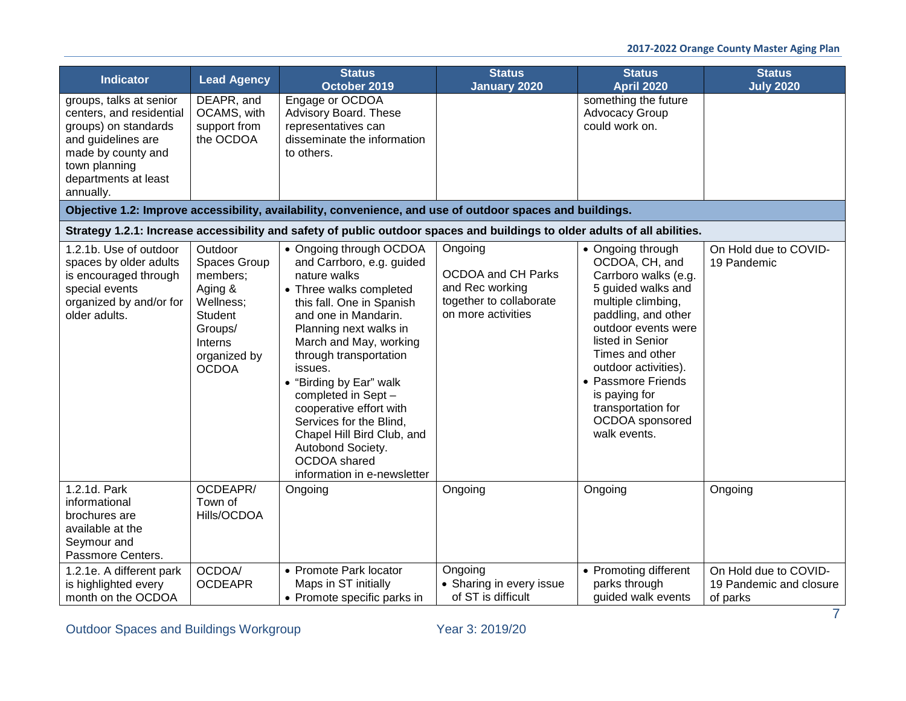| Indicator | Lead Agency | Status October 2019 | Status January 2020 | Status April 2020 | Status July 2020 |
|---|---|---|---|---|---|
| groups, talks at senior centers, and residential groups) on standards and guidelines are made by county and town planning departments at least annually. | DEAPR, and OCAMS, with support from the OCDOA | Engage or OCDOA Advisory Board. These representatives can disseminate the information to others. | | something the future Advocacy Group could work on. | |
| **Objective 1.2: Improve accessibility, availability, convenience, and use of outdoor spaces and buildings.** | | | | | |
| **Strategy 1.2.1: Increase accessibility and safety of public outdoor spaces and buildings to older adults of all abilities.** | | | | | |
| 1.2.1b. Use of outdoor spaces by older adults is encouraged through special events organized by and/or for older adults. | Outdoor Spaces Group members; Aging & Wellness; Student Groups/ Interns organized by OCDOA | • Ongoing through OCDOA and Carrboro, e.g. guided nature walks<br>• Three walks completed this fall. One in Spanish and one in Mandarin. Planning next walks in March and May, working through transportation issues.<br>• "Birding by Ear" walk completed in Sept – cooperative effort with Services for the Blind, Chapel Hill Bird Club, and Autobond Society. OCDOA shared information in e-newsletter | Ongoing<br><br>OCDOA and CH Parks and Rec working together to collaborate on more activities | • Ongoing through OCDOA, CH, and Carrboro walks (e.g. 5 guided walks and multiple climbing, paddling, and other outdoor events were listed in Senior Times and other outdoor activities).<br>• Passmore Friends is paying for transportation for OCDOA sponsored walk events. | On Hold due to COVID-19 Pandemic |
| 1.2.1d. Park informational brochures are available at the Seymour and Passmore Centers. | OCDEAPR/ Town of Hills/OCDOA | Ongoing | Ongoing | Ongoing | Ongoing |
| 1.2.1e. A different park is highlighted every month on the OCDOA | OCDOA/ OCDEAPR | • Promote Park locator Maps in ST initially<br>• Promote specific parks in | Ongoing<br>• Sharing in every issue of ST is difficult | • Promoting different parks through guided walk events | On Hold due to COVID-19 Pandemic and closure of parks |

Outdoor Spaces and Buildings Workgroup — Year 3: 2019/20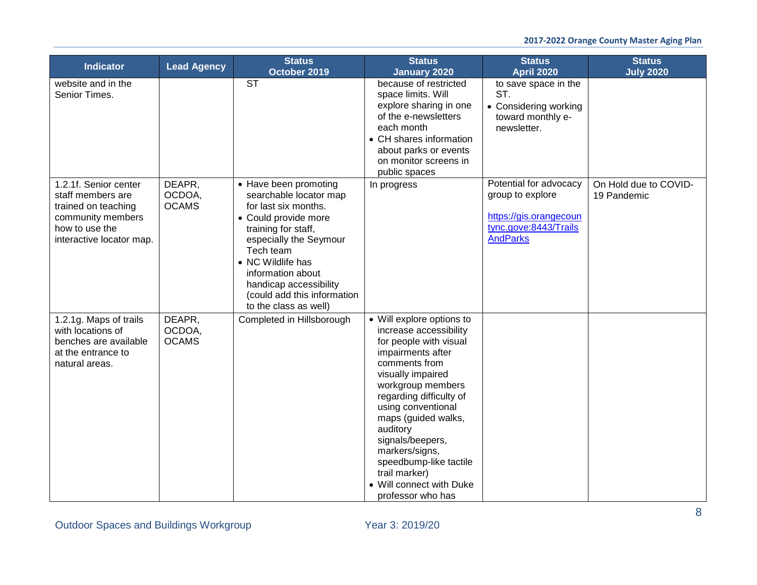| Indicator | Lead Agency | Status October 2019 | Status January 2020 | Status April 2020 | Status July 2020 |
|---|---|---|---|---|---|
| website and in the Senior Times. | | ST | because of restricted space limits. Will explore sharing in one of the e-newsletters each month<br>• CH shares information about parks or events on monitor screens in public spaces | to save space in the ST.<br>• Considering working toward monthly e-newsletter. | |
| 1.2.1f. Senior center staff members are trained on teaching community members how to use the interactive locator map. | DEAPR, OCDOA, OCAMS | • Have been promoting searchable locator map for last six months.<br>• Could provide more training for staff, especially the Seymour Tech team<br>• NC Wildlife has information about handicap accessibility (could add this information to the class as well) | In progress | Potential for advocacy group to explore<br><br>https://gis.orangecountync.gove:8443/TrailsAndParks | On Hold due to COVID-19 Pandemic |
| 1.2.1g. Maps of trails with locations of benches are available at the entrance to natural areas. | DEAPR, OCDOA, OCAMS | Completed in Hillsborough | • Will explore options to increase accessibility for people with visual impairments after comments from visually impaired workgroup members regarding difficulty of using conventional maps (guided walks, auditory signals/beepers, markers/signs, speedbump-like tactile trail marker)<br>• Will connect with Duke professor who has | | |

Outdoor Spaces and Buildings Workgroup Year 3: 2019/20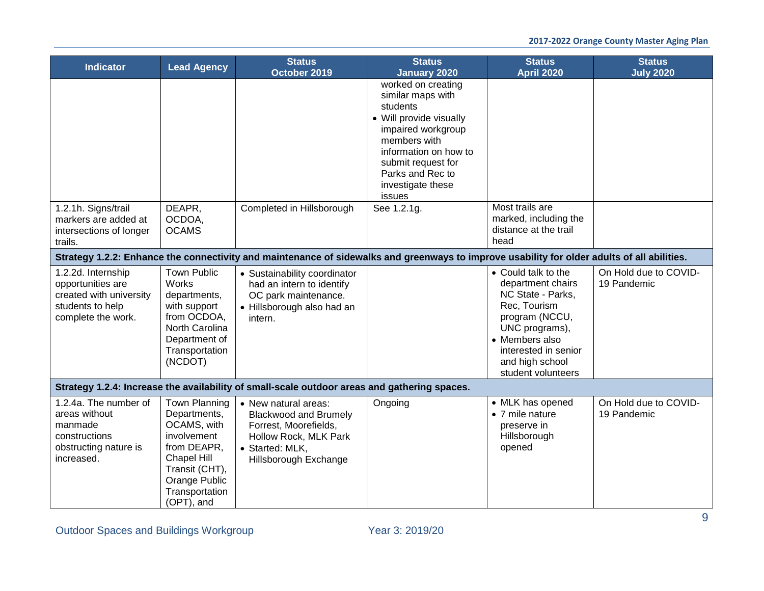| Indicator | Lead Agency | Status October 2019 | Status January 2020 | Status April 2020 | Status July 2020 |
|---|---|---|---|---|---|
| | | | worked on creating similar maps with students<br>• Will provide visually impaired workgroup members with information on how to submit request for Parks and Rec to investigate these issues | | |
| 1.2.1h. Signs/trail markers are added at intersections of longer trails. | DEAPR, OCDOA, OCAMS | Completed in Hillsborough | See 1.2.1g. | Most trails are marked, including the distance at the trail head | |
| **Strategy 1.2.2: Enhance the connectivity and maintenance of sidewalks and greenways to improve usability for older adults of all abilities.** | | | | | |
| 1.2.2d. Internship opportunities are created with university students to help complete the work. | Town Public Works departments, with support from OCDOA, North Carolina Department of Transportation (NCDOT) | • Sustainability coordinator had an intern to identify OC park maintenance.<br>• Hillsborough also had an intern. | | • Could talk to the department chairs NC State - Parks, Rec, Tourism program (NCCU, UNC programs),<br>• Members also interested in senior and high school student volunteers | On Hold due to COVID-19 Pandemic |
| **Strategy 1.2.4: Increase the availability of small-scale outdoor areas and gathering spaces.** | | | | | |
| 1.2.4a. The number of areas without manmade constructions obstructing nature is increased. | Town Planning Departments, OCAMS, with involvement from DEAPR, Chapel Hill Transit (CHT), Orange Public Transportation (OPT), and | • New natural areas: Blackwood and Brumely Forrest, Moorefields, Hollow Rock, MLK Park<br>• Started: MLK, Hillsborough Exchange | Ongoing | • MLK has opened<br>• 7 mile nature preserve in Hillsborough opened | On Hold due to COVID-19 Pandemic |

Outdoor Spaces and Buildings Workgroup Year 3: 2019/20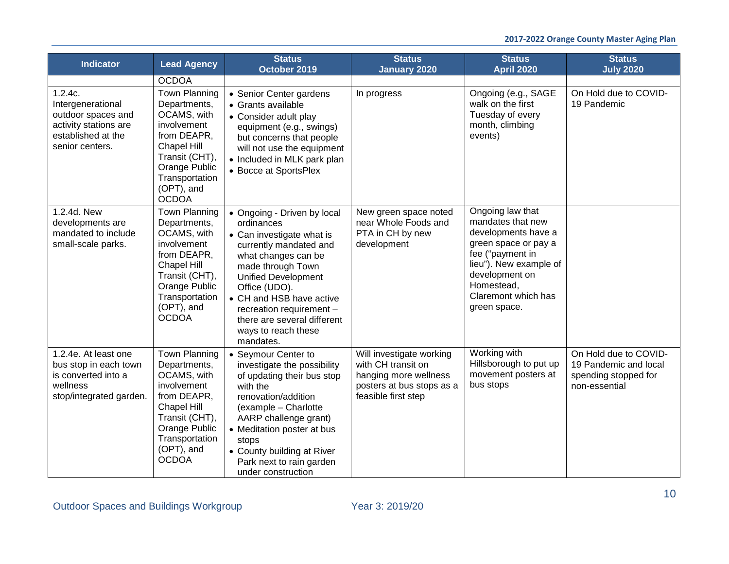| Indicator | Lead Agency | Status October 2019 | Status January 2020 | Status April 2020 | Status July 2020 |
|---|---|---|---|---|---|
| | OCDOA | | | | |
| 1.2.4c. Intergenerational outdoor spaces and activity stations are established at the senior centers. | Town Planning Departments, OCAMS, with involvement from DEAPR, Chapel Hill Transit (CHT), Orange Public Transportation (OPT), and OCDOA | • Senior Center gardens<br>• Grants available<br>• Consider adult play equipment (e.g., swings) but concerns that people will not use the equipment<br>• Included in MLK park plan<br>• Bocce at SportsPlex | In progress | Ongoing (e.g., SAGE walk on the first Tuesday of every month, climbing events) | On Hold due to COVID-19 Pandemic |
| 1.2.4d. New developments are mandated to include small-scale parks. | Town Planning Departments, OCAMS, with involvement from DEAPR, Chapel Hill Transit (CHT), Orange Public Transportation (OPT), and OCDOA | • Ongoing - Driven by local ordinances<br>• Can investigate what is currently mandated and what changes can be made through Town Unified Development Office (UDO).<br>• CH and HSB have active recreation requirement – there are several different ways to reach these mandates. | New green space noted near Whole Foods and PTA in CH by new development | Ongoing law that mandates that new developments have a green space or pay a fee ("payment in lieu"). New example of development on Homestead, Claremont which has green space. | |
| 1.2.4e. At least one bus stop in each town is converted into a wellness stop/integrated garden. | Town Planning Departments, OCAMS, with involvement from DEAPR, Chapel Hill Transit (CHT), Orange Public Transportation (OPT), and OCDOA | • Seymour Center to investigate the possibility of updating their bus stop with the renovation/addition (example – Charlotte AARP challenge grant)<br>• Meditation poster at bus stops<br>• County building at River Park next to rain garden under construction | Will investigate working with CH transit on hanging more wellness posters at bus stops as a feasible first step | Working with Hillsborough to put up movement posters at bus stops | On Hold due to COVID-19 Pandemic and local spending stopped for non-essential |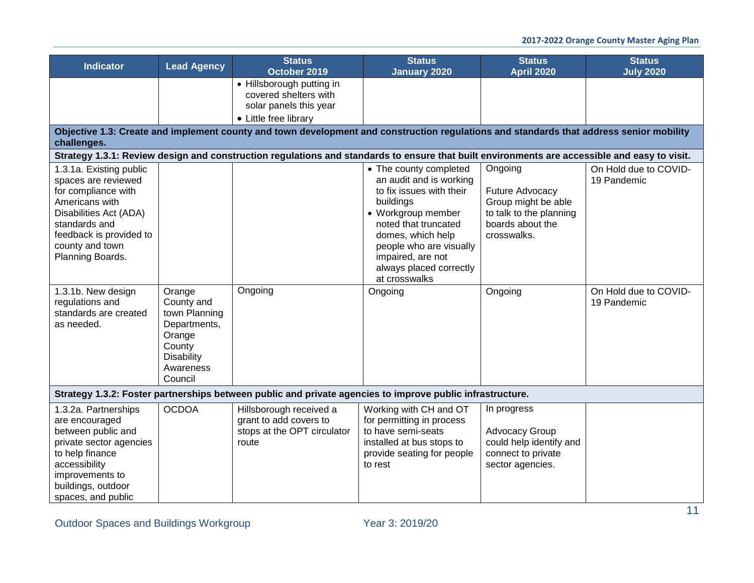| Indicator | Lead Agency | Status October 2019 | Status January 2020 | Status April 2020 | Status July 2020 |
|---|---|---|---|---|---|
| | | • Hillsborough putting in covered shelters with solar panels this year<br>• Little free library | | | |
| **Objective 1.3: Create and implement county and town development and construction regulations and standards that address senior mobility challenges.** | | | | | |
| **Strategy 1.3.1: Review design and construction regulations and standards to ensure that built environments are accessible and easy to visit.** | | | | | |
| 1.3.1a. Existing public spaces are reviewed for compliance with Americans with Disabilities Act (ADA) standards and feedback is provided to county and town Planning Boards. | | | • The county completed an audit and is working to fix issues with their buildings<br>• Workgroup member noted that truncated domes, which help people who are visually impaired, are not always placed correctly at crosswalks | Ongoing<br><br>Future Advocacy Group might be able to talk to the planning boards about the crosswalks. | On Hold due to COVID-19 Pandemic |
| 1.3.1b. New design regulations and standards are created as needed. | Orange County and town Planning Departments, Orange County Disability Awareness Council | Ongoing | Ongoing | Ongoing | On Hold due to COVID-19 Pandemic |
| **Strategy 1.3.2: Foster partnerships between public and private agencies to improve public infrastructure.** | | | | | |
| 1.3.2a. Partnerships are encouraged between public and private sector agencies to help finance accessibility improvements to buildings, outdoor spaces, and public | OCDOA | Hillsborough received a grant to add covers to stops at the OPT circulator route | Working with CH and OT for permitting in process to have semi-seats installed at bus stops to provide seating for people to rest | In progress<br><br>Advocacy Group could help identify and connect to private sector agencies. | |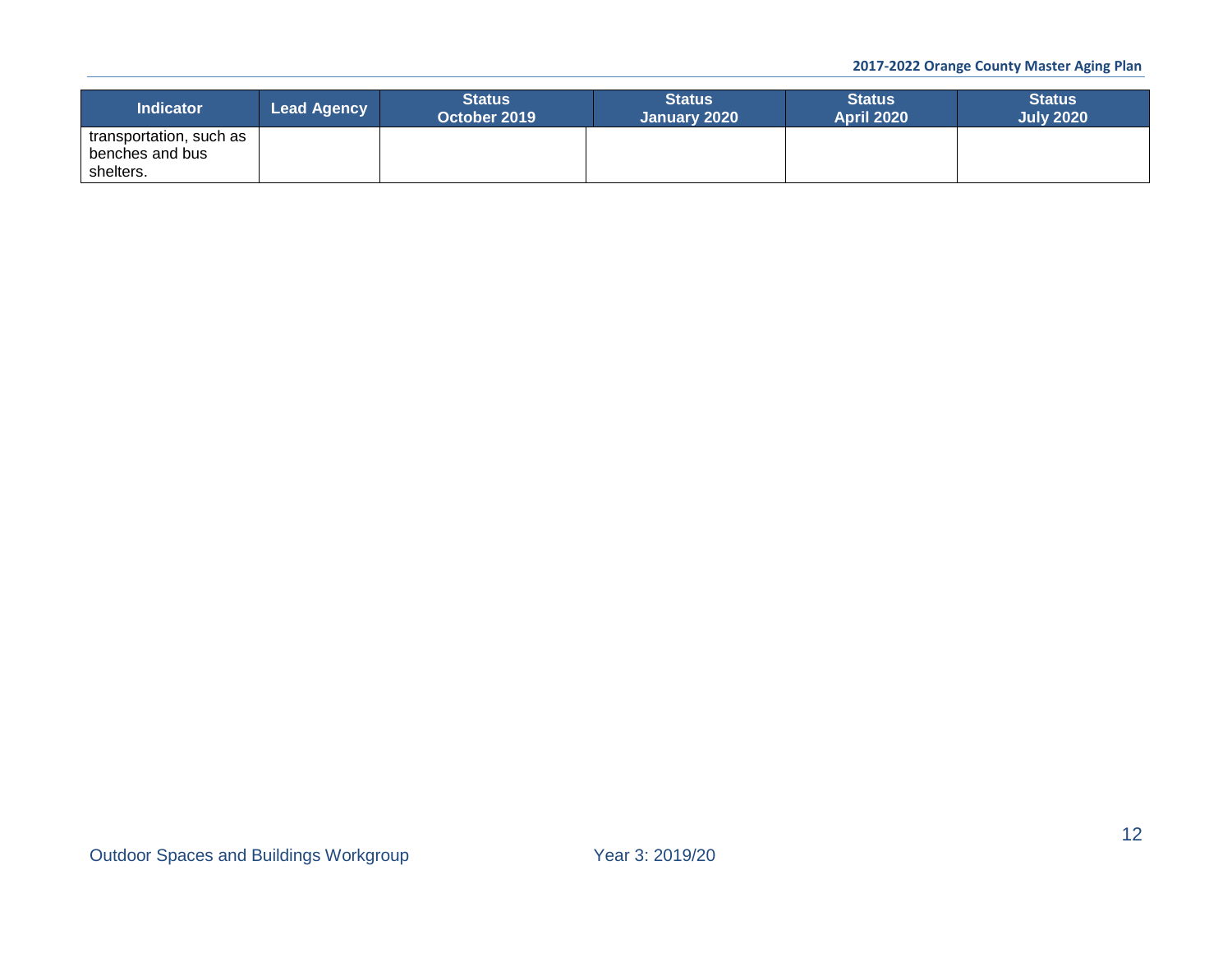| Indicator | Lead Agency | Status October 2019 | Status January 2020 | Status April 2020 | Status July 2020 |
|---|---|---|---|---|---|
| transportation, such as benches and bus shelters. | | | | | |

Outdoor Spaces and Buildings Workgroup Year 3: 2019/20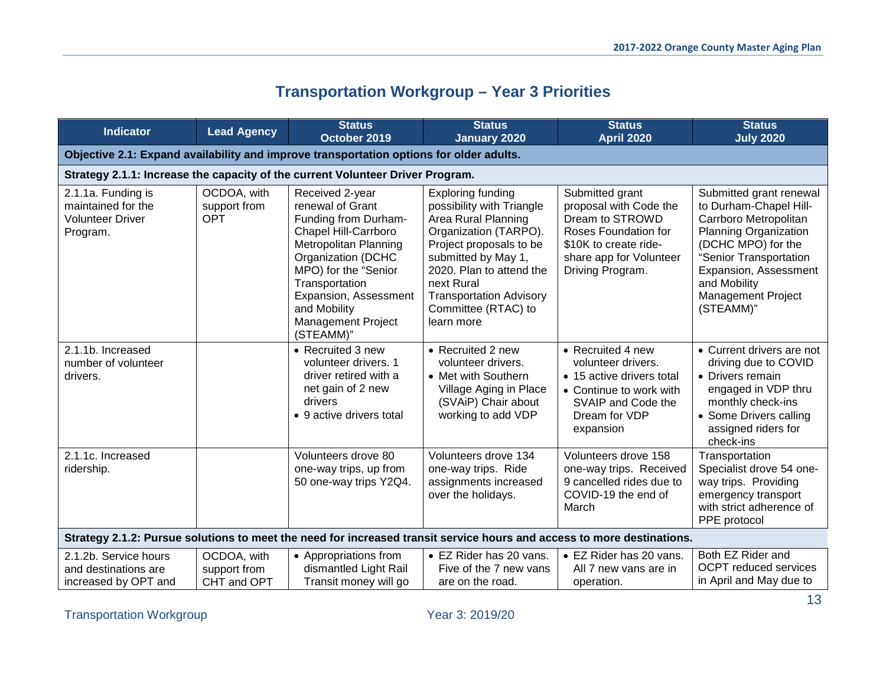# Transportation Workgroup – Year 3 Priorities

| Indicator | Lead Agency | Status October 2019 | Status January 2020 | Status April 2020 | Status July 2020 |
|---|---|---|---|---|---|
| **Objective 2.1: Expand availability and improve transportation options for older adults.** | | | | | |
| **Strategy 2.1.1: Increase the capacity of the current Volunteer Driver Program.** | | | | | |
| 2.1.1a. Funding is maintained for the Volunteer Driver Program. | OCDOA, with support from OPT | Received 2-year renewal of Grant Funding from Durham-Chapel Hill-Carrboro Metropolitan Planning Organization (DCHC MPO) for the "Senior Transportation Expansion, Assessment and Mobility Management Project (STEAMM)" | Exploring funding possibility with Triangle Area Rural Planning Organization (TARPO). Project proposals to be submitted by May 1, 2020. Plan to attend the next Rural Transportation Advisory Committee (RTAC) to learn more | Submitted grant proposal with Code the Dream to STROWD Roses Foundation for $10K to create ride-share app for Volunteer Driving Program. | Submitted grant renewal to Durham-Chapel Hill-Carrboro Metropolitan Planning Organization (DCHC MPO) for the "Senior Transportation Expansion, Assessment and Mobility Management Project (STEAMM)" |
| 2.1.1b. Increased number of volunteer drivers. | | • Recruited 3 new volunteer drivers. 1 driver retired with a net gain of 2 new drivers<br>• 9 active drivers total | • Recruited 2 new volunteer drivers.<br>• Met with Southern Village Aging in Place (SVAiP) Chair about working to add VDP | • Recruited 4 new volunteer drivers.<br>• 15 active drivers total<br>• Continue to work with SVAIP and Code the Dream for VDP expansion | • Current drivers are not driving due to COVID<br>• Drivers remain engaged in VDP thru monthly check-ins<br>• Some Drivers calling assigned riders for check-ins |
| 2.1.1c. Increased ridership. | | Volunteers drove 80 one-way trips, up from 50 one-way trips Y2Q4. | Volunteers drove 134 one-way trips. Ride assignments increased over the holidays. | Volunteers drove 158 one-way trips. Received 9 cancelled rides due to COVID-19 the end of March | Transportation Specialist drove 54 one-way trips. Providing emergency transport with strict adherence of PPE protocol |
| **Strategy 2.1.2: Pursue solutions to meet the need for increased transit service hours and access to more destinations.** | | | | | |
| 2.1.2b. Service hours and destinations are increased by OPT and | OCDOA, with support from CHT and OPT | • Appropriations from dismantled Light Rail Transit money will go | • EZ Rider has 20 vans. Five of the 7 new vans are on the road. | • EZ Rider has 20 vans. All 7 new vans are in operation. | Both EZ Rider and OCPT reduced services in April and May due to |

Transportation Workgroup Year 3: 2019/20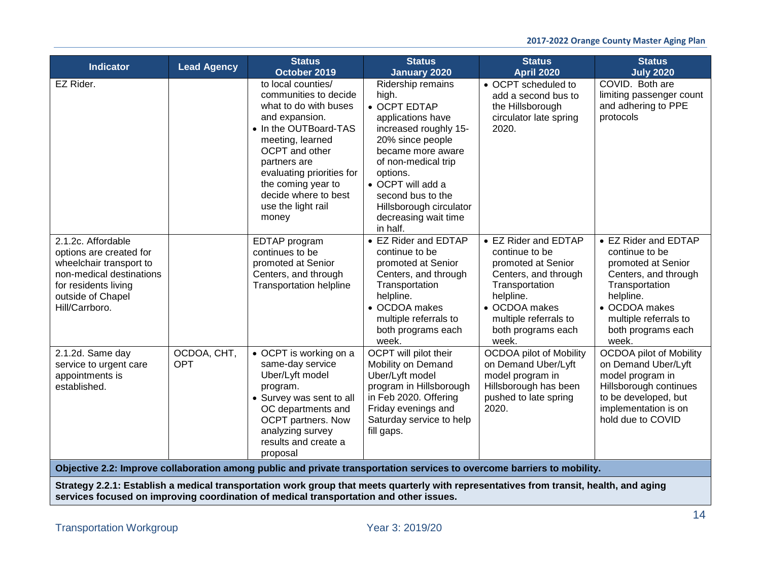| Indicator | Lead Agency | Status October 2019 | Status January 2020 | Status April 2020 | Status July 2020 |
|---|---|---|---|---|---|
| EZ Rider. | | to local counties/ communities to decide what to do with buses and expansion.<br>• In the OUTBoard-TAS meeting, learned OCPT and other partners are evaluating priorities for the coming year to decide where to best use the light rail money | Ridership remains high.<br>• OCPT EDTAP applications have increased roughly 15-20% since people became more aware of non-medical trip options.<br>• OCPT will add a second bus to the Hillsborough circulator decreasing wait time in half. | • OCPT scheduled to add a second bus to the Hillsborough circulator late spring 2020. | COVID. Both are limiting passenger count and adhering to PPE protocols |
| 2.1.2c. Affordable options are created for wheelchair transport to non-medical destinations for residents living outside of Chapel Hill/Carrboro. | | EDTAP program continues to be promoted at Senior Centers, and through Transportation helpline | • EZ Rider and EDTAP continue to be promoted at Senior Centers, and through Transportation helpline.<br>• OCDOA makes multiple referrals to both programs each week. | • EZ Rider and EDTAP continue to be promoted at Senior Centers, and through Transportation helpline.<br>• OCDOA makes multiple referrals to both programs each week. | • EZ Rider and EDTAP continue to be promoted at Senior Centers, and through Transportation helpline.<br>• OCDOA makes multiple referrals to both programs each week. |
| 2.1.2d. Same day service to urgent care appointments is established. | OCDOA, CHT, OPT | • OCPT is working on a same-day service Uber/Lyft model program.<br>• Survey was sent to all OC departments and OCPT partners. Now analyzing survey results and create a proposal | OCPT will pilot their Mobility on Demand Uber/Lyft model program in Hillsborough in Feb 2020. Offering Friday evenings and Saturday service to help fill gaps. | OCDOA pilot of Mobility on Demand Uber/Lyft model program in Hillsborough has been pushed to late spring 2020. | OCDOA pilot of Mobility on Demand Uber/Lyft model program in Hillsborough continues to be developed, but implementation is on hold due to COVID |
| **Objective 2.2: Improve collaboration among public and private transportation services to overcome barriers to mobility.** | | | | | |
| **Strategy 2.2.1: Establish a medical transportation work group that meets quarterly with representatives from transit, health, and aging services focused on improving coordination of medical transportation and other issues.** | | | | | |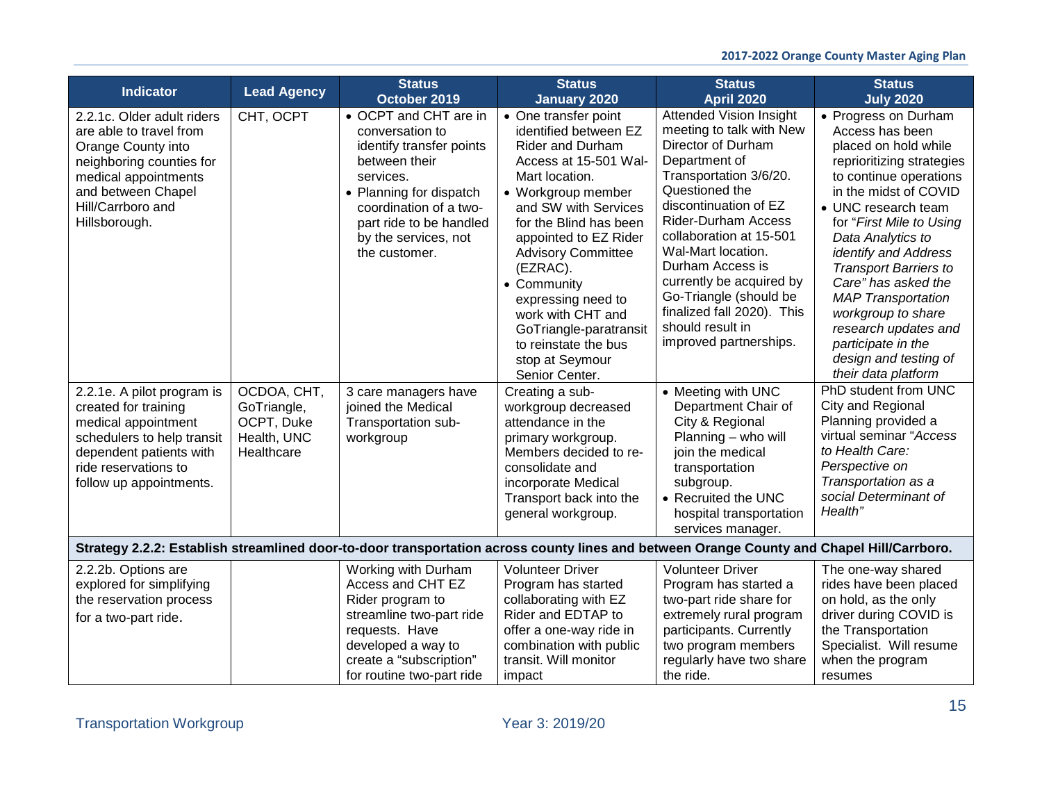| Indicator | Lead Agency | Status October 2019 | Status January 2020 | Status April 2020 | Status July 2020 |
|---|---|---|---|---|---|
| 2.2.1c. Older adult riders are able to travel from Orange County into neighboring counties for medical appointments and between Chapel Hill/Carrboro and Hillsborough. | CHT, OCPT | • OCPT and CHT are in conversation to identify transfer points between their services.<br>• Planning for dispatch coordination of a two-part ride to be handled by the services, not the customer. | • One transfer point identified between EZ Rider and Durham Access at 15-501 Wal-Mart location.<br>• Workgroup member and SW with Services for the Blind has been appointed to EZ Rider Advisory Committee (EZRAC).<br>• Community expressing need to work with CHT and GoTriangle-paratransit to reinstate the bus stop at Seymour Senior Center. | Attended Vision Insight meeting to talk with New Director of Durham Department of Transportation 3/6/20. Questioned the discontinuation of EZ Rider-Durham Access collaboration at 15-501 Wal-Mart location. Durham Access is currently be acquired by Go-Triangle (should be finalized fall 2020). This should result in improved partnerships. | • Progress on Durham Access has been placed on hold while reprioritizing strategies to continue operations in the midst of COVID<br>• UNC research team for "*First Mile to Using Data Analytics to identify and Address Transport Barriers to Care" has asked the MAP Transportation workgroup to share research updates and participate in the design and testing of their data platform* |
| 2.2.1e. A pilot program is created for training medical appointment schedulers to help transit dependent patients with ride reservations to follow up appointments. | OCDOA, CHT, GoTriangle, OCPT, Duke Health, UNC Healthcare | 3 care managers have joined the Medical Transportation sub-workgroup | Creating a sub-workgroup decreased attendance in the primary workgroup. Members decided to re-consolidate and incorporate Medical Transport back into the general workgroup. | • Meeting with UNC Department Chair of City & Regional Planning – who will join the medical transportation subgroup.<br>• Recruited the UNC hospital transportation services manager. | PhD student from UNC City and Regional Planning provided a virtual seminar "*Access to Health Care: Perspective on Transportation as a social Determinant of Health*" |
| **Strategy 2.2.2: Establish streamlined door-to-door transportation across county lines and between Orange County and Chapel Hill/Carrboro.** | | | | | |
| 2.2.2b. Options are explored for simplifying the reservation process for a two-part ride. | | Working with Durham Access and CHT EZ Rider program to streamline two-part ride requests. Have developed a way to create a "subscription" for routine two-part ride | Volunteer Driver Program has started collaborating with EZ Rider and EDTAP to offer a one-way ride in combination with public transit. Will monitor impact | Volunteer Driver Program has started a two-part ride share for extremely rural program participants. Currently two program members regularly have two share the ride. | The one-way shared rides have been placed on hold, as the only driver during COVID is the Transportation Specialist. Will resume when the program resumes |

Transportation Workgroup Year 3: 2019/20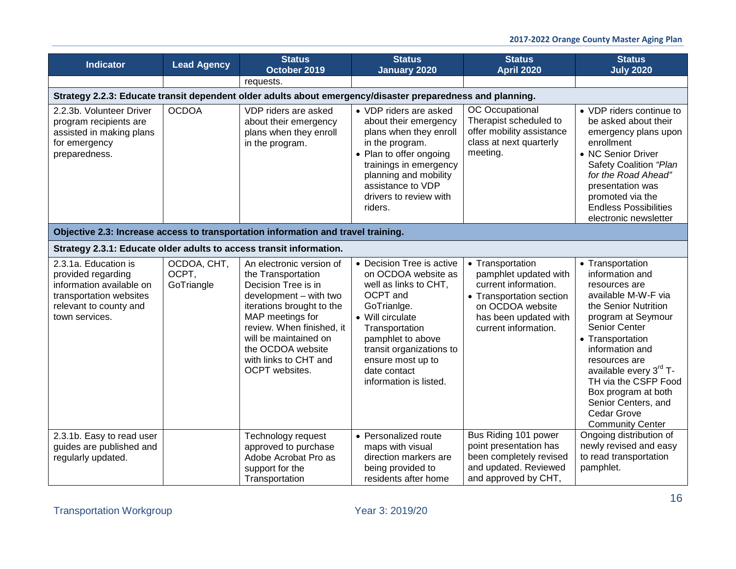| Indicator | Lead Agency | Status October 2019 | Status January 2020 | Status April 2020 | Status July 2020 |
|---|---|---|---|---|---|
| | | requests. | | | |
| **Strategy 2.2.3: Educate transit dependent older adults about emergency/disaster preparedness and planning.** | | | | | |
| 2.2.3b. Volunteer Driver program recipients are assisted in making plans for emergency preparedness. | OCDOA | VDP riders are asked about their emergency plans when they enroll in the program. | • VDP riders are asked about their emergency plans when they enroll in the program. • Plan to offer ongoing trainings in emergency planning and mobility assistance to VDP drivers to review with riders. | OC Occupational Therapist scheduled to offer mobility assistance class at next quarterly meeting. | • VDP riders continue to be asked about their emergency plans upon enrollment • NC Senior Driver Safety Coalition *"Plan for the Road Ahead"* presentation was promoted via the Endless Possibilities electronic newsletter |
| **Objective 2.3: Increase access to transportation information and travel training.** | | | | | |
| **Strategy 2.3.1: Educate older adults to access transit information.** | | | | | |
| 2.3.1a. Education is provided regarding information available on transportation websites relevant to county and town services. | OCDOA, CHT, OCPT, GoTriangle | An electronic version of the Transportation Decision Tree is in development – with two iterations brought to the MAP meetings for review. When finished, it will be maintained on the OCDOA website with links to CHT and OCPT websites. | • Decision Tree is active on OCDOA website as well as links to CHT, OCPT and GoTrianlge. • Will circulate Transportation pamphlet to above transit organizations to ensure most up to date contact information is listed. | • Transportation pamphlet updated with current information. • Transportation section on OCDOA website has been updated with current information. | • Transportation information and resources are available M-W-F via the Senior Nutrition program at Seymour Senior Center • Transportation information and resources are available every 3rd T-TH via the CSFP Food Box program at both Senior Centers, and Cedar Grove Community Center |
| 2.3.1b. Easy to read user guides are published and regularly updated. | | Technology request approved to purchase Adobe Acrobat Pro as support for the Transportation | • Personalized route maps with visual direction markers are being provided to residents after home | Bus Riding 101 power point presentation has been completely revised and updated. Reviewed and approved by CHT, | Ongoing distribution of newly revised and easy to read transportation pamphlet. |

Transportation Workgroup — Year 3: 2019/20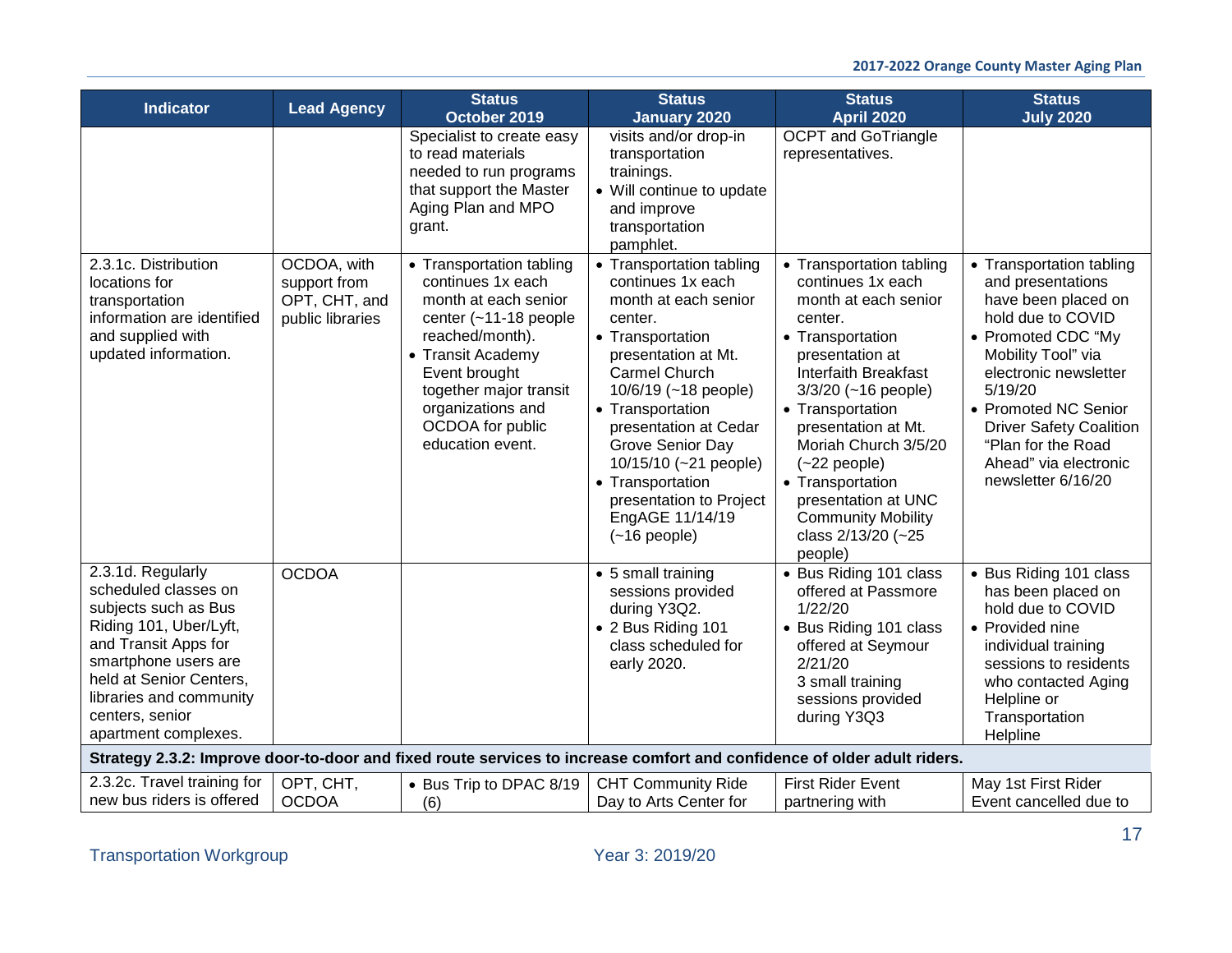| Indicator | Lead Agency | Status October 2019 | Status January 2020 | Status April 2020 | Status July 2020 |
|---|---|---|---|---|---|
| | | Specialist to create easy to read materials needed to run programs that support the Master Aging Plan and MPO grant. | visits and/or drop-in transportation trainings.<br>• Will continue to update and improve transportation pamphlet. | OCPT and GoTriangle representatives. | |
| 2.3.1c. Distribution locations for transportation information are identified and supplied with updated information. | OCDOA, with support from OPT, CHT, and public libraries | • Transportation tabling continues 1x each month at each senior center (~11-18 people reached/month).<br>• Transit Academy Event brought together major transit organizations and OCDOA for public education event. | • Transportation tabling continues 1x each month at each senior center.<br>• Transportation presentation at Mt. Carmel Church 10/6/19 (~18 people)<br>• Transportation presentation at Cedar Grove Senior Day 10/15/10 (~21 people)<br>• Transportation presentation to Project EngAGE 11/14/19 (~16 people) | • Transportation tabling continues 1x each month at each senior center.<br>• Transportation presentation at Interfaith Breakfast 3/3/20 (~16 people)<br>• Transportation presentation at Mt. Moriah Church 3/5/20 (~22 people)<br>• Transportation presentation at UNC Community Mobility class 2/13/20 (~25 people) | • Transportation tabling and presentations have been placed on hold due to COVID<br>• Promoted CDC "My Mobility Tool" via electronic newsletter 5/19/20<br>• Promoted NC Senior Driver Safety Coalition "Plan for the Road Ahead" via electronic newsletter 6/16/20 |
| 2.3.1d. Regularly scheduled classes on subjects such as Bus Riding 101, Uber/Lyft, and Transit Apps for smartphone users are held at Senior Centers, libraries and community centers, senior apartment complexes. | OCDOA | | • 5 small training sessions provided during Y3Q2.<br>• 2 Bus Riding 101 class scheduled for early 2020. | • Bus Riding 101 class offered at Passmore 1/22/20<br>• Bus Riding 101 class offered at Seymour 2/21/20<br>3 small training sessions provided during Y3Q3 | • Bus Riding 101 class has been placed on hold due to COVID<br>• Provided nine individual training sessions to residents who contacted Aging Helpline or Transportation Helpline |
| **Strategy 2.3.2: Improve door-to-door and fixed route services to increase comfort and confidence of older adult riders.** | | | | | |
| 2.3.2c. Travel training for new bus riders is offered | OPT, CHT, OCDOA | • Bus Trip to DPAC 8/19 (6) | CHT Community Ride Day to Arts Center for | First Rider Event partnering with | May 1st First Rider Event cancelled due to |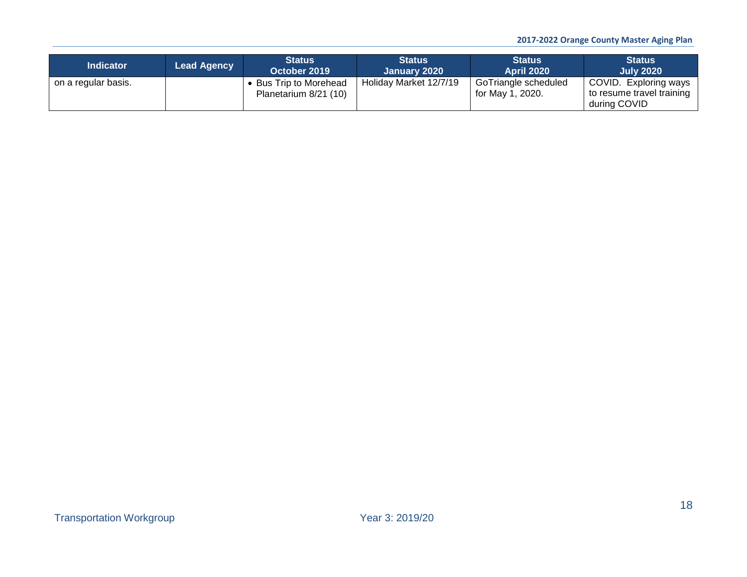| Indicator | Lead Agency | Status October 2019 | Status January 2020 | Status April 2020 | Status July 2020 |
|---|---|---|---|---|---|
| on a regular basis. | | • Bus Trip to Morehead Planetarium 8/21 (10) | Holiday Market 12/7/19 | GoTriangle scheduled for May 1, 2020. | COVID. Exploring ways to resume travel training during COVID |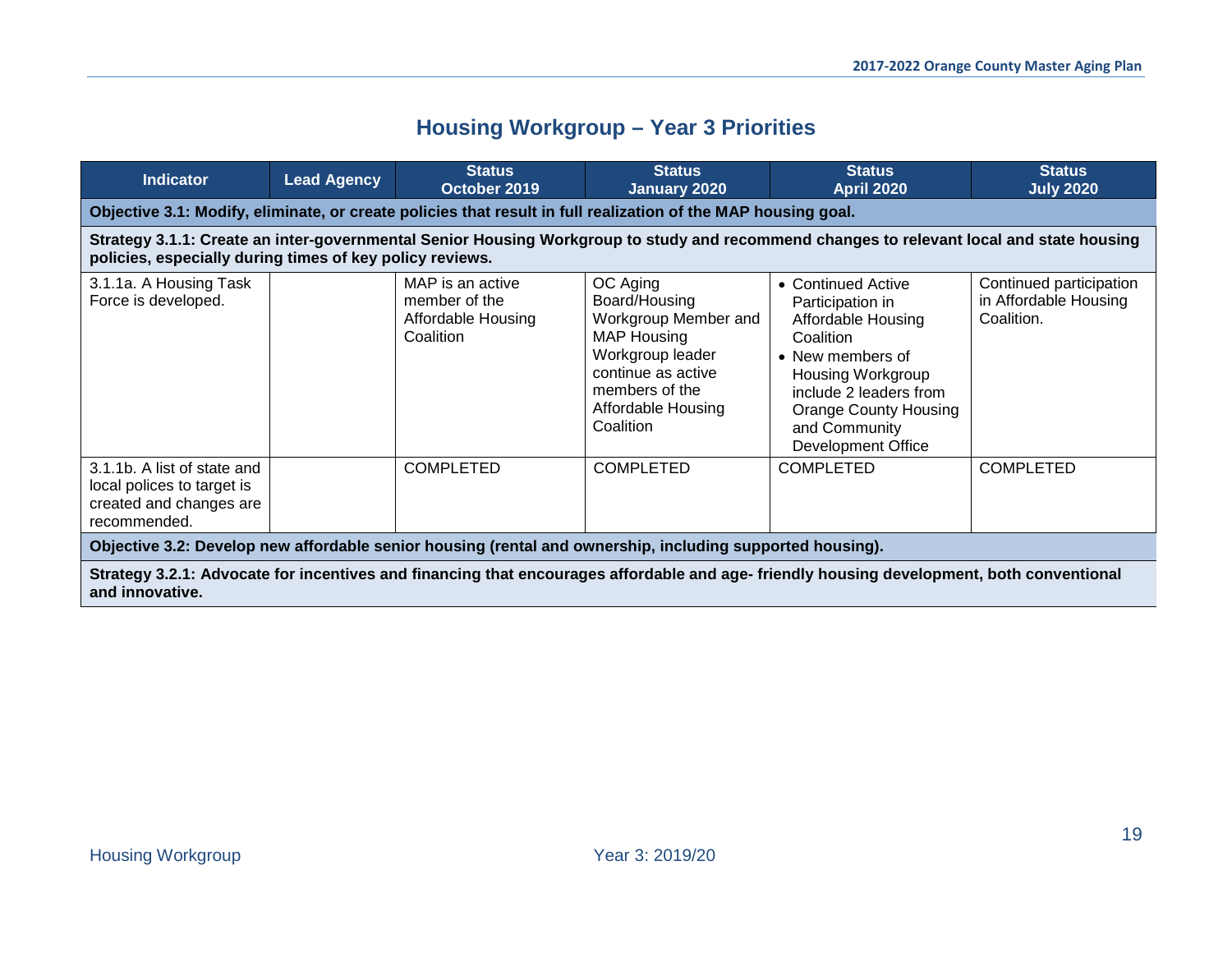## Housing Workgroup – Year 3 Priorities

| Indicator | Lead Agency | Status October 2019 | Status January 2020 | Status April 2020 | Status July 2020 |
|---|---|---|---|---|---|
| **Objective 3.1: Modify, eliminate, or create policies that result in full realization of the MAP housing goal.** | | | | | |
| **Strategy 3.1.1: Create an inter-governmental Senior Housing Workgroup to study and recommend changes to relevant local and state housing policies, especially during times of key policy reviews.** | | | | | |
| 3.1.1a. A Housing Task Force is developed. | | MAP is an active member of the Affordable Housing Coalition | OC Aging Board/Housing Workgroup Member and MAP Housing Workgroup leader continue as active members of the Affordable Housing Coalition | • Continued Active Participation in Affordable Housing Coalition<br>• New members of Housing Workgroup include 2 leaders from Orange County Housing and Community Development Office | Continued participation in Affordable Housing Coalition. |
| 3.1.1b. A list of state and local polices to target is created and changes are recommended. | | COMPLETED | COMPLETED | COMPLETED | COMPLETED |
| **Objective 3.2: Develop new affordable senior housing (rental and ownership, including supported housing).** | | | | | |
| **Strategy 3.2.1: Advocate for incentives and financing that encourages affordable and age- friendly housing development, both conventional and innovative.** | | | | | |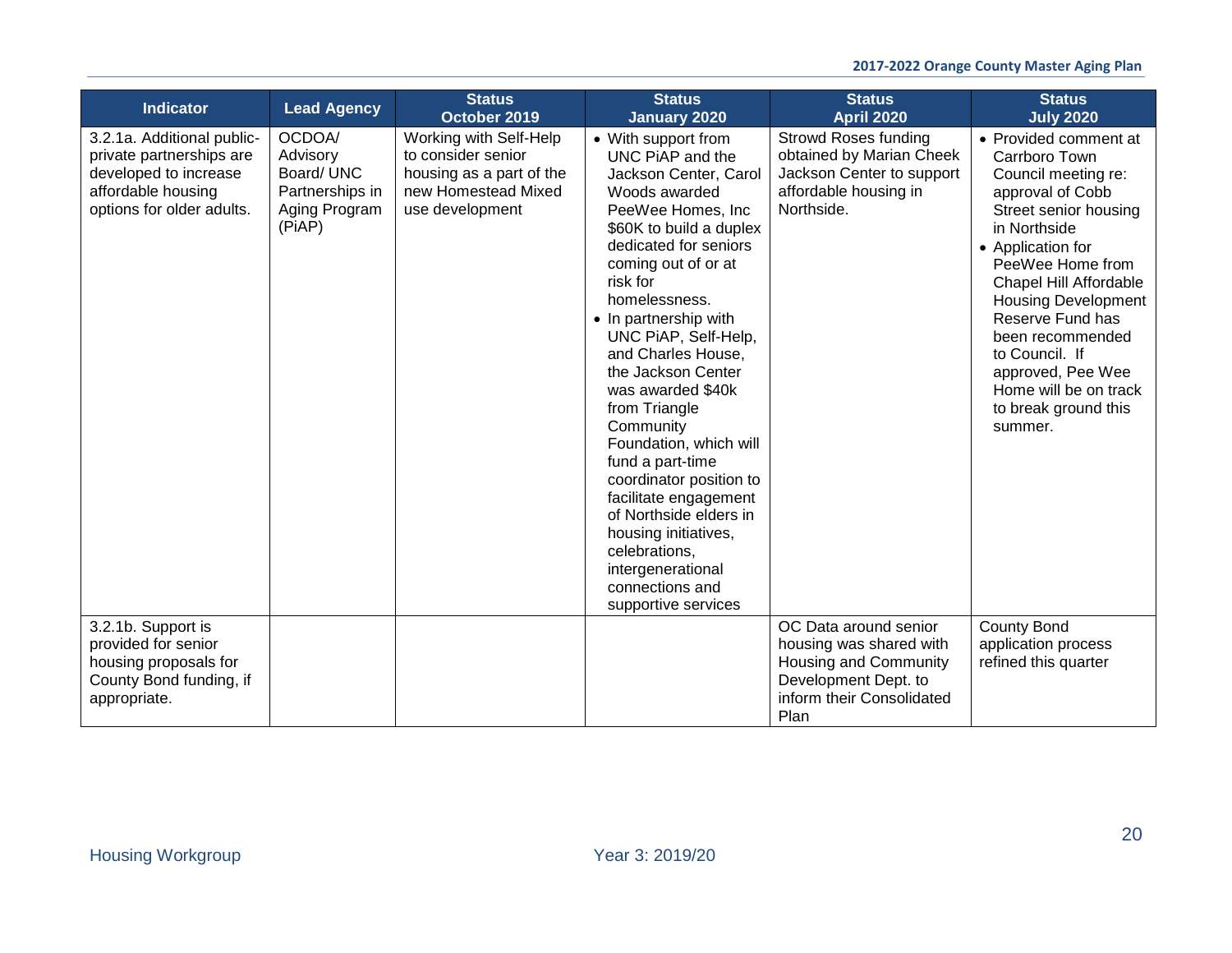| Indicator | Lead Agency | Status October 2019 | Status January 2020 | Status April 2020 | Status July 2020 |
| --- | --- | --- | --- | --- | --- |
| 3.2.1a. Additional public-private partnerships are developed to increase affordable housing options for older adults. | OCDOA/ Advisory Board/ UNC Partnerships in Aging Program (PiAP) | Working with Self-Help to consider senior housing as a part of the new Homestead Mixed use development | • With support from UNC PiAP and the Jackson Center, Carol Woods awarded PeeWee Homes, Inc $60K to build a duplex dedicated for seniors coming out of or at risk for homelessness. <br> • In partnership with UNC PiAP, Self-Help, and Charles House, the Jackson Center was awarded $40k from Triangle Community Foundation, which will fund a part-time coordinator position to facilitate engagement of Northside elders in housing initiatives, celebrations, intergenerational connections and supportive services | Strowd Roses funding obtained by Marian Cheek Jackson Center to support affordable housing in Northside. | • Provided comment at Carrboro Town Council meeting re: approval of Cobb Street senior housing in Northside <br> • Application for PeeWee Home from Chapel Hill Affordable Housing Development Reserve Fund has been recommended to Council. If approved, Pee Wee Home will be on track to break ground this summer. |
| 3.2.1b. Support is provided for senior housing proposals for County Bond funding, if appropriate. | | | | OC Data around senior housing was shared with Housing and Community Development Dept. to inform their Consolidated Plan | County Bond application process refined this quarter |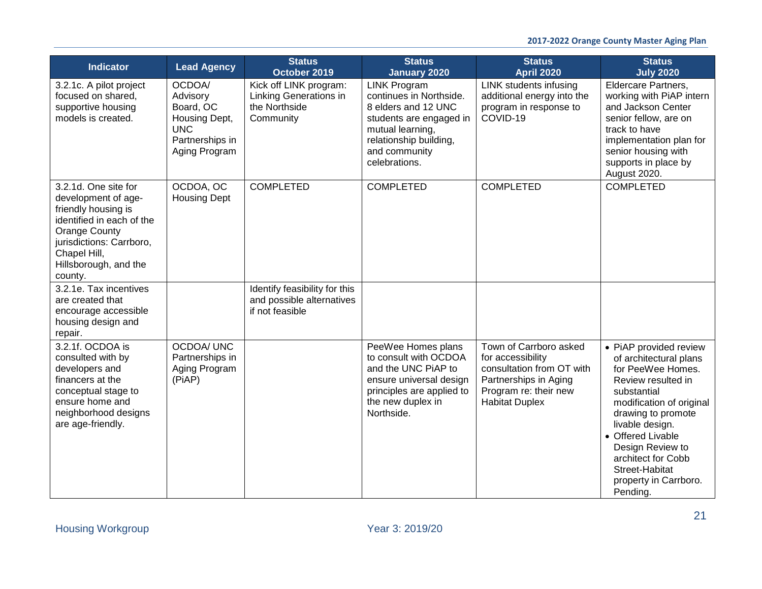| Indicator | Lead Agency | Status October 2019 | Status January 2020 | Status April 2020 | Status July 2020 |
|---|---|---|---|---|---|
| 3.2.1c. A pilot project focused on shared, supportive housing models is created. | OCDOA/ Advisory Board, OC Housing Dept, UNC Partnerships in Aging Program | Kick off LINK program: Linking Generations in the Northside Community | LINK Program continues in Northside. 8 elders and 12 UNC students are engaged in mutual learning, relationship building, and community celebrations. | LINK students infusing additional energy into the program in response to COVID-19 | Eldercare Partners, working with PiAP intern and Jackson Center senior fellow, are on track to have implementation plan for senior housing with supports in place by August 2020. |
| 3.2.1d. One site for development of age-friendly housing is identified in each of the Orange County jurisdictions: Carrboro, Chapel Hill, Hillsborough, and the county. | OCDOA, OC Housing Dept | COMPLETED | COMPLETED | COMPLETED | COMPLETED |
| 3.2.1e. Tax incentives are created that encourage accessible housing design and repair. | | Identify feasibility for this and possible alternatives if not feasible | | | |
| 3.2.1f. OCDOA is consulted with by developers and financers at the conceptual stage to ensure home and neighborhood designs are age-friendly. | OCDOA/ UNC Partnerships in Aging Program (PiAP) | | PeeWee Homes plans to consult with OCDOA and the UNC PiAP to ensure universal design principles are applied to the new duplex in Northside. | Town of Carrboro asked for accessibility consultation from OT with Partnerships in Aging Program re: their new Habitat Duplex | • PiAP provided review of architectural plans for PeeWee Homes. Review resulted in substantial modification of original drawing to promote livable design.<br>• Offered Livable Design Review to architect for Cobb Street-Habitat property in Carrboro. Pending. |

Housing Workgroup — Year 3: 2019/20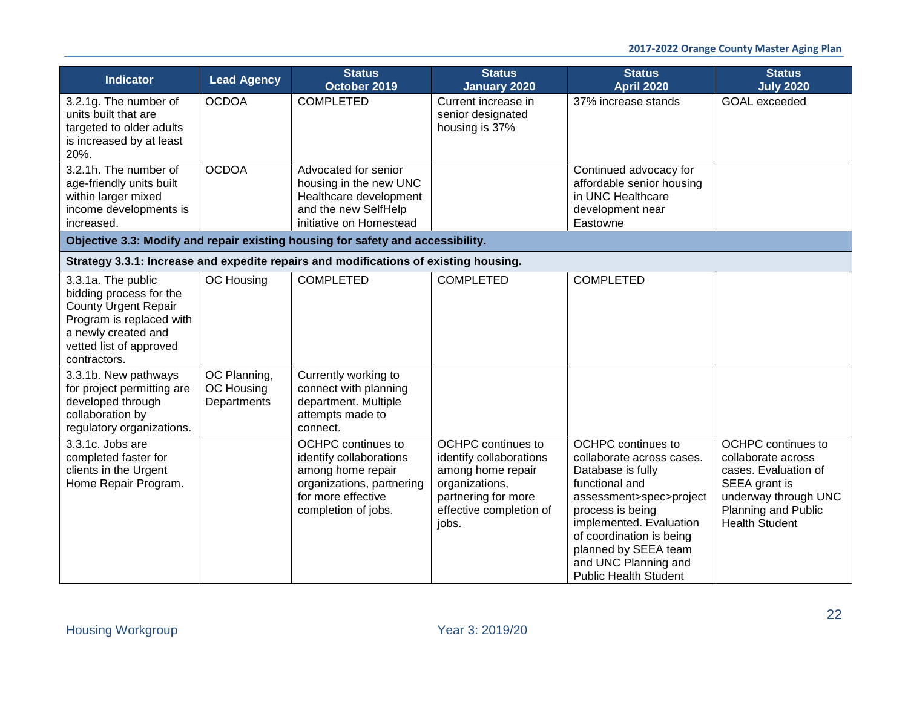| Indicator | Lead Agency | Status October 2019 | Status January 2020 | Status April 2020 | Status July 2020 |
|---|---|---|---|---|---|
| 3.2.1g. The number of units built that are targeted to older adults is increased by at least 20%. | OCDOA | COMPLETED | Current increase in senior designated housing is 37% | 37% increase stands | GOAL exceeded |
| 3.2.1h. The number of age-friendly units built within larger mixed income developments is increased. | OCDOA | Advocated for senior housing in the new UNC Healthcare development and the new SelfHelp initiative on Homestead | | Continued advocacy for affordable senior housing in UNC Healthcare development near Eastowne | |
| **Objective 3.3: Modify and repair existing housing for safety and accessibility.** | | | | | |
| **Strategy 3.3.1: Increase and expedite repairs and modifications of existing housing.** | | | | | |
| 3.3.1a. The public bidding process for the County Urgent Repair Program is replaced with a newly created and vetted list of approved contractors. | OC Housing | COMPLETED | COMPLETED | COMPLETED | |
| 3.3.1b. New pathways for project permitting are developed through collaboration by regulatory organizations. | OC Planning, OC Housing Departments | Currently working to connect with planning department. Multiple attempts made to connect. | | | |
| 3.3.1c. Jobs are completed faster for clients in the Urgent Home Repair Program. | | OCHPC continues to identify collaborations among home repair organizations, partnering for more effective completion of jobs. | OCHPC continues to identify collaborations among home repair organizations, partnering for more effective completion of jobs. | OCHPC continues to collaborate across cases. Database is fully functional and assessment>spec>project process is being implemented. Evaluation of coordination is being planned by SEEA team and UNC Planning and Public Health Student | OCHPC continues to collaborate across cases. Evaluation of SEEA grant is underway through UNC Planning and Public Health Student |

Housing Workgroup — Year 3: 2019/20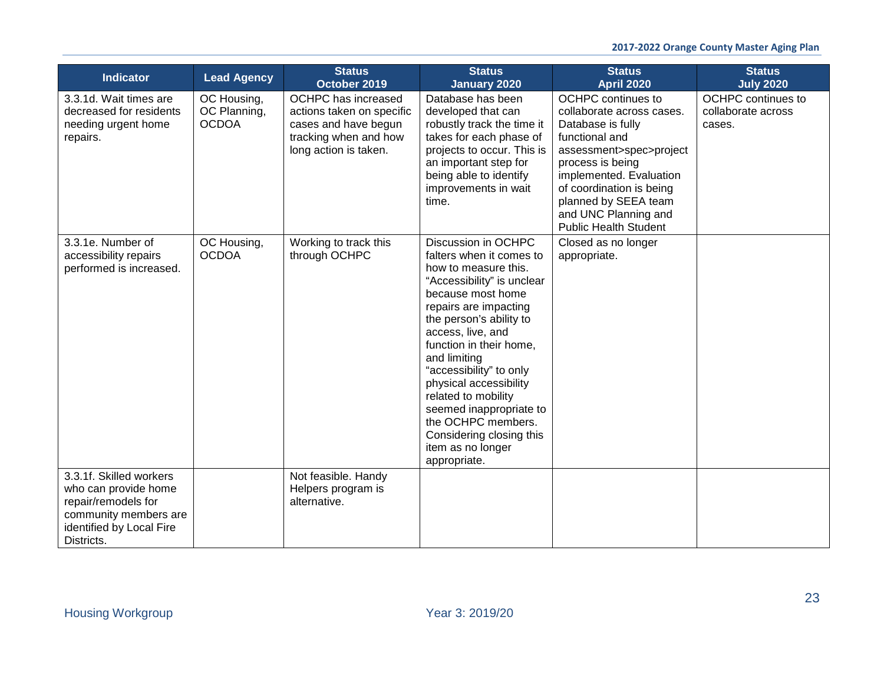| Indicator | Lead Agency | Status October 2019 | Status January 2020 | Status April 2020 | Status July 2020 |
|---|---|---|---|---|---|
| 3.3.1d. Wait times are decreased for residents needing urgent home repairs. | OC Housing, OC Planning, OCDOA | OCHPC has increased actions taken on specific cases and have begun tracking when and how long action is taken. | Database has been developed that can robustly track the time it takes for each phase of projects to occur. This is an important step for being able to identify improvements in wait time. | OCHPC continues to collaborate across cases. Database is fully functional and assessment>spec>project process is being implemented. Evaluation of coordination is being planned by SEEA team and UNC Planning and Public Health Student | OCHPC continues to collaborate across cases. |
| 3.3.1e. Number of accessibility repairs performed is increased. | OC Housing, OCDOA | Working to track this through OCHPC | Discussion in OCHPC falters when it comes to how to measure this. "Accessibility" is unclear because most home repairs are impacting the person's ability to access, live, and function in their home, and limiting "accessibility" to only physical accessibility related to mobility seemed inappropriate to the OCHPC members. Considering closing this item as no longer appropriate. | Closed as no longer appropriate. | |
| 3.3.1f. Skilled workers who can provide home repair/remodels for community members are identified by Local Fire Districts. | | Not feasible. Handy Helpers program is alternative. | | | |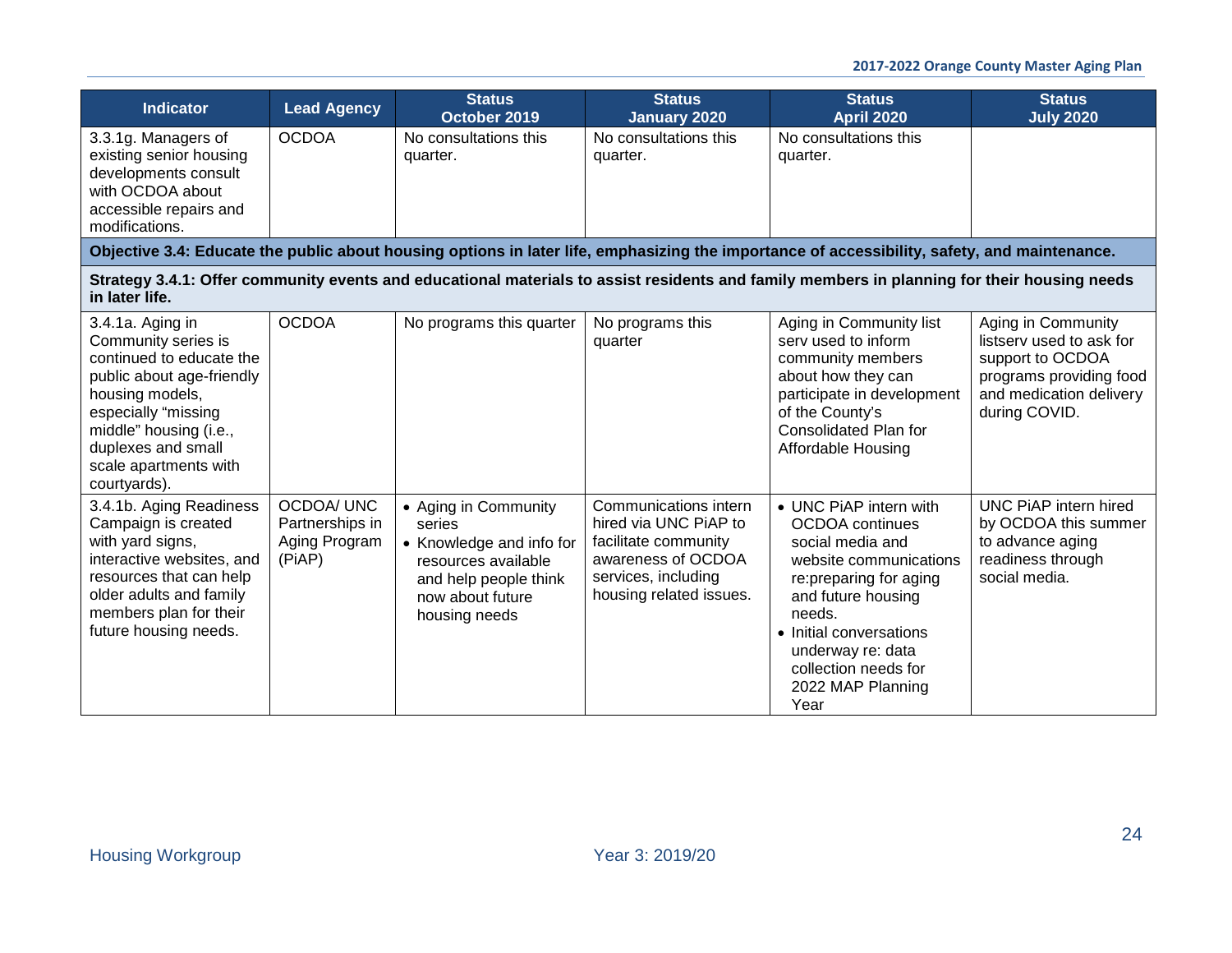| Indicator | Lead Agency | Status October 2019 | Status January 2020 | Status April 2020 | Status July 2020 |
|---|---|---|---|---|---|
| 3.3.1g. Managers of existing senior housing developments consult with OCDOA about accessible repairs and modifications. | OCDOA | No consultations this quarter. | No consultations this quarter. | No consultations this quarter. | |
| **Objective 3.4: Educate the public about housing options in later life, emphasizing the importance of accessibility, safety, and maintenance.** | | | | | |
| **Strategy 3.4.1: Offer community events and educational materials to assist residents and family members in planning for their housing needs in later life.** | | | | | |
| 3.4.1a. Aging in Community series is continued to educate the public about age-friendly housing models, especially "missing middle" housing (i.e., duplexes and small scale apartments with courtyards). | OCDOA | No programs this quarter | No programs this quarter | Aging in Community list serv used to inform community members about how they can participate in development of the County's Consolidated Plan for Affordable Housing | Aging in Community listserv used to ask for support to OCDOA programs providing food and medication delivery during COVID. |
| 3.4.1b. Aging Readiness Campaign is created with yard signs, interactive websites, and resources that can help older adults and family members plan for their future housing needs. | OCDOA/ UNC Partnerships in Aging Program (PiAP) | • Aging in Community series<br>• Knowledge and info for resources available and help people think now about future housing needs | Communications intern hired via UNC PiAP to facilitate community awareness of OCDOA services, including housing related issues. | • UNC PiAP intern with OCDOA continues social media and website communications re:preparing for aging and future housing needs.<br>• Initial conversations underway re: data collection needs for 2022 MAP Planning Year | UNC PiAP intern hired by OCDOA this summer to advance aging readiness through social media. |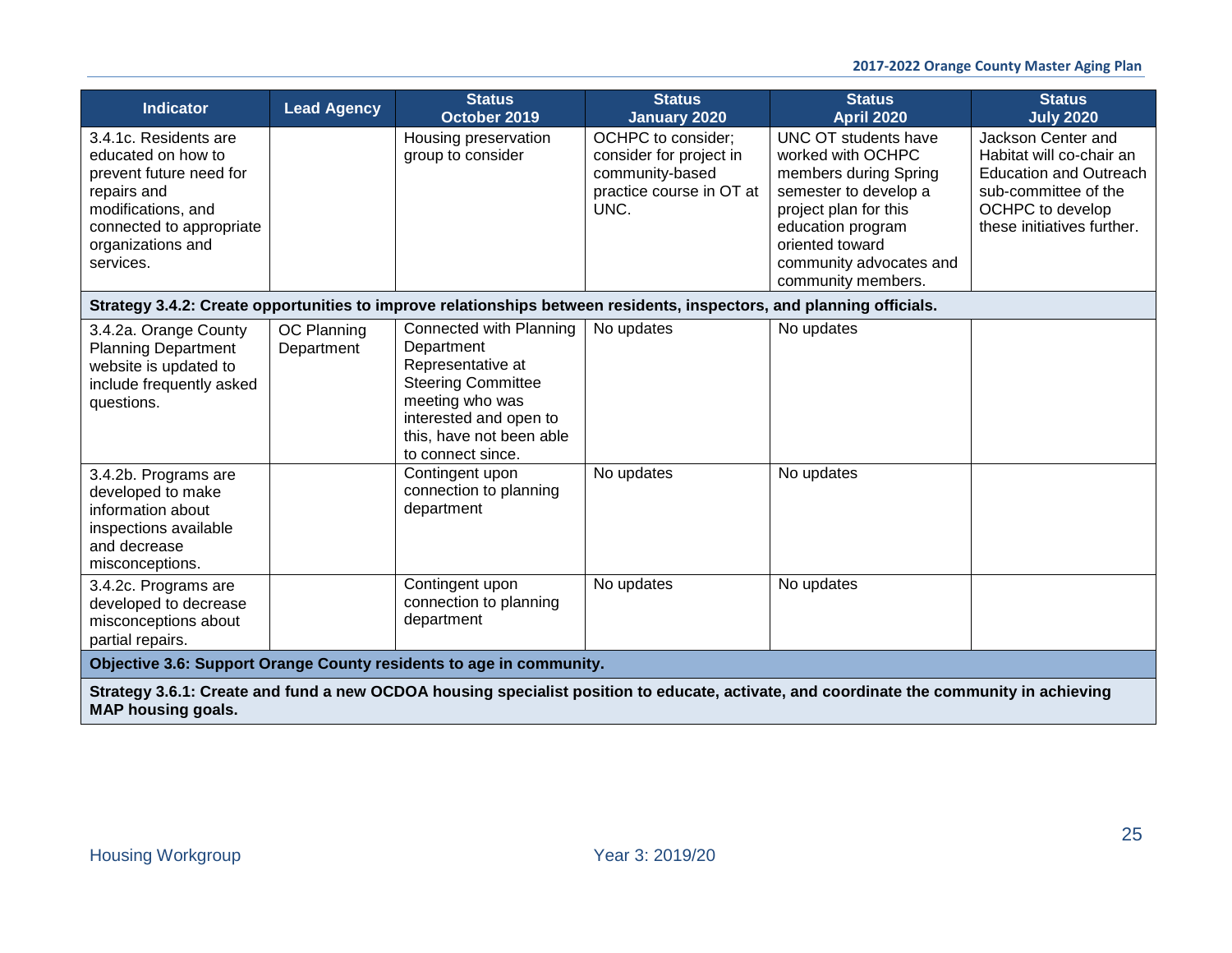| Indicator | Lead Agency | Status October 2019 | Status January 2020 | Status April 2020 | Status July 2020 |
|---|---|---|---|---|---|
| 3.4.1c. Residents are educated on how to prevent future need for repairs and modifications, and connected to appropriate organizations and services. | | Housing preservation group to consider | OCHPC to consider; consider for project in community-based practice course in OT at UNC. | UNC OT students have worked with OCHPC members during Spring semester to develop a project plan for this education program oriented toward community advocates and community members. | Jackson Center and Habitat will co-chair an Education and Outreach sub-committee of the OCHPC to develop these initiatives further. |
| **Strategy 3.4.2: Create opportunities to improve relationships between residents, inspectors, and planning officials.** | | | | | |
| 3.4.2a. Orange County Planning Department website is updated to include frequently asked questions. | OC Planning Department | Connected with Planning Department Representative at Steering Committee meeting who was interested and open to this, have not been able to connect since. | No updates | No updates | |
| 3.4.2b. Programs are developed to make information about inspections available and decrease misconceptions. | | Contingent upon connection to planning department | No updates | No updates | |
| 3.4.2c. Programs are developed to decrease misconceptions about partial repairs. | | Contingent upon connection to planning department | No updates | No updates | |
| **Objective 3.6: Support Orange County residents to age in community.** | | | | | |
| **Strategy 3.6.1: Create and fund a new OCDOA housing specialist position to educate, activate, and coordinate the community in achieving MAP housing goals.** | | | | | |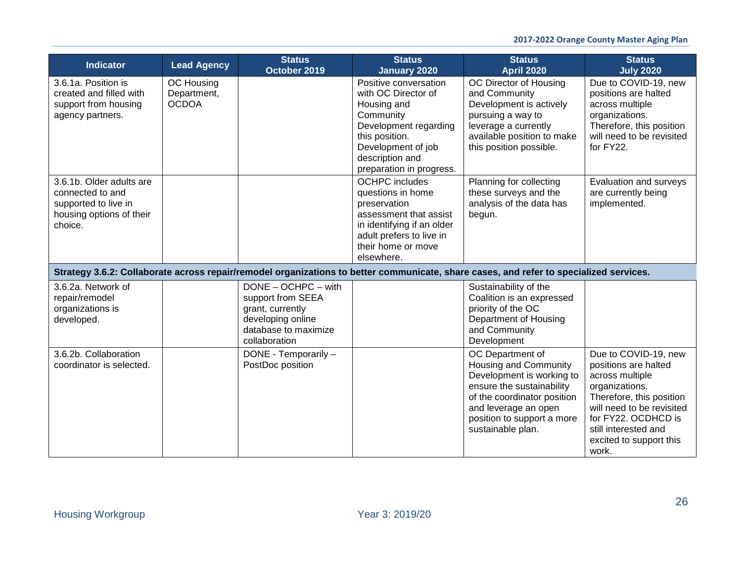| Indicator | Lead Agency | Status October 2019 | Status January 2020 | Status April 2020 | Status July 2020 |
|---|---|---|---|---|---|
| 3.6.1a. Position is created and filled with support from housing agency partners. | OC Housing Department, OCDOA | | Positive conversation with OC Director of Housing and Community Development regarding this position. Development of job description and preparation in progress. | OC Director of Housing and Community Development is actively pursuing a way to leverage a currently available position to make this position possible. | Due to COVID-19, new positions are halted across multiple organizations. Therefore, this position will need to be revisited for FY22. |
| 3.6.1b. Older adults are connected to and supported to live in housing options of their choice. | | | OCHPC includes questions in home preservation assessment that assist in identifying if an older adult prefers to live in their home or move elsewhere. | Planning for collecting these surveys and the analysis of the data has begun. | Evaluation and surveys are currently being implemented. |
| **Strategy 3.6.2: Collaborate across repair/remodel organizations to better communicate, share cases, and refer to specialized services.** | | | | | |
| 3.6.2a. Network of repair/remodel organizations is developed. | | DONE – OCHPC – with support from SEEA grant, currently developing online database to maximize collaboration | | Sustainability of the Coalition is an expressed priority of the OC Department of Housing and Community Development | |
| 3.6.2b. Collaboration coordinator is selected. | | DONE - Temporarily – PostDoc position | | OC Department of Housing and Community Development is working to ensure the sustainability of the coordinator position and leverage an open position to support a more sustainable plan. | Due to COVID-19, new positions are halted across multiple organizations. Therefore, this position will need to be revisited for FY22. OCDHCD is still interested and excited to support this work. |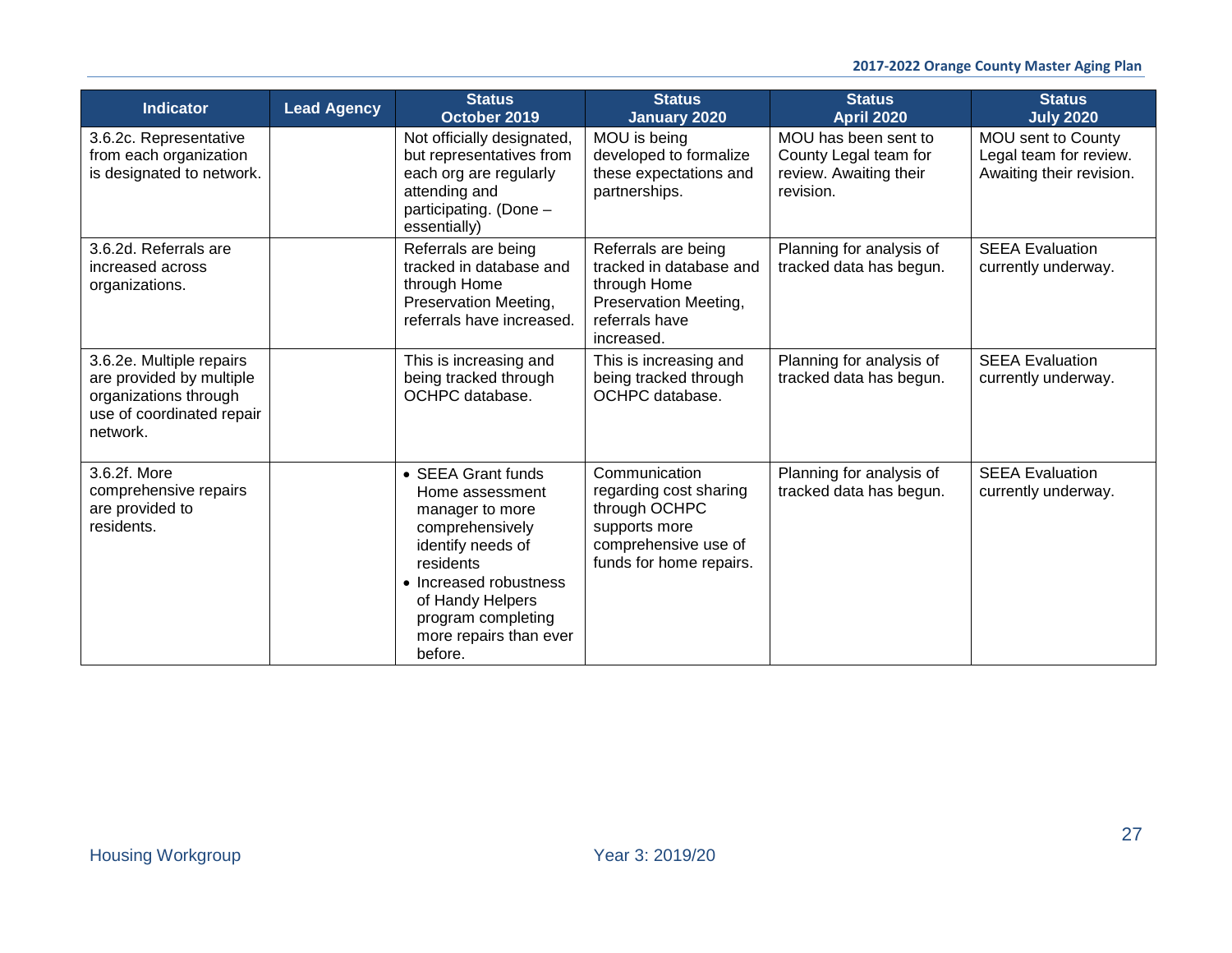| Indicator | Lead Agency | Status October 2019 | Status January 2020 | Status April 2020 | Status July 2020 |
|---|---|---|---|---|---|
| 3.6.2c. Representative from each organization is designated to network. | | Not officially designated, but representatives from each org are regularly attending and participating. (Done – essentially) | MOU is being developed to formalize these expectations and partnerships. | MOU has been sent to County Legal team for review. Awaiting their revision. | MOU sent to County Legal team for review. Awaiting their revision. |
| 3.6.2d. Referrals are increased across organizations. | | Referrals are being tracked in database and through Home Preservation Meeting, referrals have increased. | Referrals are being tracked in database and through Home Preservation Meeting, referrals have increased. | Planning for analysis of tracked data has begun. | SEEA Evaluation currently underway. |
| 3.6.2e. Multiple repairs are provided by multiple organizations through use of coordinated repair network. | | This is increasing and being tracked through OCHPC database. | This is increasing and being tracked through OCHPC database. | Planning for analysis of tracked data has begun. | SEEA Evaluation currently underway. |
| 3.6.2f. More comprehensive repairs are provided to residents. | | • SEEA Grant funds Home assessment manager to more comprehensively identify needs of residents<br>• Increased robustness of Handy Helpers program completing more repairs than ever before. | Communication regarding cost sharing through OCHPC supports more comprehensive use of funds for home repairs. | Planning for analysis of tracked data has begun. | SEEA Evaluation currently underway. |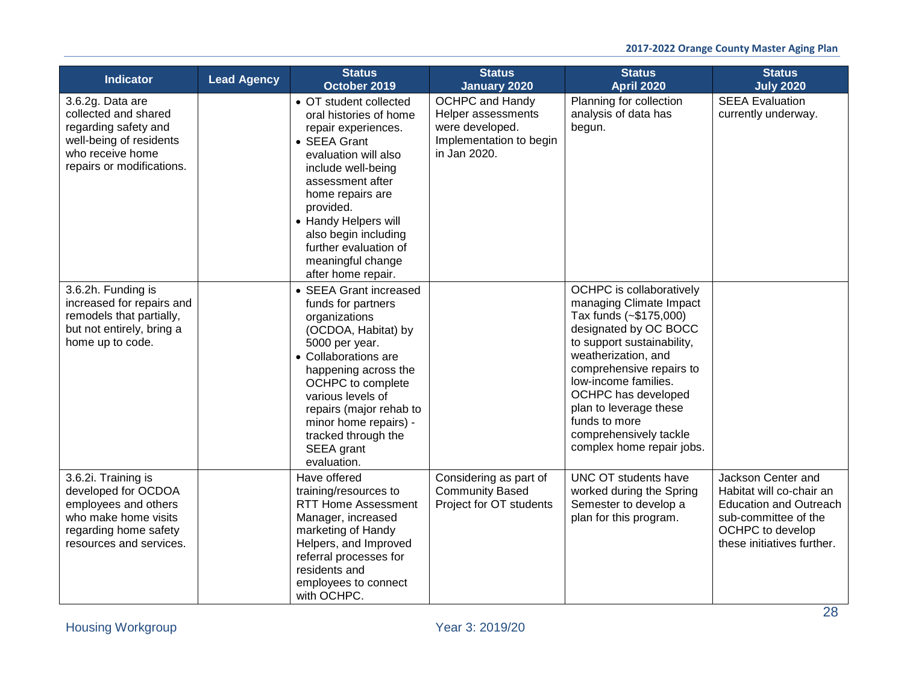| Indicator | Lead Agency | Status October 2019 | Status January 2020 | Status April 2020 | Status July 2020 |
|---|---|---|---|---|---|
| 3.6.2g. Data are collected and shared regarding safety and well-being of residents who receive home repairs or modifications. | | • OT student collected oral histories of home repair experiences. • SEEA Grant evaluation will also include well-being assessment after home repairs are provided. • Handy Helpers will also begin including further evaluation of meaningful change after home repair. | OCHPC and Handy Helper assessments were developed. Implementation to begin in Jan 2020. | Planning for collection analysis of data has begun. | SEEA Evaluation currently underway. |
| 3.6.2h. Funding is increased for repairs and remodels that partially, but not entirely, bring a home up to code. | | • SEEA Grant increased funds for partners organizations (OCDOA, Habitat) by 5000 per year. • Collaborations are happening across the OCHPC to complete various levels of repairs (major rehab to minor home repairs) - tracked through the SEEA grant evaluation. | | OCHPC is collaboratively managing Climate Impact Tax funds (~$175,000) designated by OC BOCC to support sustainability, weatherization, and comprehensive repairs to low-income families. OCHPC has developed plan to leverage these funds to more comprehensively tackle complex home repair jobs. | |
| 3.6.2i. Training is developed for OCDOA employees and others who make home visits regarding home safety resources and services. | | Have offered training/resources to RTT Home Assessment Manager, increased marketing of Handy Helpers, and Improved referral processes for residents and employees to connect with OCHPC. | Considering as part of Community Based Project for OT students | UNC OT students have worked during the Spring Semester to develop a plan for this program. | Jackson Center and Habitat will co-chair an Education and Outreach sub-committee of the OCHPC to develop these initiatives further. |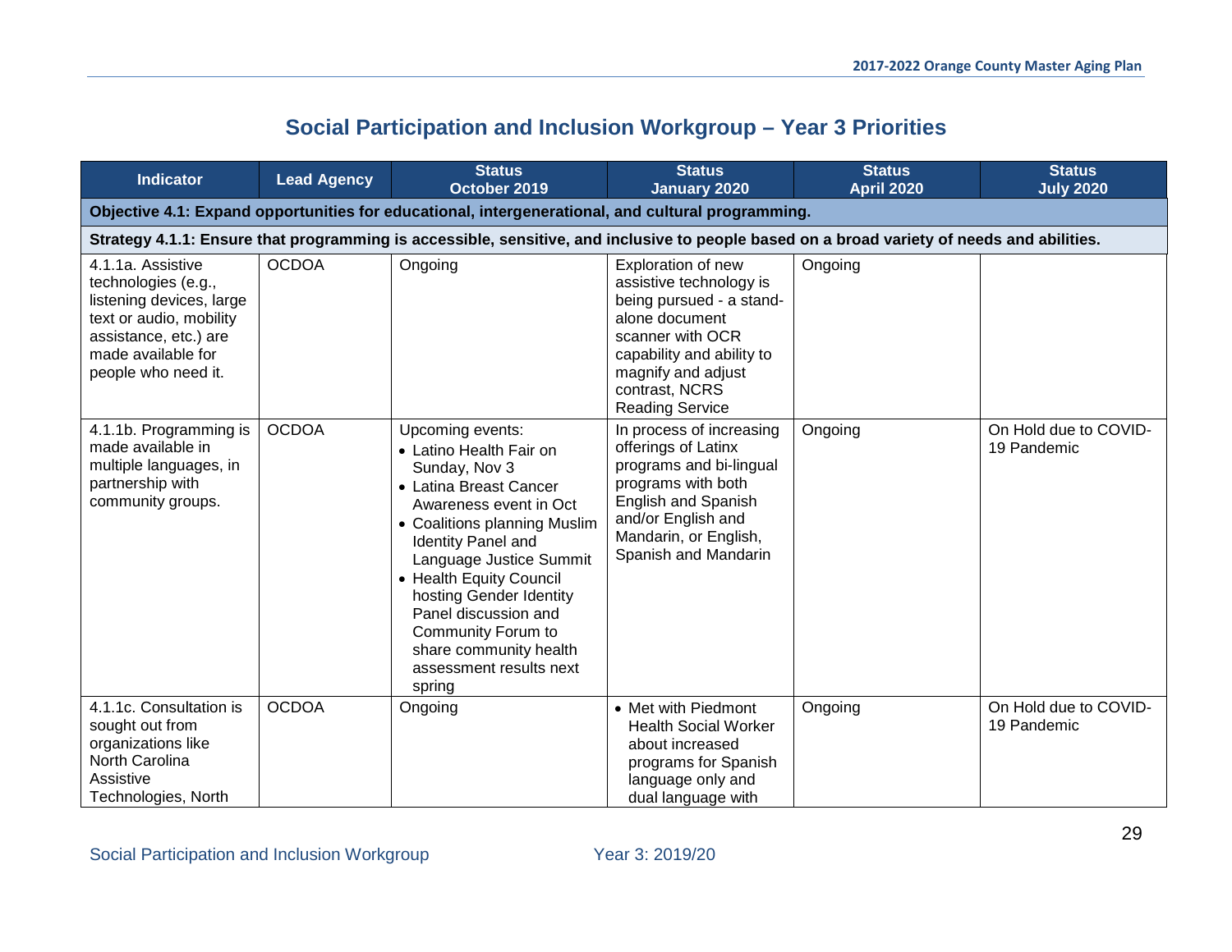## Social Participation and Inclusion Workgroup – Year 3 Priorities

| Indicator | Lead Agency | Status October 2019 | Status January 2020 | Status April 2020 | Status July 2020 |
|---|---|---|---|---|---|
| **Objective 4.1: Expand opportunities for educational, intergenerational, and cultural programming.** | | | | | |
| **Strategy 4.1.1: Ensure that programming is accessible, sensitive, and inclusive to people based on a broad variety of needs and abilities.** | | | | | |
| 4.1.1a. Assistive technologies (e.g., listening devices, large text or audio, mobility assistance, etc.) are made available for people who need it. | OCDOA | Ongoing | Exploration of new assistive technology is being pursued - a stand-alone document scanner with OCR capability and ability to magnify and adjust contrast, NCRS Reading Service | Ongoing | |
| 4.1.1b. Programming is made available in multiple languages, in partnership with community groups. | OCDOA | Upcoming events: <br>• Latino Health Fair on Sunday, Nov 3 <br>• Latina Breast Cancer Awareness event in Oct <br>• Coalitions planning Muslim Identity Panel and Language Justice Summit <br>• Health Equity Council hosting Gender Identity Panel discussion and Community Forum to share community health assessment results next spring | In process of increasing offerings of Latinx programs and bi-lingual programs with both English and Spanish and/or English and Mandarin, or English, Spanish and Mandarin | Ongoing | On Hold due to COVID-19 Pandemic |
| 4.1.1c. Consultation is sought out from organizations like North Carolina Assistive Technologies, North | OCDOA | Ongoing | • Met with Piedmont Health Social Worker about increased programs for Spanish language only and dual language with | Ongoing | On Hold due to COVID-19 Pandemic |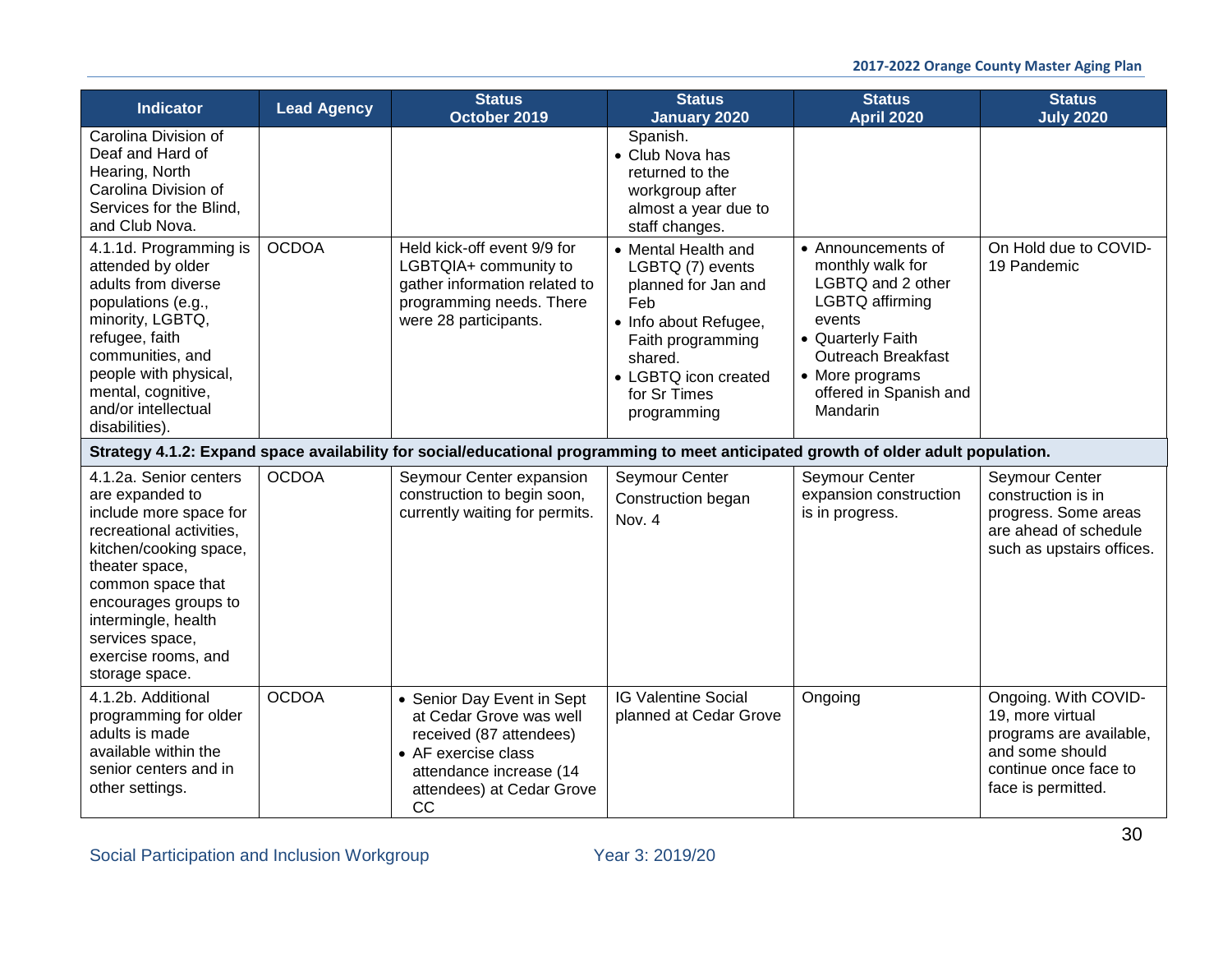| Indicator | Lead Agency | Status October 2019 | Status January 2020 | Status April 2020 | Status July 2020 |
|---|---|---|---|---|---|
| Carolina Division of Deaf and Hard of Hearing, North Carolina Division of Services for the Blind, and Club Nova. | | | Spanish.<br>• Club Nova has returned to the workgroup after almost a year due to staff changes. | | |
| 4.1.1d. Programming is attended by older adults from diverse populations (e.g., minority, LGBTQ, refugee, faith communities, and people with physical, mental, cognitive, and/or intellectual disabilities). | OCDOA | Held kick-off event 9/9 for LGBTQIA+ community to gather information related to programming needs. There were 28 participants. | • Mental Health and LGBTQ (7) events planned for Jan and Feb<br>• Info about Refugee, Faith programming shared.<br>• LGBTQ icon created for Sr Times programming | • Announcements of monthly walk for LGBTQ and 2 other LGBTQ affirming events<br>• Quarterly Faith Outreach Breakfast<br>• More programs offered in Spanish and Mandarin | On Hold due to COVID-19 Pandemic |
| **Strategy 4.1.2: Expand space availability for social/educational programming to meet anticipated growth of older adult population.** | | | | | |
| 4.1.2a. Senior centers are expanded to include more space for recreational activities, kitchen/cooking space, theater space, common space that encourages groups to intermingle, health services space, exercise rooms, and storage space. | OCDOA | Seymour Center expansion construction to begin soon, currently waiting for permits. | Seymour Center Construction began Nov. 4 | Seymour Center expansion construction is in progress. | Seymour Center construction is in progress. Some areas are ahead of schedule such as upstairs offices. |
| 4.1.2b. Additional programming for older adults is made available within the senior centers and in other settings. | OCDOA | • Senior Day Event in Sept at Cedar Grove was well received (87 attendees)<br>• AF exercise class attendance increase (14 attendees) at Cedar Grove CC | IG Valentine Social planned at Cedar Grove | Ongoing | Ongoing. With COVID-19, more virtual programs are available, and some should continue once face to face is permitted. |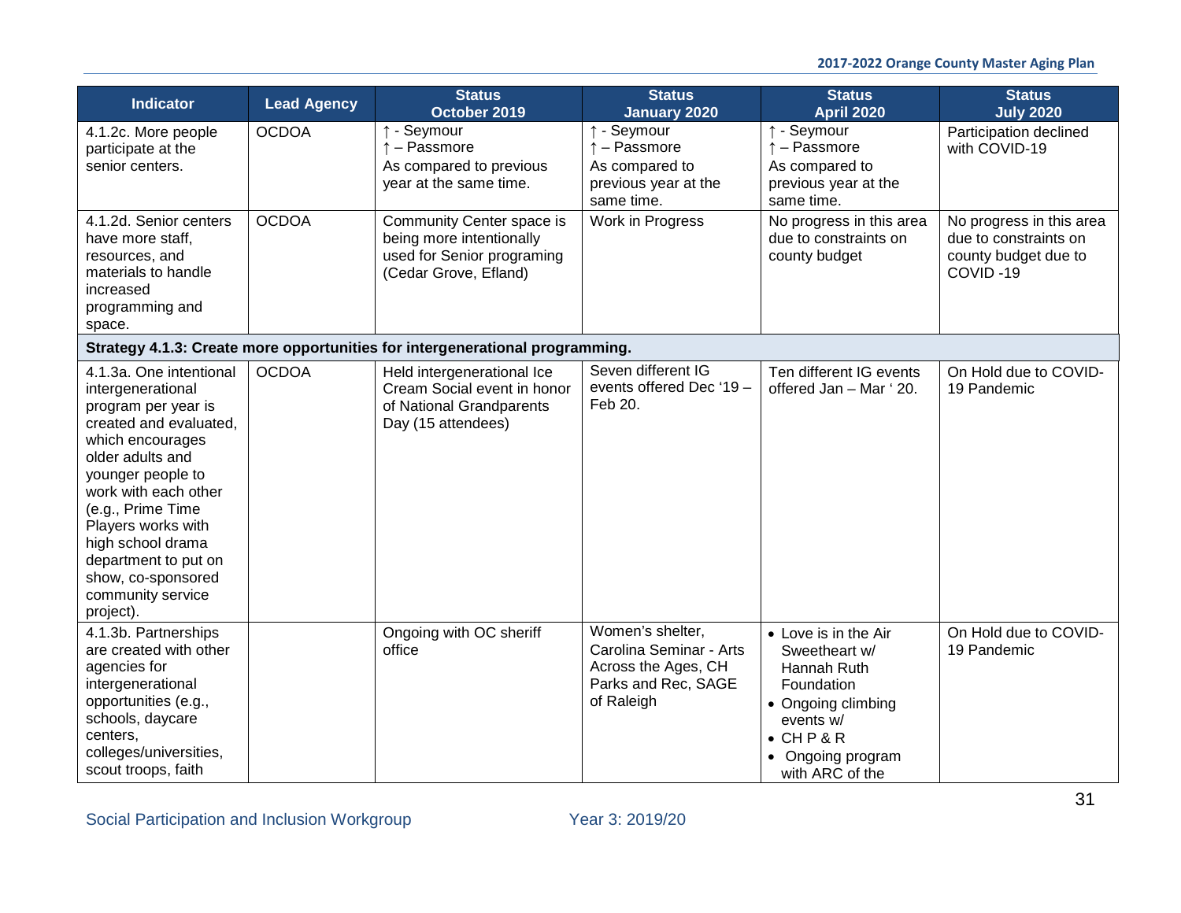| Indicator | Lead Agency | Status October 2019 | Status January 2020 | Status April 2020 | Status July 2020 |
|---|---|---|---|---|---|
| 4.1.2c. More people participate at the senior centers. | OCDOA | ↑ - Seymour<br>↑ – Passmore<br>As compared to previous year at the same time. | ↑ - Seymour<br>↑ – Passmore<br>As compared to previous year at the same time. | ↑ - Seymour<br>↑ – Passmore<br>As compared to previous year at the same time. | Participation declined with COVID-19 |
| 4.1.2d. Senior centers have more staff, resources, and materials to handle increased programming and space. | OCDOA | Community Center space is being more intentionally used for Senior programing (Cedar Grove, Efland) | Work in Progress | No progress in this area due to constraints on county budget | No progress in this area due to constraints on county budget due to COVID -19 |
| **Strategy 4.1.3: Create more opportunities for intergenerational programming.** | | | | | |
| 4.1.3a. One intentional intergenerational program per year is created and evaluated, which encourages older adults and younger people to work with each other (e.g., Prime Time Players works with high school drama department to put on show, co-sponsored community service project). | OCDOA | Held intergenerational Ice Cream Social event in honor of National Grandparents Day (15 attendees) | Seven different IG events offered Dec '19 – Feb 20. | Ten different IG events offered Jan – Mar ' 20. | On Hold due to COVID-19 Pandemic |
| 4.1.3b. Partnerships are created with other agencies for intergenerational opportunities (e.g., schools, daycare centers, colleges/universities, scout troops, faith | | Ongoing with OC sheriff office | Women's shelter, Carolina Seminar - Arts Across the Ages, CH Parks and Rec, SAGE of Raleigh | • Love is in the Air Sweetheart w/ Hannah Ruth Foundation<br>• Ongoing climbing events w/<br>• CH P & R<br>• Ongoing program with ARC of the | On Hold due to COVID-19 Pandemic |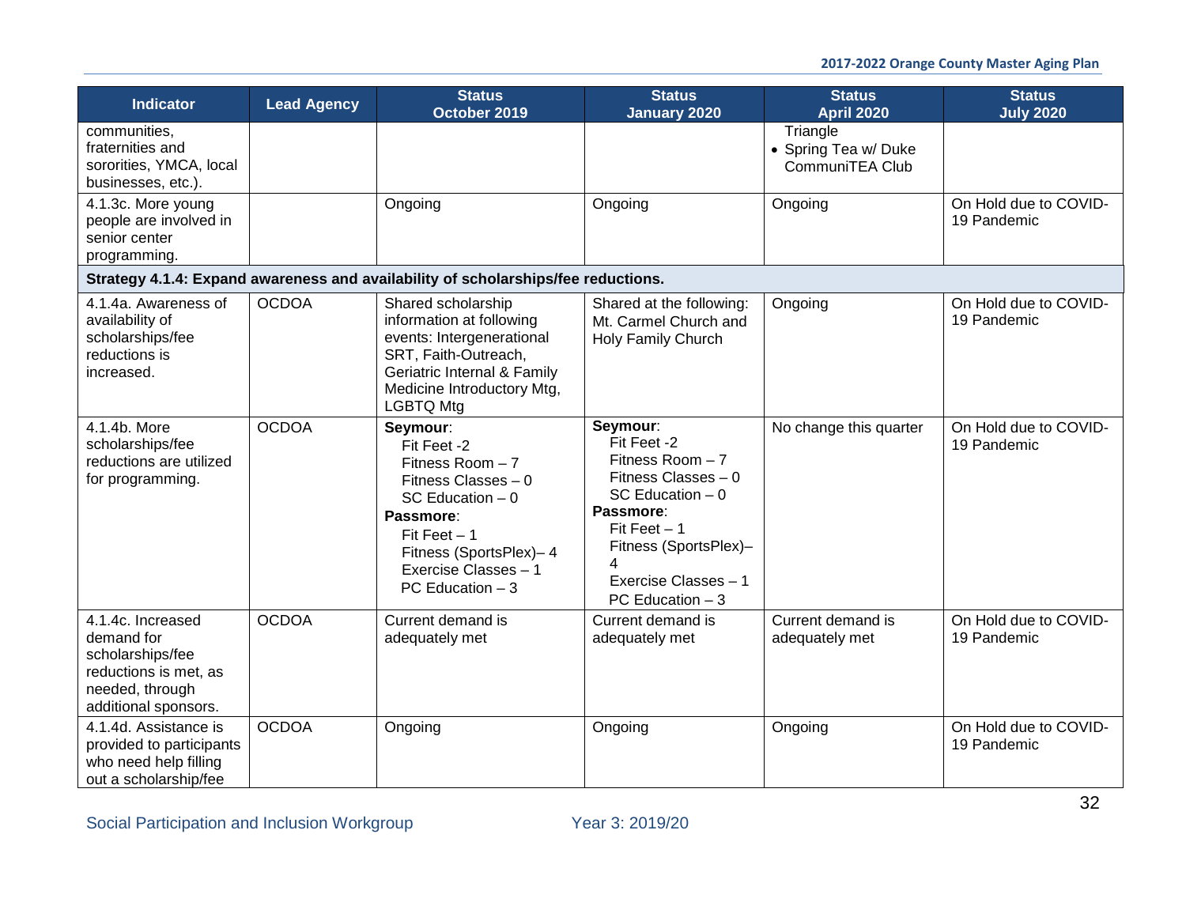| Indicator | Lead Agency | Status October 2019 | Status January 2020 | Status April 2020 | Status July 2020 |
|---|---|---|---|---|---|
| communities, fraternities and sororities, YMCA, local businesses, etc.). | | | | Triangle<br>• Spring Tea w/ Duke CommuniTEA Club | |
| 4.1.3c. More young people are involved in senior center programming. | | Ongoing | Ongoing | Ongoing | On Hold due to COVID-19 Pandemic |
| **Strategy 4.1.4: Expand awareness and availability of scholarships/fee reductions.** | | | | | |
| 4.1.4a. Awareness of availability of scholarships/fee reductions is increased. | OCDOA | Shared scholarship information at following events: Intergenerational SRT, Faith-Outreach, Geriatric Internal & Family Medicine Introductory Mtg, LGBTQ Mtg | Shared at the following: Mt. Carmel Church and Holy Family Church | Ongoing | On Hold due to COVID-19 Pandemic |
| 4.1.4b. More scholarships/fee reductions are utilized for programming. | OCDOA | **Seymour**:<br>Fit Feet -2<br>Fitness Room – 7<br>Fitness Classes – 0<br>SC Education – 0<br>**Passmore**:<br>Fit Feet – 1<br>Fitness (SportsPlex)– 4<br>Exercise Classes – 1<br>PC Education – 3 | **Seymour**:<br>Fit Feet -2<br>Fitness Room – 7<br>Fitness Classes – 0<br>SC Education – 0<br>**Passmore**:<br>Fit Feet – 1<br>Fitness (SportsPlex)– 4<br>Exercise Classes – 1<br>PC Education – 3 | No change this quarter | On Hold due to COVID-19 Pandemic |
| 4.1.4c. Increased demand for scholarships/fee reductions is met, as needed, through additional sponsors. | OCDOA | Current demand is adequately met | Current demand is adequately met | Current demand is adequately met | On Hold due to COVID-19 Pandemic |
| 4.1.4d. Assistance is provided to participants who need help filling out a scholarship/fee | OCDOA | Ongoing | Ongoing | Ongoing | On Hold due to COVID-19 Pandemic |

Social Participation and Inclusion Workgroup Year 3: 2019/20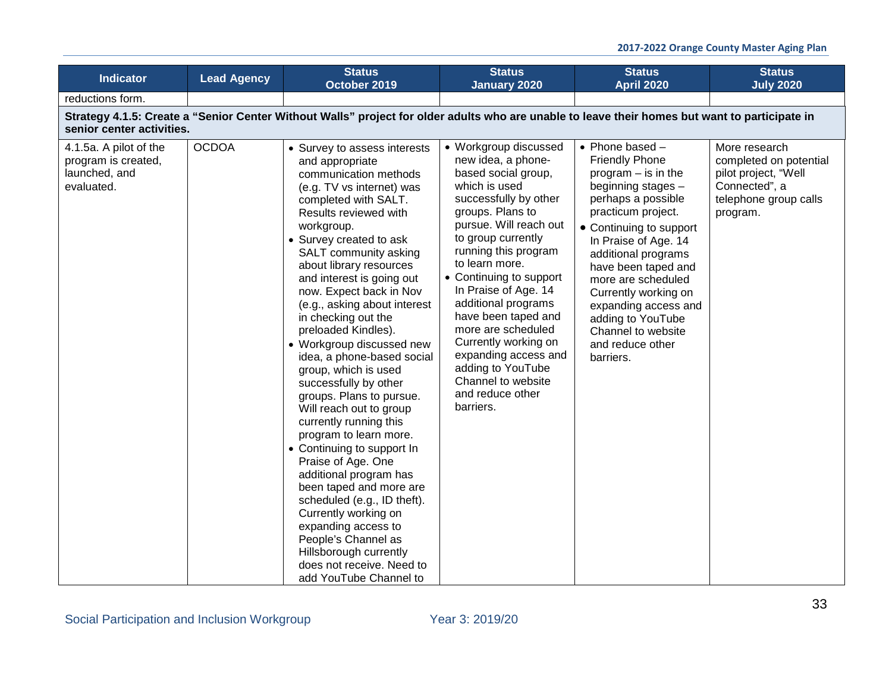| Indicator | Lead Agency | Status October 2019 | Status January 2020 | Status April 2020 | Status July 2020 |
|---|---|---|---|---|---|
| reductions form. | | | | | |
| **Strategy 4.1.5: Create a "Senior Center Without Walls" project for older adults who are unable to leave their homes but want to participate in senior center activities.** | | | | | |
| 4.1.5a. A pilot of the program is created, launched, and evaluated. | OCDOA | • Survey to assess interests and appropriate communication methods (e.g. TV vs internet) was completed with SALT. Results reviewed with workgroup.<br>• Survey created to ask SALT community asking about library resources and interest is going out now. Expect back in Nov (e.g., asking about interest in checking out the preloaded Kindles).<br>• Workgroup discussed new idea, a phone-based social group, which is used successfully by other groups. Plans to pursue. Will reach out to group currently running this program to learn more.<br>• Continuing to support In Praise of Age. One additional program has been taped and more are scheduled (e.g., ID theft). Currently working on expanding access to People's Channel as Hillsborough currently does not receive. Need to add YouTube Channel to | • Workgroup discussed new idea, a phone-based social group, which is used successfully by other groups. Plans to pursue. Will reach out to group currently running this program to learn more.<br>• Continuing to support In Praise of Age. 14 additional programs have been taped and more are scheduled Currently working on expanding access and adding to YouTube Channel to website and reduce other barriers. | • Phone based – Friendly Phone program – is in the beginning stages – perhaps a possible practicum project.<br>• Continuing to support In Praise of Age. 14 additional programs have been taped and more are scheduled Currently working on expanding access and adding to YouTube Channel to website and reduce other barriers. | More research completed on potential pilot project, "Well Connected", a telephone group calls program. |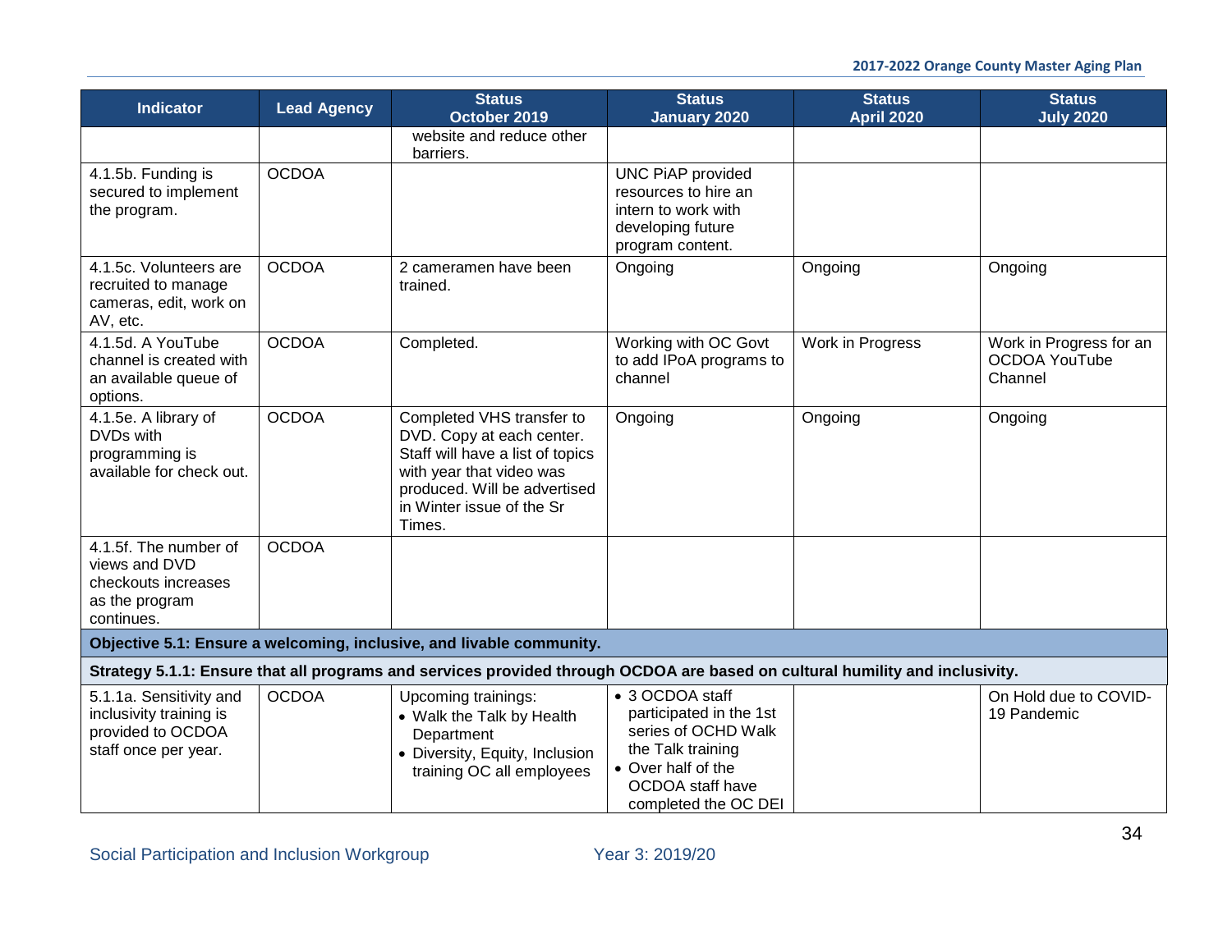| Indicator | Lead Agency | Status October 2019 | Status January 2020 | Status April 2020 | Status July 2020 |
|---|---|---|---|---|---|
| | | website and reduce other barriers. | | | |
| 4.1.5b. Funding is secured to implement the program. | OCDOA | | UNC PiAP provided resources to hire an intern to work with developing future program content. | | |
| 4.1.5c. Volunteers are recruited to manage cameras, edit, work on AV, etc. | OCDOA | 2 cameramen have been trained. | Ongoing | Ongoing | Ongoing |
| 4.1.5d. A YouTube channel is created with an available queue of options. | OCDOA | Completed. | Working with OC Govt to add IPoA programs to channel | Work in Progress | Work in Progress for an OCDOA YouTube Channel |
| 4.1.5e. A library of DVDs with programming is available for check out. | OCDOA | Completed VHS transfer to DVD. Copy at each center. Staff will have a list of topics with year that video was produced. Will be advertised in Winter issue of the Sr Times. | Ongoing | Ongoing | Ongoing |
| 4.1.5f. The number of views and DVD checkouts increases as the program continues. | OCDOA | | | | |
| **Objective 5.1: Ensure a welcoming, inclusive, and livable community.** | | | | | |
| **Strategy 5.1.1: Ensure that all programs and services provided through OCDOA are based on cultural humility and inclusivity.** | | | | | |
| 5.1.1a. Sensitivity and inclusivity training is provided to OCDOA staff once per year. | OCDOA | Upcoming trainings:<br>• Walk the Talk by Health Department<br>• Diversity, Equity, Inclusion training OC all employees | • 3 OCDOA staff participated in the 1st series of OCHD Walk the Talk training<br>• Over half of the OCDOA staff have completed the OC DEI | | On Hold due to COVID-19 Pandemic |

Social Participation and Inclusion Workgroup Year 3: 2019/20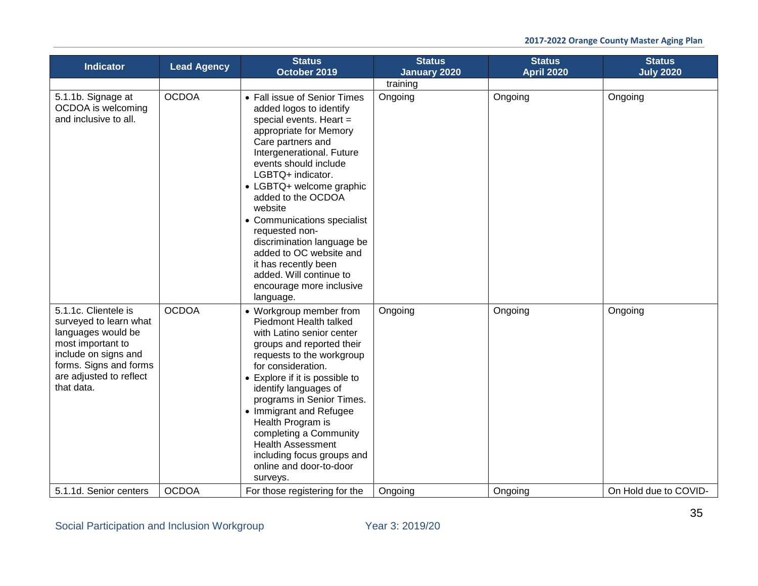| Indicator | Lead Agency | Status October 2019 | Status January 2020 | Status April 2020 | Status July 2020 |
|---|---|---|---|---|---|
| | | | training | | |
| 5.1.1b. Signage at OCDOA is welcoming and inclusive to all. | OCDOA | • Fall issue of Senior Times added logos to identify special events. Heart = appropriate for Memory Care partners and Intergenerational. Future events should include LGBTQ+ indicator.<br>• LGBTQ+ welcome graphic added to the OCDOA website<br>• Communications specialist requested non-discrimination language be added to OC website and it has recently been added. Will continue to encourage more inclusive language. | Ongoing | Ongoing | Ongoing |
| 5.1.1c. Clientele is surveyed to learn what languages would be most important to include on signs and forms. Signs and forms are adjusted to reflect that data. | OCDOA | • Workgroup member from Piedmont Health talked with Latino senior center groups and reported their requests to the workgroup for consideration.<br>• Explore if it is possible to identify languages of programs in Senior Times.<br>• Immigrant and Refugee Health Program is completing a Community Health Assessment including focus groups and online and door-to-door surveys. | Ongoing | Ongoing | Ongoing |
| 5.1.1d. Senior centers | OCDOA | For those registering for the | Ongoing | Ongoing | On Hold due to COVID- |

Social Participation and Inclusion Workgroup Year 3: 2019/20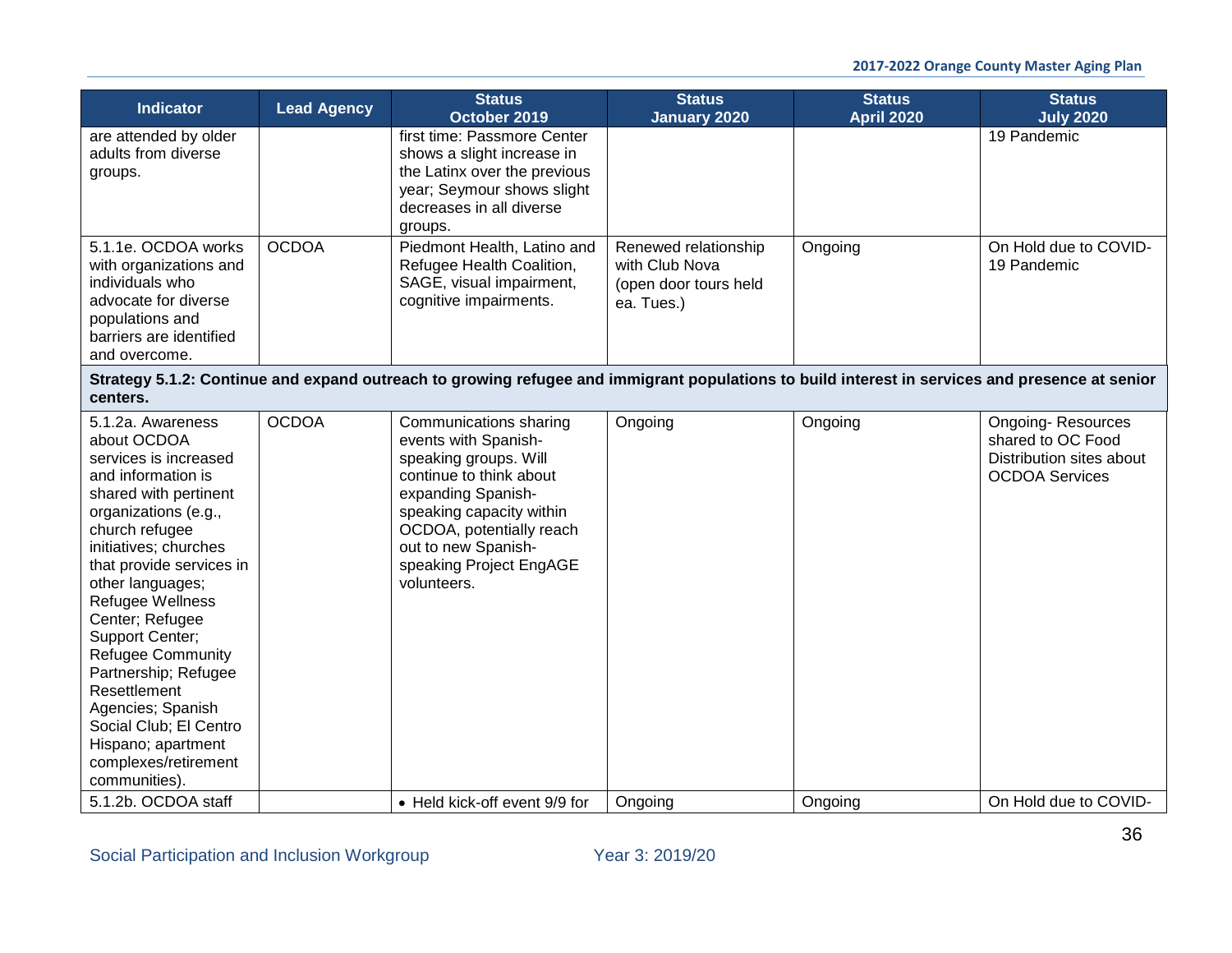| Indicator | Lead Agency | Status October 2019 | Status January 2020 | Status April 2020 | Status July 2020 |
|---|---|---|---|---|---|
| are attended by older adults from diverse groups. | | first time: Passmore Center shows a slight increase in the Latinx over the previous year; Seymour shows slight decreases in all diverse groups. | | | 19 Pandemic |
| 5.1.1e. OCDOA works with organizations and individuals who advocate for diverse populations and barriers are identified and overcome. | OCDOA | Piedmont Health, Latino and Refugee Health Coalition, SAGE, visual impairment, cognitive impairments. | Renewed relationship with Club Nova (open door tours held ea. Tues.) | Ongoing | On Hold due to COVID-19 Pandemic |
| **Strategy 5.1.2: Continue and expand outreach to growing refugee and immigrant populations to build interest in services and presence at senior centers.** | | | | | |
| 5.1.2a. Awareness about OCDOA services is increased and information is shared with pertinent organizations (e.g., church refugee initiatives; churches that provide services in other languages; Refugee Wellness Center; Refugee Support Center; Refugee Community Partnership; Refugee Resettlement Agencies; Spanish Social Club; El Centro Hispano; apartment complexes/retirement communities). | OCDOA | Communications sharing events with Spanish-speaking groups. Will continue to think about expanding Spanish-speaking capacity within OCDOA, potentially reach out to new Spanish-speaking Project EngAGE volunteers. | Ongoing | Ongoing | Ongoing- Resources shared to OC Food Distribution sites about OCDOA Services |
| 5.1.2b. OCDOA staff | | • Held kick-off event 9/9 for | Ongoing | Ongoing | On Hold due to COVID- |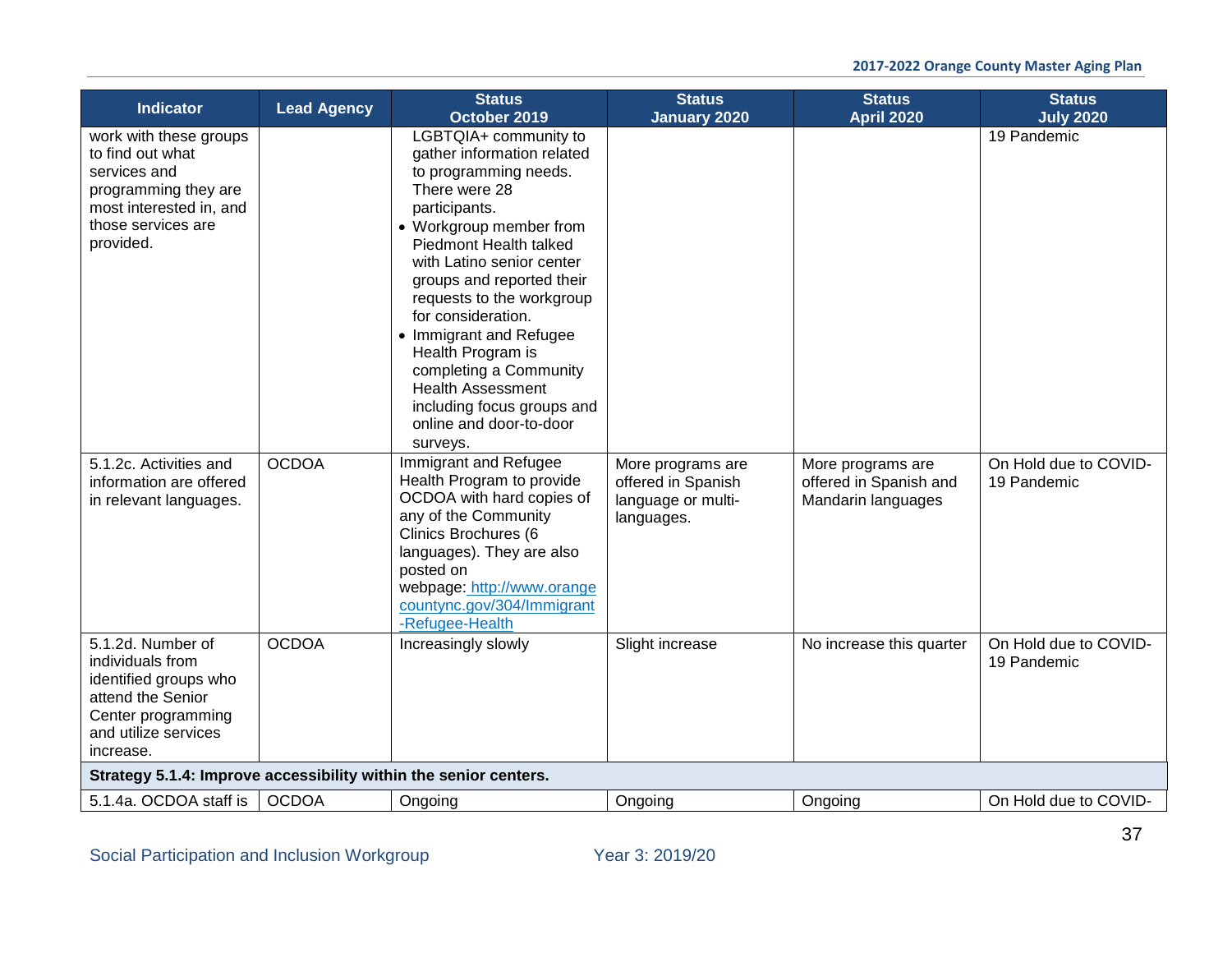| Indicator | Lead Agency | Status October 2019 | Status January 2020 | Status April 2020 | Status July 2020 |
|---|---|---|---|---|---|
| work with these groups to find out what services and programming they are most interested in, and those services are provided. | | LGBTQIA+ community to gather information related to programming needs. There were 28 participants.<br>• Workgroup member from Piedmont Health talked with Latino senior center groups and reported their requests to the workgroup for consideration.<br>• Immigrant and Refugee Health Program is completing a Community Health Assessment including focus groups and online and door-to-door surveys. | | | 19 Pandemic |
| 5.1.2c. Activities and information are offered in relevant languages. | OCDOA | Immigrant and Refugee Health Program to provide OCDOA with hard copies of any of the Community Clinics Brochures (6 languages). They are also posted on webpage: http://www.orangecountync.gov/304/Immigrant-Refugee-Health | More programs are offered in Spanish language or multi-languages. | More programs are offered in Spanish and Mandarin languages | On Hold due to COVID-19 Pandemic |
| 5.1.2d. Number of individuals from identified groups who attend the Senior Center programming and utilize services increase. | OCDOA | Increasingly slowly | Slight increase | No increase this quarter | On Hold due to COVID-19 Pandemic |
| **Strategy 5.1.4: Improve accessibility within the senior centers.** | | | | | |
| 5.1.4a. OCDOA staff is | OCDOA | Ongoing | Ongoing | Ongoing | On Hold due to COVID- |

Social Participation and Inclusion Workgroup Year 3: 2019/20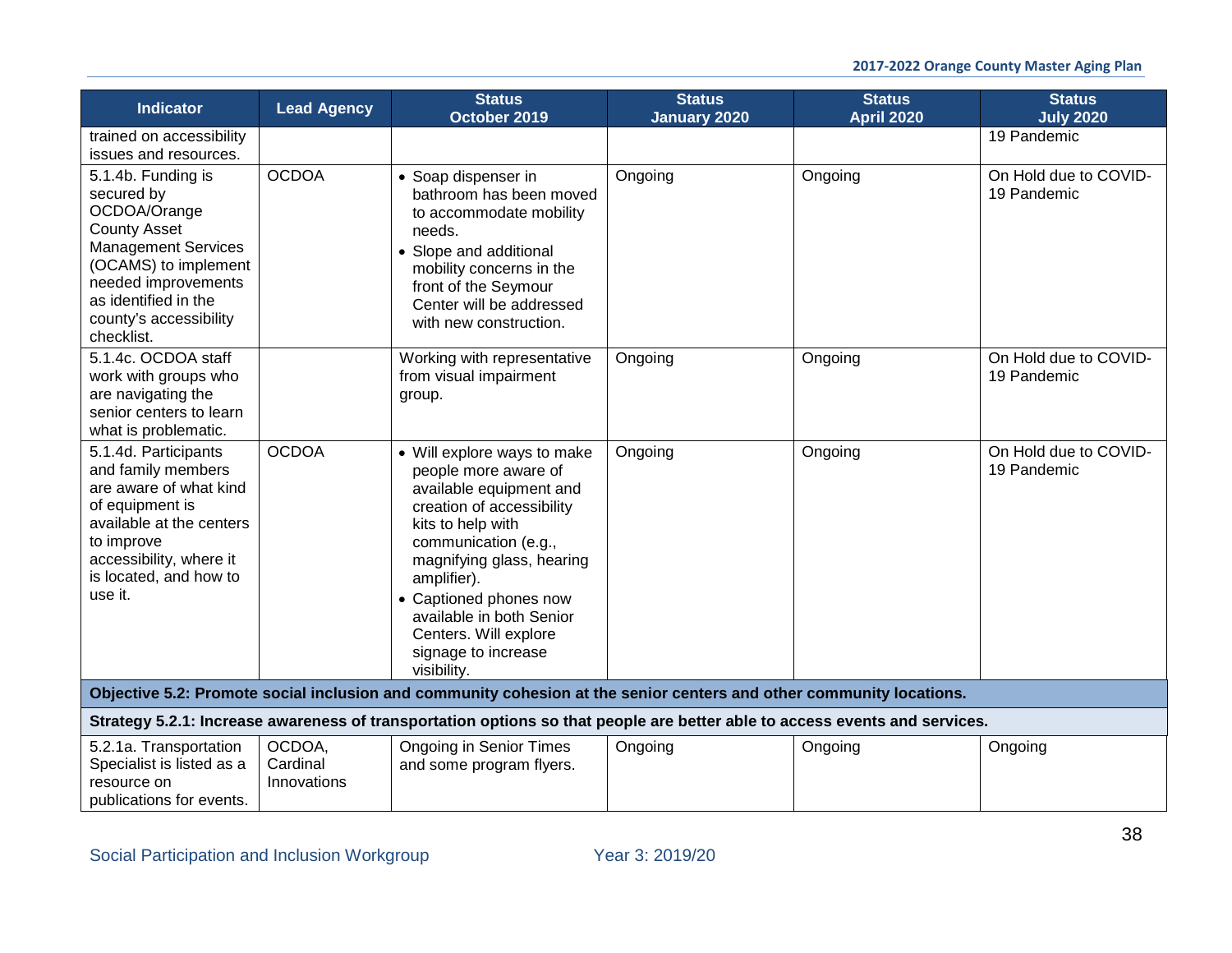| Indicator | Lead Agency | Status October 2019 | Status January 2020 | Status April 2020 | Status July 2020 |
|---|---|---|---|---|---|
| trained on accessibility issues and resources. | | | | | 19 Pandemic |
| 5.1.4b. Funding is secured by OCDOA/Orange County Asset Management Services (OCAMS) to implement needed improvements as identified in the county's accessibility checklist. | OCDOA | • Soap dispenser in bathroom has been moved to accommodate mobility needs. • Slope and additional mobility concerns in the front of the Seymour Center will be addressed with new construction. | Ongoing | Ongoing | On Hold due to COVID-19 Pandemic |
| 5.1.4c. OCDOA staff work with groups who are navigating the senior centers to learn what is problematic. | | Working with representative from visual impairment group. | Ongoing | Ongoing | On Hold due to COVID-19 Pandemic |
| 5.1.4d. Participants and family members are aware of what kind of equipment is available at the centers to improve accessibility, where it is located, and how to use it. | OCDOA | • Will explore ways to make people more aware of available equipment and creation of accessibility kits to help with communication (e.g., magnifying glass, hearing amplifier). • Captioned phones now available in both Senior Centers. Will explore signage to increase visibility. | Ongoing | Ongoing | On Hold due to COVID-19 Pandemic |
| **Objective 5.2: Promote social inclusion and community cohesion at the senior centers and other community locations.** | | | | | |
| **Strategy 5.2.1: Increase awareness of transportation options so that people are better able to access events and services.** | | | | | |
| 5.2.1a. Transportation Specialist is listed as a resource on publications for events. | OCDOA, Cardinal Innovations | Ongoing in Senior Times and some program flyers. | Ongoing | Ongoing | Ongoing |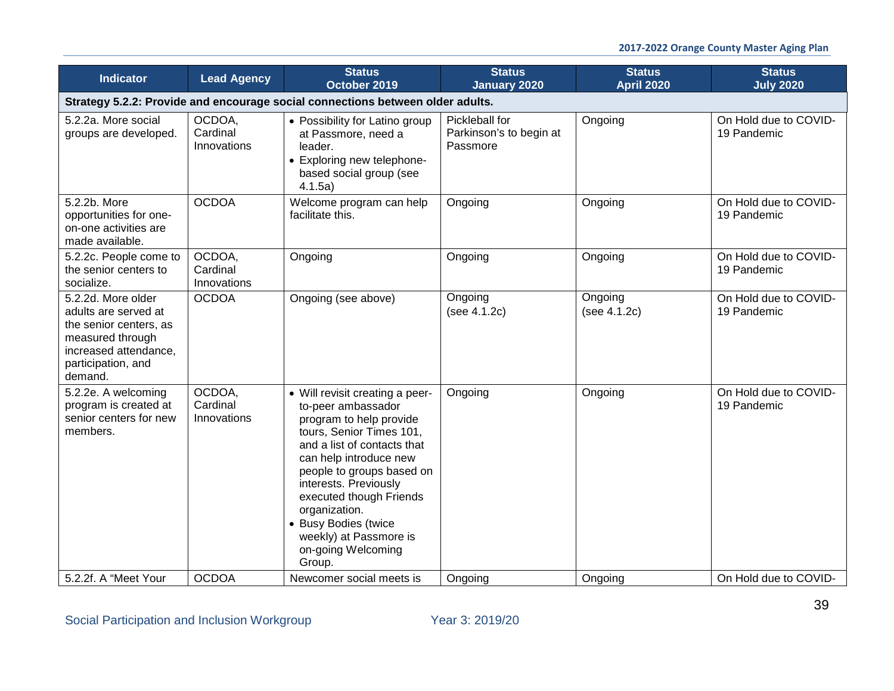| Indicator | Lead Agency | Status October 2019 | Status January 2020 | Status April 2020 | Status July 2020 |
|---|---|---|---|---|---|
| **Strategy 5.2.2: Provide and encourage social connections between older adults.** | | | | | |
| 5.2.2a. More social groups are developed. | OCDOA, Cardinal Innovations | • Possibility for Latino group at Passmore, need a leader. • Exploring new telephone-based social group (see 4.1.5a) | Pickleball for Parkinson's to begin at Passmore | Ongoing | On Hold due to COVID-19 Pandemic |
| 5.2.2b. More opportunities for one-on-one activities are made available. | OCDOA | Welcome program can help facilitate this. | Ongoing | Ongoing | On Hold due to COVID-19 Pandemic |
| 5.2.2c. People come to the senior centers to socialize. | OCDOA, Cardinal Innovations | Ongoing | Ongoing | Ongoing | On Hold due to COVID-19 Pandemic |
| 5.2.2d. More older adults are served at the senior centers, as measured through increased attendance, participation, and demand. | OCDOA | Ongoing (see above) | Ongoing (see 4.1.2c) | Ongoing (see 4.1.2c) | On Hold due to COVID-19 Pandemic |
| 5.2.2e. A welcoming program is created at senior centers for new members. | OCDOA, Cardinal Innovations | • Will revisit creating a peer-to-peer ambassador program to help provide tours, Senior Times 101, and a list of contacts that can help introduce new people to groups based on interests. Previously executed though Friends organization. • Busy Bodies (twice weekly) at Passmore is on-going Welcoming Group. | Ongoing | Ongoing | On Hold due to COVID-19 Pandemic |
| 5.2.2f. A "Meet Your | OCDOA | Newcomer social meets is | Ongoing | Ongoing | On Hold due to COVID- |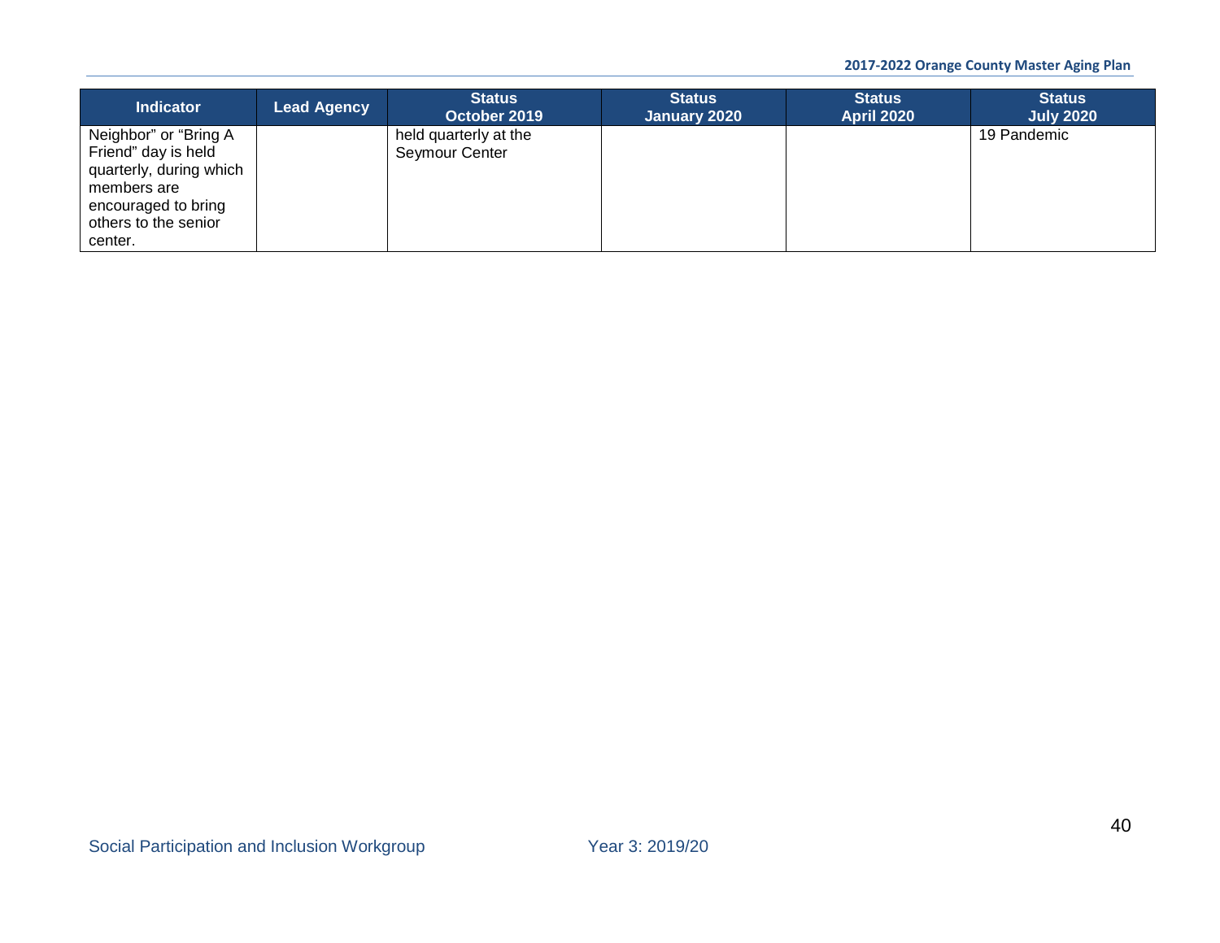| Indicator | Lead Agency | Status October 2019 | Status January 2020 | Status April 2020 | Status July 2020 |
|---|---|---|---|---|---|
| Neighbor" or "Bring A Friend" day is held quarterly, during which members are encouraged to bring others to the senior center. | | held quarterly at the Seymour Center | | | 19 Pandemic |

Social Participation and Inclusion Workgroup Year 3: 2019/20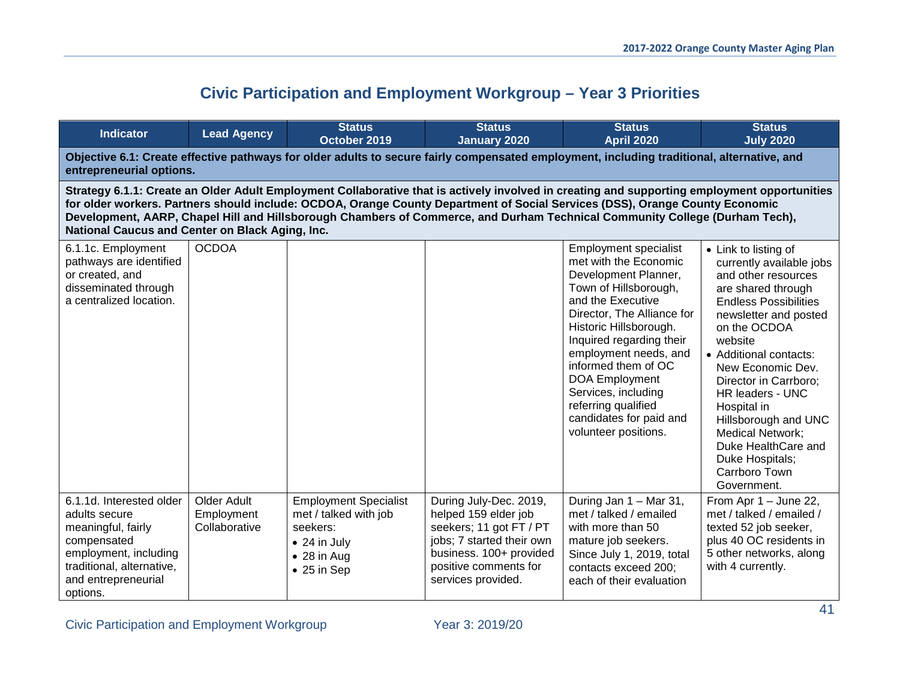# Civic Participation and Employment Workgroup – Year 3 Priorities

| Indicator | Lead Agency | Status October 2019 | Status January 2020 | Status April 2020 | Status July 2020 |
|---|---|---|---|---|---|
| **Objective 6.1: Create effective pathways for older adults to secure fairly compensated employment, including traditional, alternative, and entrepreneurial options.** | | | | | |
| **Strategy 6.1.1: Create an Older Adult Employment Collaborative that is actively involved in creating and supporting employment opportunities for older workers. Partners should include: OCDOA, Orange County Department of Social Services (DSS), Orange County Economic Development, AARP, Chapel Hill and Hillsborough Chambers of Commerce, and Durham Technical Community College (Durham Tech), National Caucus and Center on Black Aging, Inc.** | | | | | |
| 6.1.1c. Employment pathways are identified or created, and disseminated through a centralized location. | OCDOA | | | Employment specialist met with the Economic Development Planner, Town of Hillsborough, and the Executive Director, The Alliance for Historic Hillsborough. Inquired regarding their employment needs, and informed them of OC DOA Employment Services, including referring qualified candidates for paid and volunteer positions. | • Link to listing of currently available jobs and other resources are shared through Endless Possibilities newsletter and posted on the OCDOA website<br>• Additional contacts: New Economic Dev. Director in Carrboro; HR leaders - UNC Hospital in Hillsborough and UNC Medical Network; Duke HealthCare and Duke Hospitals; Carrboro Town Government. |
| 6.1.1d. Interested older adults secure meaningful, fairly compensated employment, including traditional, alternative, and entrepreneurial options. | Older Adult Employment Collaborative | Employment Specialist met / talked with job seekers:<br>• 24 in July<br>• 28 in Aug<br>• 25 in Sep | During July-Dec. 2019, helped 159 elder job seekers; 11 got FT / PT jobs; 7 started their own business. 100+ provided positive comments for services provided. | During Jan 1 – Mar 31, met / talked / emailed with more than 50 mature job seekers. Since July 1, 2019, total contacts exceed 200; each of their evaluation | From Apr 1 – June 22, met / talked / emailed / texted 52 job seeker, plus 40 OC residents in 5 other networks, along with 4 currently. |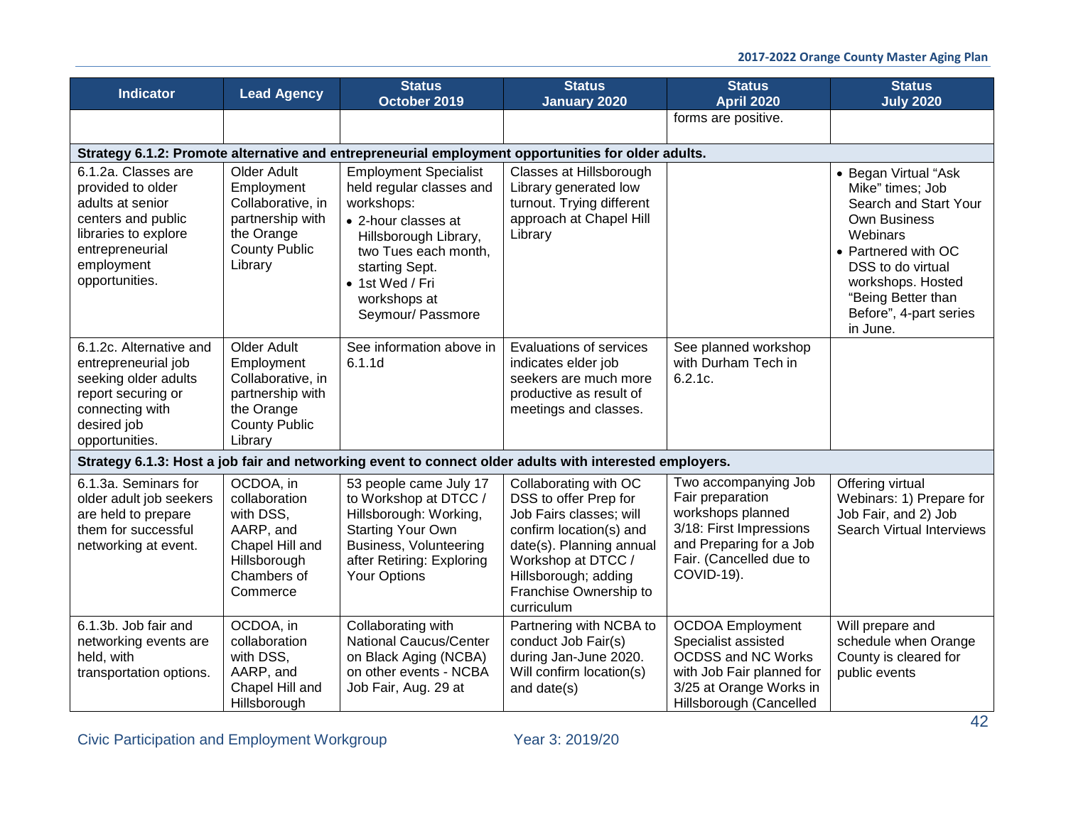| Indicator | Lead Agency | Status October 2019 | Status January 2020 | Status April 2020 | Status July 2020 |
|---|---|---|---|---|---|
| | | | | forms are positive. | |
| **Strategy 6.1.2: Promote alternative and entrepreneurial employment opportunities for older adults.** | | | | | |
| 6.1.2a. Classes are provided to older adults at senior centers and public libraries to explore entrepreneurial employment opportunities. | Older Adult Employment Collaborative, in partnership with the Orange County Public Library | Employment Specialist held regular classes and workshops: • 2-hour classes at Hillsborough Library, two Tues each month, starting Sept. • 1st Wed / Fri workshops at Seymour/ Passmore | Classes at Hillsborough Library generated low turnout. Trying different approach at Chapel Hill Library | | • Began Virtual "Ask Mike" times; Job Search and Start Your Own Business Webinars • Partnered with OC DSS to do virtual workshops. Hosted "Being Better than Before", 4-part series in June. |
| 6.1.2c. Alternative and entrepreneurial job seeking older adults report securing or connecting with desired job opportunities. | Older Adult Employment Collaborative, in partnership with the Orange County Public Library | See information above in 6.1.1d | Evaluations of services indicates elder job seekers are much more productive as result of meetings and classes. | See planned workshop with Durham Tech in 6.2.1c. | |
| **Strategy 6.1.3: Host a job fair and networking event to connect older adults with interested employers.** | | | | | |
| 6.1.3a. Seminars for older adult job seekers are held to prepare them for successful networking at event. | OCDOA, in collaboration with DSS, AARP, and Chapel Hill and Hillsborough Chambers of Commerce | 53 people came July 17 to Workshop at DTCC / Hillsborough: Working, Starting Your Own Business, Volunteering after Retiring: Exploring Your Options | Collaborating with OC DSS to offer Prep for Job Fairs classes; will confirm location(s) and date(s). Planning annual Workshop at DTCC / Hillsborough; adding Franchise Ownership to curriculum | Two accompanying Job Fair preparation workshops planned 3/18: First Impressions and Preparing for a Job Fair. (Cancelled due to COVID-19). | Offering virtual Webinars: 1) Prepare for Job Fair, and 2) Job Search Virtual Interviews |
| 6.1.3b. Job fair and networking events are held, with transportation options. | OCDOA, in collaboration with DSS, AARP, and Chapel Hill and Hillsborough | Collaborating with National Caucus/Center on Black Aging (NCBA) on other events - NCBA Job Fair, Aug. 29 at | Partnering with NCBA to conduct Job Fair(s) during Jan-June 2020. Will confirm location(s) and date(s) | OCDOA Employment Specialist assisted OCDSS and NC Works with Job Fair planned for 3/25 at Orange Works in Hillsborough (Cancelled | Will prepare and schedule when Orange County is cleared for public events |

Civic Participation and Employment Workgroup — Year 3: 2019/20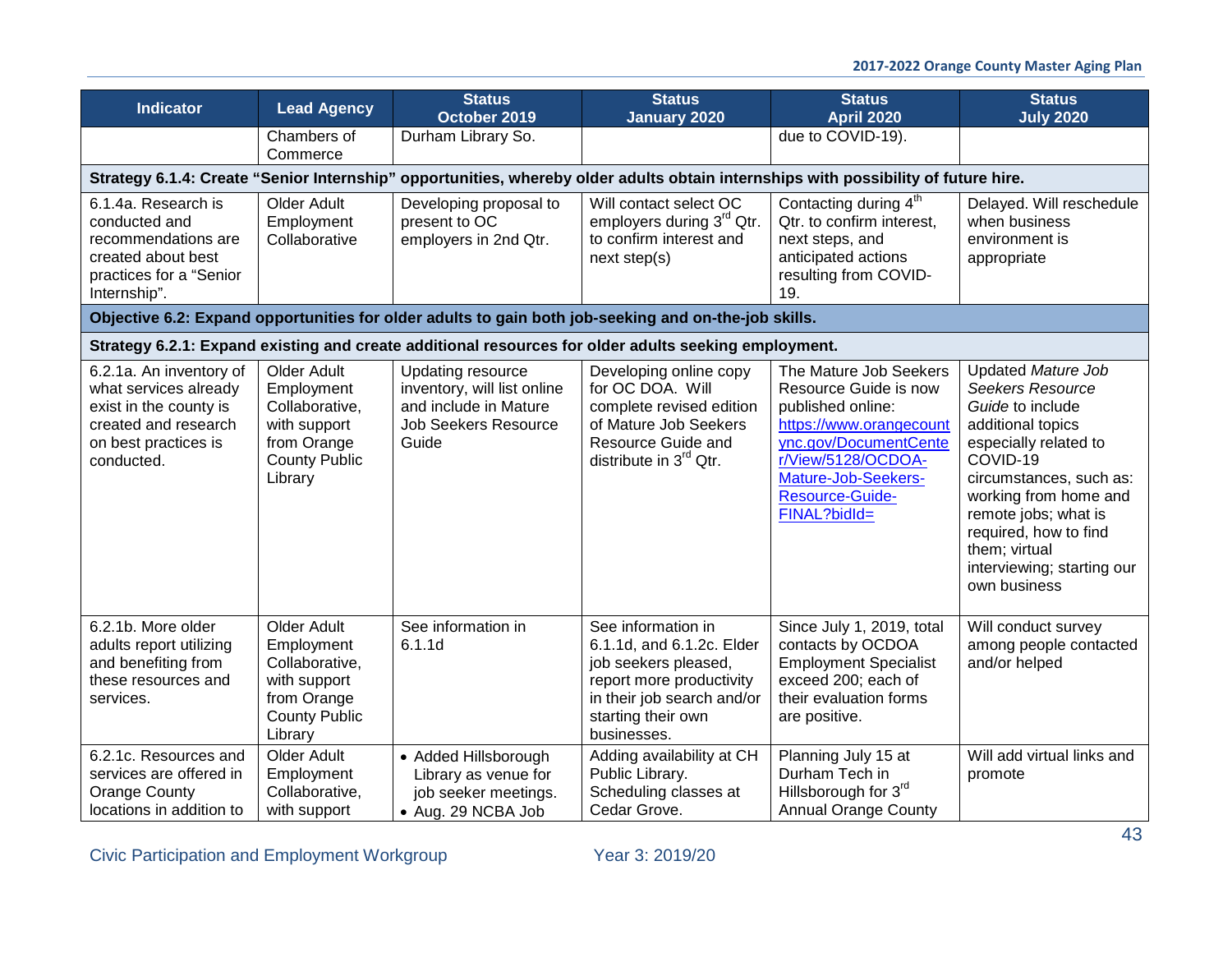| Indicator | Lead Agency | Status October 2019 | Status January 2020 | Status April 2020 | Status July 2020 |
|---|---|---|---|---|---|
| | Chambers of Commerce | Durham Library So. | | due to COVID-19). | |
| **Strategy 6.1.4: Create "Senior Internship" opportunities, whereby older adults obtain internships with possibility of future hire.** | | | | | |
| 6.1.4a. Research is conducted and recommendations are created about best practices for a "Senior Internship". | Older Adult Employment Collaborative | Developing proposal to present to OC employers in 2nd Qtr. | Will contact select OC employers during 3rd Qtr. to confirm interest and next step(s) | Contacting during 4th Qtr. to confirm interest, next steps, and anticipated actions resulting from COVID-19. | Delayed. Will reschedule when business environment is appropriate |
| **Objective 6.2: Expand opportunities for older adults to gain both job-seeking and on-the-job skills.** | | | | | |
| **Strategy 6.2.1: Expand existing and create additional resources for older adults seeking employment.** | | | | | |
| 6.2.1a. An inventory of what services already exist in the county is created and research on best practices is conducted. | Older Adult Employment Collaborative, with support from Orange County Public Library | Updating resource inventory, will list online and include in Mature Job Seekers Resource Guide | Developing online copy for OC DOA. Will complete revised edition of Mature Job Seekers Resource Guide and distribute in 3rd Qtr. | The Mature Job Seekers Resource Guide is now published online: https://www.orangecountync.gov/DocumentCenter/View/5128/OCDOA-Mature-Job-Seekers-Resource-Guide-FINAL?bidId= | Updated *Mature Job Seekers Resource Guide* to include additional topics especially related to COVID-19 circumstances, such as: working from home and remote jobs; what is required, how to find them; virtual interviewing; starting our own business |
| 6.2.1b. More older adults report utilizing and benefiting from these resources and services. | Older Adult Employment Collaborative, with support from Orange County Public Library | See information in 6.1.1d | See information in 6.1.1d, and 6.1.2c. Elder job seekers pleased, report more productivity in their job search and/or starting their own businesses. | Since July 1, 2019, total contacts by OCDOA Employment Specialist exceed 200; each of their evaluation forms are positive. | Will conduct survey among people contacted and/or helped |
| 6.2.1c. Resources and services are offered in Orange County locations in addition to | Older Adult Employment Collaborative, with support | • Added Hillsborough Library as venue for job seeker meetings.<br>• Aug. 29 NCBA Job | Adding availability at CH Public Library. Scheduling classes at Cedar Grove. | Planning July 15 at Durham Tech in Hillsborough for 3rd Annual Orange County | Will add virtual links and promote |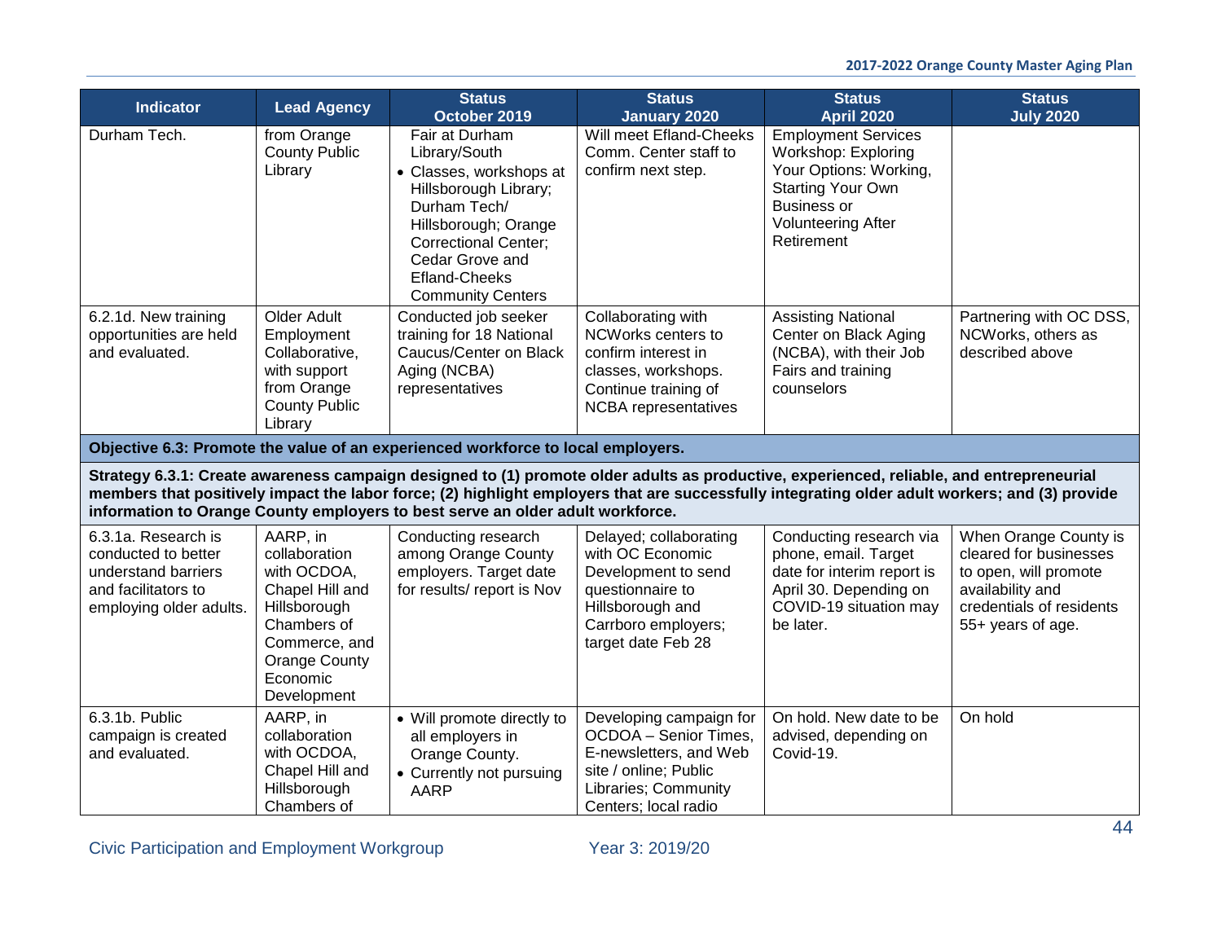| Indicator | Lead Agency | Status October 2019 | Status January 2020 | Status April 2020 | Status July 2020 |
|---|---|---|---|---|---|
| Durham Tech. | from Orange County Public Library | Fair at Durham Library/South<br>• Classes, workshops at Hillsborough Library; Durham Tech/ Hillsborough; Orange Correctional Center; Cedar Grove and Efland-Cheeks Community Centers | Will meet Efland-Cheeks Comm. Center staff to confirm next step. | Employment Services Workshop: Exploring Your Options: Working, Starting Your Own Business or Volunteering After Retirement | |
| 6.2.1d. New training opportunities are held and evaluated. | Older Adult Employment Collaborative, with support from Orange County Public Library | Conducted job seeker training for 18 National Caucus/Center on Black Aging (NCBA) representatives | Collaborating with NCWorks centers to confirm interest in classes, workshops. Continue training of NCBA representatives | Assisting National Center on Black Aging (NCBA), with their Job Fairs and training counselors | Partnering with OC DSS, NCWorks, others as described above |
| **Objective 6.3: Promote the value of an experienced workforce to local employers.** | | | | | |
| **Strategy 6.3.1: Create awareness campaign designed to (1) promote older adults as productive, experienced, reliable, and entrepreneurial members that positively impact the labor force; (2) highlight employers that are successfully integrating older adult workers; and (3) provide information to Orange County employers to best serve an older adult workforce.** | | | | | |
| 6.3.1a. Research is conducted to better understand barriers and facilitators to employing older adults. | AARP, in collaboration with OCDOA, Chapel Hill and Hillsborough Chambers of Commerce, and Orange County Economic Development | Conducting research among Orange County employers. Target date for results/ report is Nov | Delayed; collaborating with OC Economic Development to send questionnaire to Hillsborough and Carrboro employers; target date Feb 28 | Conducting research via phone, email. Target date for interim report is April 30. Depending on COVID-19 situation may be later. | When Orange County is cleared for businesses to open, will promote availability and credentials of residents 55+ years of age. |
| 6.3.1b. Public campaign is created and evaluated. | AARP, in collaboration with OCDOA, Chapel Hill and Hillsborough Chambers of | • Will promote directly to all employers in Orange County.<br>• Currently not pursuing AARP | Developing campaign for OCDOA – Senior Times, E-newsletters, and Web site / online; Public Libraries; Community Centers; local radio | On hold. New date to be advised, depending on Covid-19. | On hold |

Civic Participation and Employment Workgroup — Year 3: 2019/20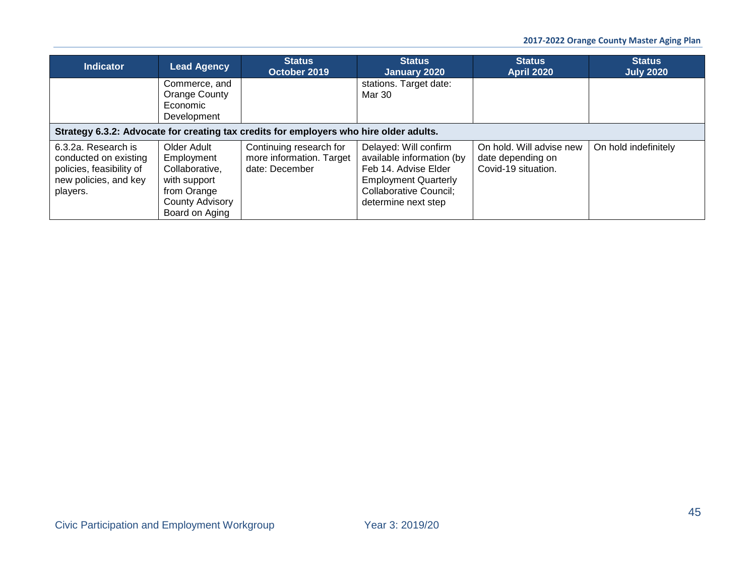| Indicator | Lead Agency | Status October 2019 | Status January 2020 | Status April 2020 | Status July 2020 |
|---|---|---|---|---|---|
| | Commerce, and Orange County Economic Development | | stations. Target date: Mar 30 | | |
| **Strategy 6.3.2: Advocate for creating tax credits for employers who hire older adults.** | | | | | |
| 6.3.2a. Research is conducted on existing policies, feasibility of new policies, and key players. | Older Adult Employment Collaborative, with support from Orange County Advisory Board on Aging | Continuing research for more information. Target date: December | Delayed: Will confirm available information (by Feb 14. Advise Elder Employment Quarterly Collaborative Council; determine next step | On hold. Will advise new date depending on Covid-19 situation. | On hold indefinitely |

Civic Participation and Employment Workgroup Year 3: 2019/20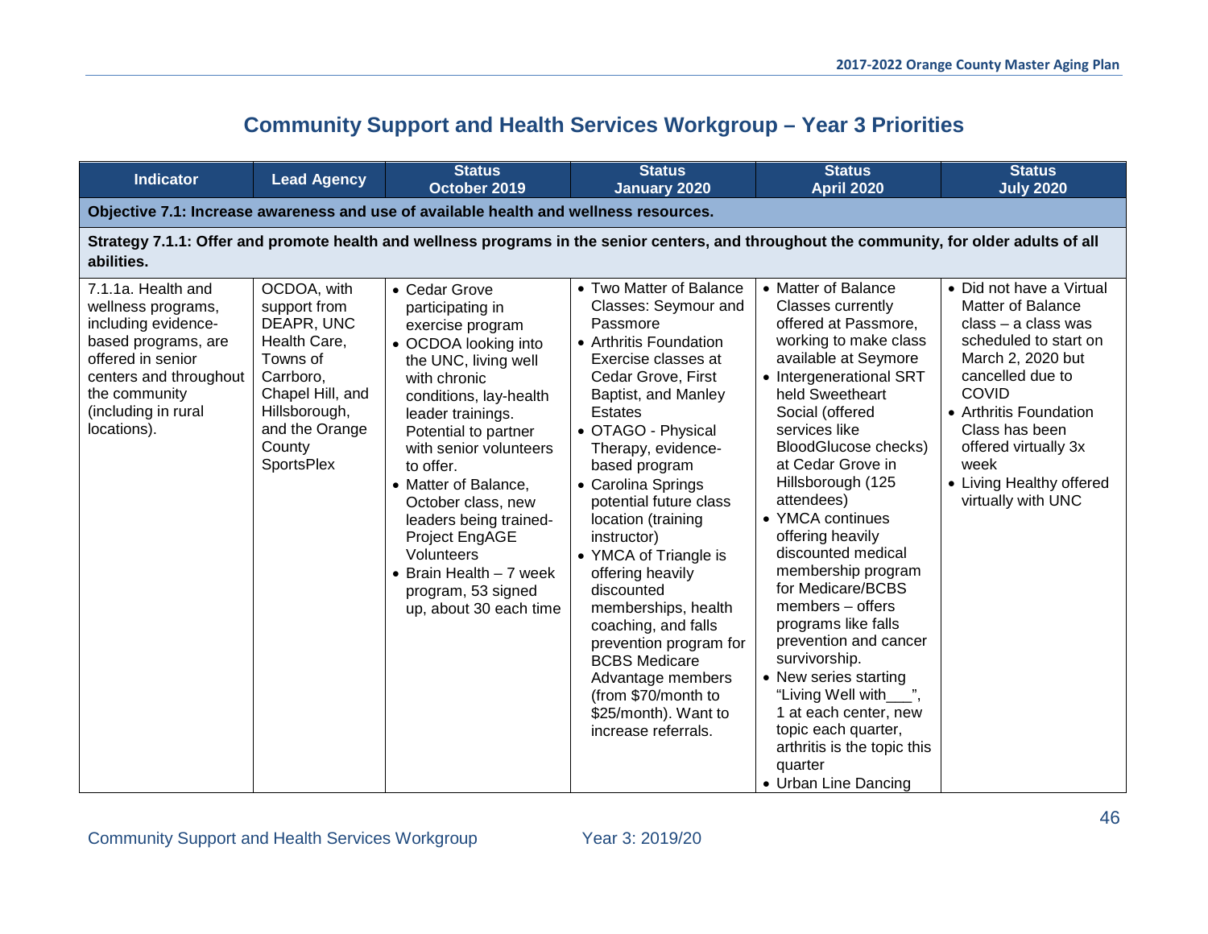# Community Support and Health Services Workgroup – Year 3 Priorities

| Indicator | Lead Agency | Status October 2019 | Status January 2020 | Status April 2020 | Status July 2020 |
|---|---|---|---|---|---|
| **Objective 7.1: Increase awareness and use of available health and wellness resources.** | | | | | |
| **Strategy 7.1.1: Offer and promote health and wellness programs in the senior centers, and throughout the community, for older adults of all abilities.** | | | | | |
| 7.1.1a. Health and wellness programs, including evidence-based programs, are offered in senior centers and throughout the community (including in rural locations). | OCDOA, with support from DEAPR, UNC Health Care, Towns of Carrboro, Chapel Hill, and Hillsborough, and the Orange County SportsPlex | • Cedar Grove participating in exercise program<br>• OCDOA looking into the UNC, living well with chronic conditions, lay-health leader trainings. Potential to partner with senior volunteers to offer.<br>• Matter of Balance, October class, new leaders being trained- Project EngAGE Volunteers<br>• Brain Health – 7 week program, 53 signed up, about 30 each time | • Two Matter of Balance Classes: Seymour and Passmore<br>• Arthritis Foundation Exercise classes at Cedar Grove, First Baptist, and Manley Estates<br>• OTAGO - Physical Therapy, evidence-based program<br>• Carolina Springs potential future class location (training instructor)<br>• YMCA of Triangle is offering heavily discounted memberships, health coaching, and falls prevention program for BCBS Medicare Advantage members (from $70/month to $25/month). Want to increase referrals. | • Matter of Balance Classes currently offered at Passmore, working to make class available at Seymore<br>• Intergenerational SRT held Sweetheart Social (offered services like BloodGlucose checks) at Cedar Grove in Hillsborough (125 attendees)<br>• YMCA continues offering heavily discounted medical membership program for Medicare/BCBS members – offers programs like falls prevention and cancer survivorship.<br>• New series starting "Living Well with___", 1 at each center, new topic each quarter, arthritis is the topic this quarter<br>• Urban Line Dancing | • Did not have a Virtual Matter of Balance class – a class was scheduled to start on March 2, 2020 but cancelled due to COVID<br>• Arthritis Foundation Class has been offered virtually 3x week<br>• Living Healthy offered virtually with UNC |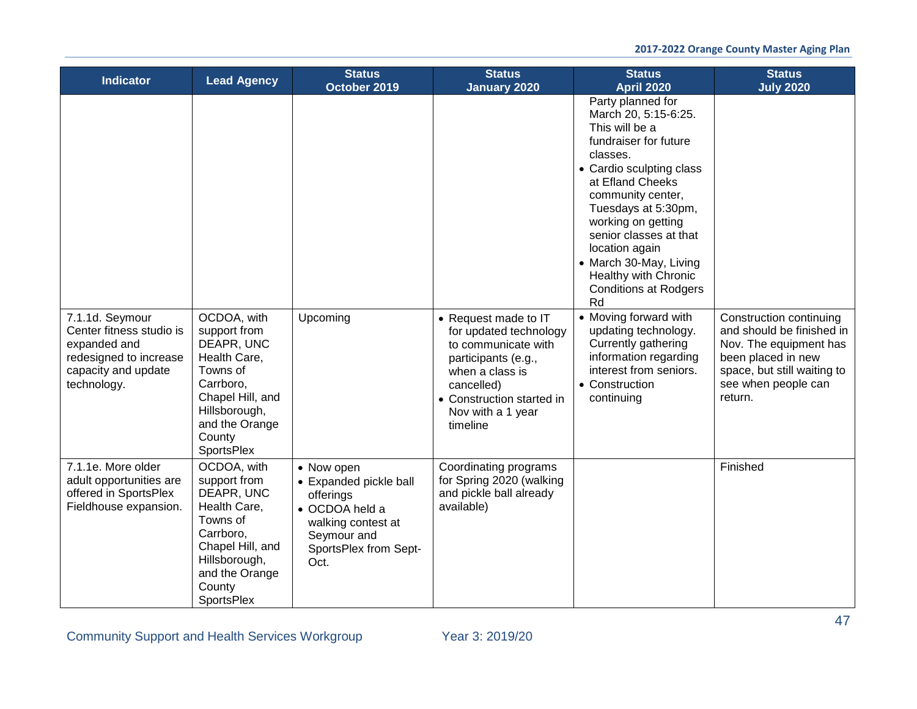| Indicator | Lead Agency | Status October 2019 | Status January 2020 | Status April 2020 | Status July 2020 |
|---|---|---|---|---|---|
| | | | | Party planned for March 20, 5:15-6:25. This will be a fundraiser for future classes.<br>• Cardio sculpting class at Efland Cheeks community center, Tuesdays at 5:30pm, working on getting senior classes at that location again<br>• March 30-May, Living Healthy with Chronic Conditions at Rodgers Rd | |
| 7.1.1d. Seymour Center fitness studio is expanded and redesigned to increase capacity and update technology. | OCDOA, with support from DEAPR, UNC Health Care, Towns of Carrboro, Chapel Hill, and Hillsborough, and the Orange County SportsPlex | Upcoming | • Request made to IT for updated technology to communicate with participants (e.g., when a class is cancelled)<br>• Construction started in Nov with a 1 year timeline | • Moving forward with updating technology. Currently gathering information regarding interest from seniors.<br>• Construction continuing | Construction continuing and should be finished in Nov. The equipment has been placed in new space, but still waiting to see when people can return. |
| 7.1.1e. More older adult opportunities are offered in SportsPlex Fieldhouse expansion. | OCDOA, with support from DEAPR, UNC Health Care, Towns of Carrboro, Chapel Hill, and Hillsborough, and the Orange County SportsPlex | • Now open<br>• Expanded pickle ball offerings<br>• OCDOA held a walking contest at Seymour and SportsPlex from Sept-Oct. | Coordinating programs for Spring 2020 (walking and pickle ball already available) | | Finished |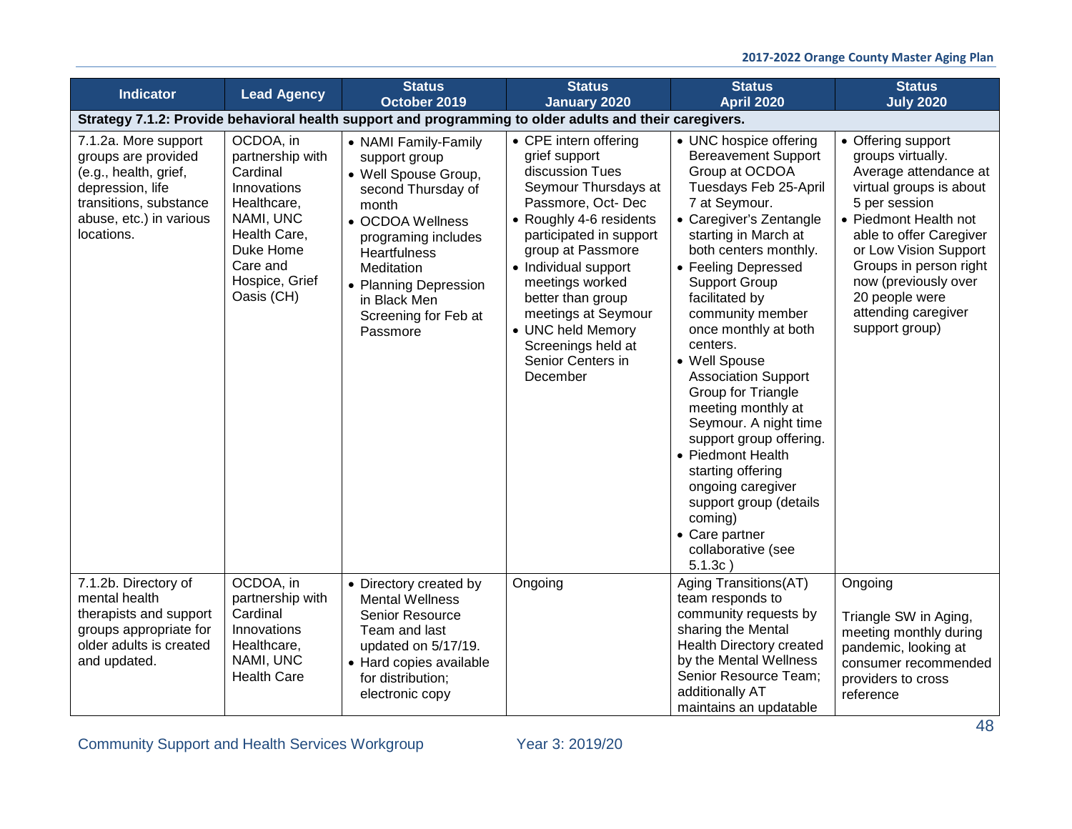| Indicator | Lead Agency | Status October 2019 | Status January 2020 | Status April 2020 | Status July 2020 |
|---|---|---|---|---|---|
| **Strategy 7.1.2: Provide behavioral health support and programming to older adults and their caregivers.** | | | | | |
| 7.1.2a. More support groups are provided (e.g., health, grief, depression, life transitions, substance abuse, etc.) in various locations. | OCDOA, in partnership with Cardinal Innovations Healthcare, NAMI, UNC Health Care, Duke Home Care and Hospice, Grief Oasis (CH) | • NAMI Family-Family support group<br>• Well Spouse Group, second Thursday of month<br>• OCDOA Wellness programing includes Heartfulness Meditation<br>• Planning Depression in Black Men Screening for Feb at Passmore | • CPE intern offering grief support discussion Tues Seymour Thursdays at Passmore, Oct- Dec<br>• Roughly 4-6 residents participated in support group at Passmore<br>• Individual support meetings worked better than group meetings at Seymour<br>• UNC held Memory Screenings held at Senior Centers in December | • UNC hospice offering Bereavement Support Group at OCDOA Tuesdays Feb 25-April 7 at Seymour.<br>• Caregiver's Zentangle starting in March at both centers monthly.<br>• Feeling Depressed Support Group facilitated by community member once monthly at both centers.<br>• Well Spouse Association Support Group for Triangle meeting monthly at Seymour. A night time support group offering.<br>• Piedmont Health starting offering ongoing caregiver support group (details coming)<br>• Care partner collaborative (see 5.1.3c ) | • Offering support groups virtually. Average attendance at virtual groups is about 5 per session<br>• Piedmont Health not able to offer Caregiver or Low Vision Support Groups in person right now (previously over 20 people were attending caregiver support group) |
| 7.1.2b. Directory of mental health therapists and support groups appropriate for older adults is created and updated. | OCDOA, in partnership with Cardinal Innovations Healthcare, NAMI, UNC Health Care | • Directory created by Mental Wellness Senior Resource Team and last updated on 5/17/19.<br>• Hard copies available for distribution; electronic copy | Ongoing | Aging Transitions(AT) team responds to community requests by sharing the Mental Health Directory created by the Mental Wellness Senior Resource Team; additionally AT maintains an updatable | Ongoing<br><br>Triangle SW in Aging, meeting monthly during pandemic, looking at consumer recommended providers to cross reference |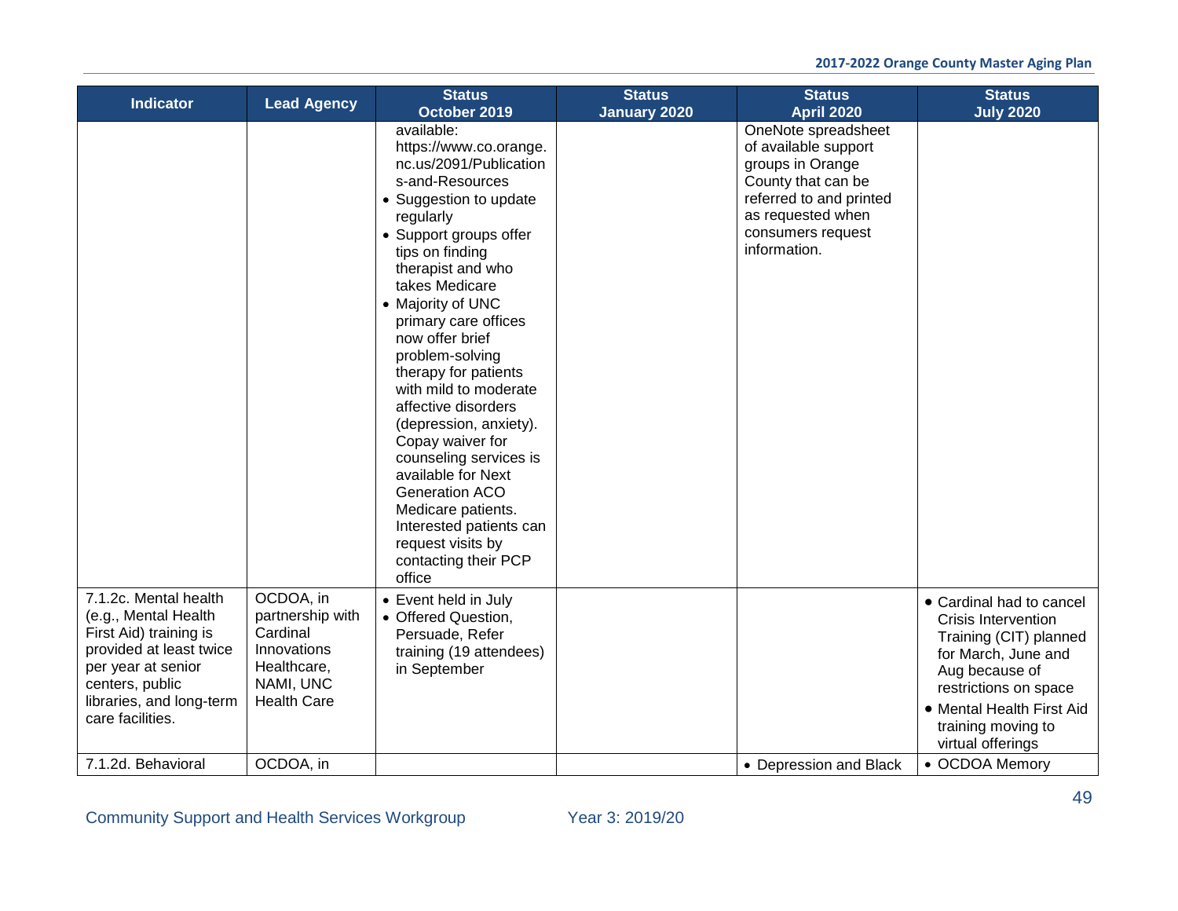| Indicator | Lead Agency | Status October 2019 | Status January 2020 | Status April 2020 | Status July 2020 |
|---|---|---|---|---|---|
| | | available: https://www.co.orange.nc.us/2091/Publications-and-Resources<br>• Suggestion to update regularly<br>• Support groups offer tips on finding therapist and who takes Medicare<br>• Majority of UNC primary care offices now offer brief problem-solving therapy for patients with mild to moderate affective disorders (depression, anxiety). Copay waiver for counseling services is available for Next Generation ACO Medicare patients. Interested patients can request visits by contacting their PCP office | | OneNote spreadsheet of available support groups in Orange County that can be referred to and printed as requested when consumers request information. | |
| 7.1.2c. Mental health (e.g., Mental Health First Aid) training is provided at least twice per year at senior centers, public libraries, and long-term care facilities. | OCDOA, in partnership with Cardinal Innovations Healthcare, NAMI, UNC Health Care | • Event held in July<br>• Offered Question, Persuade, Refer training (19 attendees) in September | | | • Cardinal had to cancel Crisis Intervention Training (CIT) planned for March, June and Aug because of restrictions on space<br>• Mental Health First Aid training moving to virtual offerings |
| 7.1.2d. Behavioral | OCDOA, in | | | • Depression and Black | • OCDOA Memory |

Community Support and Health Services Workgroup Year 3: 2019/20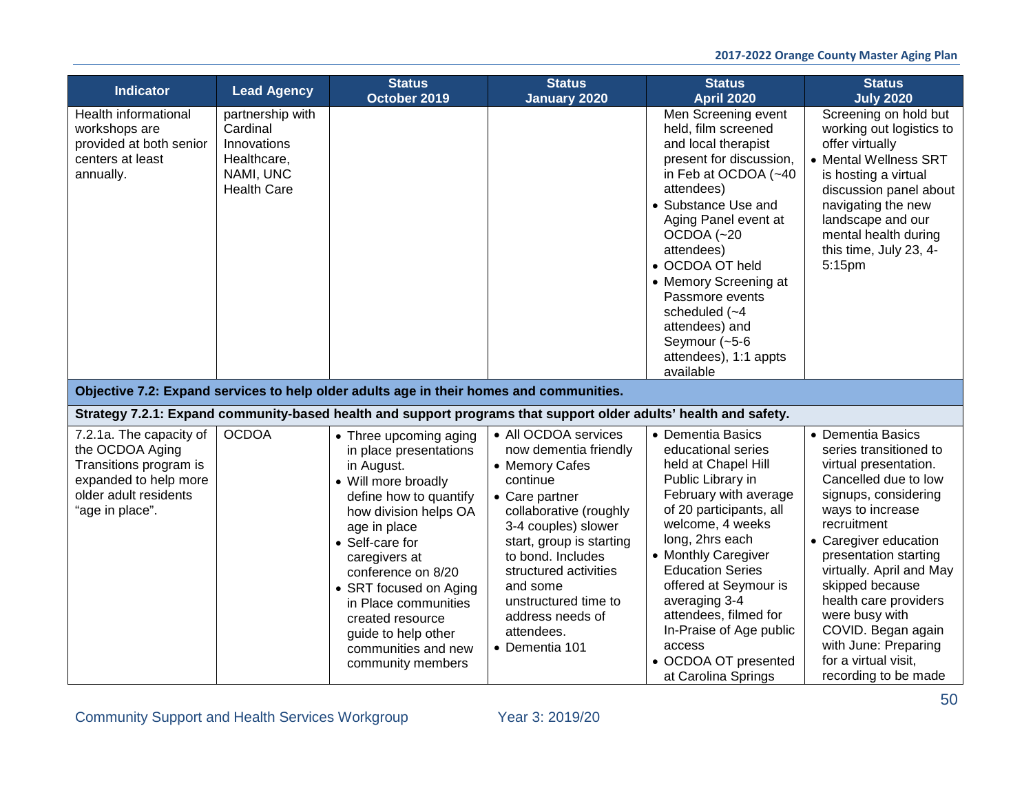| Indicator | Lead Agency | Status October 2019 | Status January 2020 | Status April 2020 | Status July 2020 |
|---|---|---|---|---|---|
| Health informational workshops are provided at both senior centers at least annually. | partnership with Cardinal Innovations Healthcare, NAMI, UNC Health Care | | | Men Screening event held, film screened and local therapist present for discussion, in Feb at OCDOA (~40 attendees)<br>• Substance Use and Aging Panel event at OCDOA (~20 attendees)<br>• OCDOA OT held<br>• Memory Screening at Passmore events scheduled (~4 attendees) and Seymour (~5-6 attendees), 1:1 appts available | Screening on hold but working out logistics to offer virtually<br>• Mental Wellness SRT is hosting a virtual discussion panel about navigating the new landscape and our mental health during this time, July 23, 4-5:15pm |
| **Objective 7.2: Expand services to help older adults age in their homes and communities.** | | | | | |
| **Strategy 7.2.1: Expand community-based health and support programs that support older adults' health and safety.** | | | | | |
| 7.2.1a. The capacity of the OCDOA Aging Transitions program is expanded to help more older adult residents "age in place". | OCDOA | • Three upcoming aging in place presentations in August.<br>• Will more broadly define how to quantify how division helps OA age in place<br>• Self-care for caregivers at conference on 8/20<br>• SRT focused on Aging in Place communities created resource guide to help other communities and new community members | • All OCDOA services now dementia friendly<br>• Memory Cafes continue<br>• Care partner collaborative (roughly 3-4 couples) slower start, group is starting to bond. Includes structured activities and some unstructured time to address needs of attendees.<br>• Dementia 101 | • Dementia Basics educational series held at Chapel Hill Public Library in February with average of 20 participants, all welcome, 4 weeks long, 2hrs each<br>• Monthly Caregiver Education Series offered at Seymour is averaging 3-4 attendees, filmed for In-Praise of Age public access<br>• OCDOA OT presented at Carolina Springs | • Dementia Basics series transitioned to virtual presentation. Cancelled due to low signups, considering ways to increase recruitment<br>• Caregiver education presentation starting virtually. April and May skipped because health care providers were busy with COVID. Began again with June: Preparing for a virtual visit, recording to be made |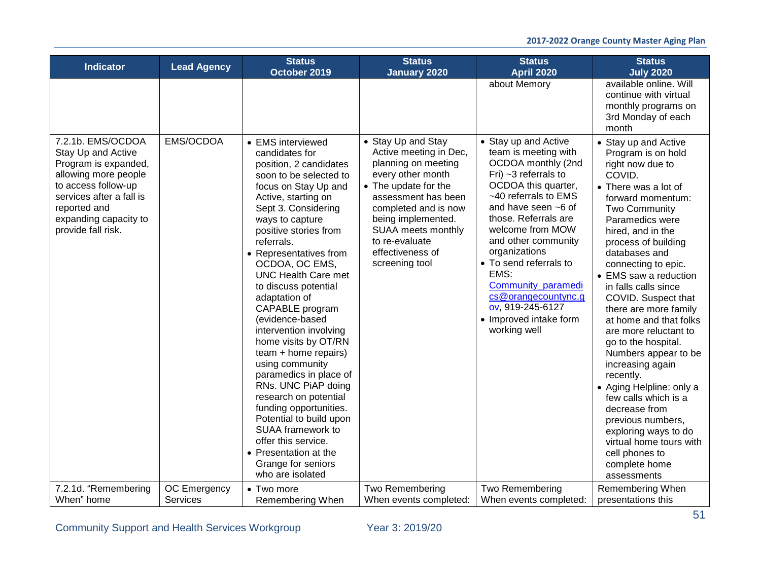| Indicator | Lead Agency | Status October 2019 | Status January 2020 | Status April 2020 | Status July 2020 |
|---|---|---|---|---|---|
| | | | | about Memory | available online. Will continue with virtual monthly programs on 3rd Monday of each month |
| 7.2.1b. EMS/OCDOA Stay Up and Active Program is expanded, allowing more people to access follow-up services after a fall is reported and expanding capacity to provide fall risk. | EMS/OCDOA | • EMS interviewed candidates for position, 2 candidates soon to be selected to focus on Stay Up and Active, starting on Sept 3. Considering ways to capture positive stories from referrals.<br>• Representatives from OCDOA, OC EMS, UNC Health Care met to discuss potential adaptation of CAPABLE program (evidence-based intervention involving home visits by OT/RN team + home repairs) using community paramedics in place of RNs. UNC PiAP doing research on potential funding opportunities. Potential to build upon SUAA framework to offer this service.<br>• Presentation at the Grange for seniors who are isolated | • Stay Up and Stay Active meeting in Dec, planning on meeting every other month<br>• The update for the assessment has been completed and is now being implemented. SUAA meets monthly to re-evaluate effectiveness of screening tool | • Stay up and Active team is meeting with OCDOA monthly (2nd Fri) ~3 referrals to OCDOA this quarter, ~40 referrals to EMS and have seen ~6 of those. Referrals are welcome from MOW and other community organizations<br>• To send referrals to EMS: [Community_paramedics@orangecountync.gov](mailto:Community_paramedics@orangecountync.gov), 919-245-6127<br>• Improved intake form working well | • Stay up and Active Program is on hold right now due to COVID.<br>• There was a lot of forward momentum: Two Community Paramedics were hired, and in the process of building databases and connecting to epic.<br>• EMS saw a reduction in falls calls since COVID. Suspect that there are more family at home and that folks are more reluctant to go to the hospital. Numbers appear to be increasing again recently.<br>• Aging Helpline: only a few calls which is a decrease from previous numbers, exploring ways to do virtual home tours with cell phones to complete home assessments |
| 7.2.1d. "Remembering When" home | OC Emergency Services | • Two more Remembering When | Two Remembering When events completed: | Two Remembering When events completed: | Remembering When presentations this |

Community Support and Health Services Workgroup Year 3: 2019/20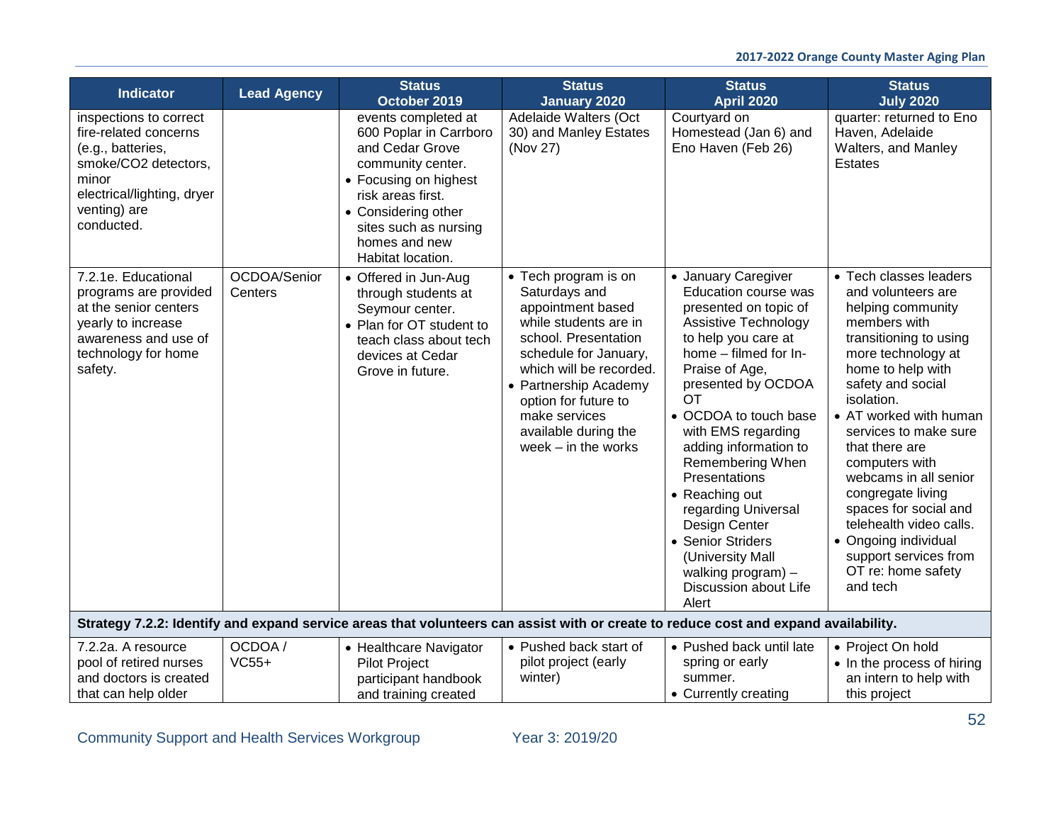| Indicator | Lead Agency | Status October 2019 | Status January 2020 | Status April 2020 | Status July 2020 |
|---|---|---|---|---|---|
| inspections to correct fire-related concerns (e.g., batteries, smoke/CO2 detectors, minor electrical/lighting, dryer venting) are conducted. | | events completed at 600 Poplar in Carrboro and Cedar Grove community center.<br>• Focusing on highest risk areas first.<br>• Considering other sites such as nursing homes and new Habitat location. | Adelaide Walters (Oct 30) and Manley Estates (Nov 27) | Courtyard on Homestead (Jan 6) and Eno Haven (Feb 26) | quarter: returned to Eno Haven, Adelaide Walters, and Manley Estates |
| 7.2.1e. Educational programs are provided at the senior centers yearly to increase awareness and use of technology for home safety. | OCDOA/Senior Centers | • Offered in Jun-Aug through students at Seymour center.<br>• Plan for OT student to teach class about tech devices at Cedar Grove in future. | • Tech program is on Saturdays and appointment based while students are in school. Presentation schedule for January, which will be recorded.<br>• Partnership Academy option for future to make services available during the week – in the works | • January Caregiver Education course was presented on topic of Assistive Technology to help you care at home – filmed for In-Praise of Age, presented by OCDOA OT<br>• OCDOA to touch base with EMS regarding adding information to Remembering When Presentations<br>• Reaching out regarding Universal Design Center<br>• Senior Striders (University Mall walking program) – Discussion about Life Alert | • Tech classes leaders and volunteers are helping community members with transitioning to using more technology at home to help with safety and social isolation.<br>• AT worked with human services to make sure that there are computers with webcams in all senior congregate living spaces for social and telehealth video calls.<br>• Ongoing individual support services from OT re: home safety and tech |
| **Strategy 7.2.2: Identify and expand service areas that volunteers can assist with or create to reduce cost and expand availability.** | | | | | |
| 7.2.2a. A resource pool of retired nurses and doctors is created that can help older | OCDOA / VC55+ | • Healthcare Navigator Pilot Project participant handbook and training created | • Pushed back start of pilot project (early winter) | • Pushed back until late spring or early summer.<br>• Currently creating | • Project On hold<br>• In the process of hiring an intern to help with this project |

Community Support and Health Services Workgroup Year 3: 2019/20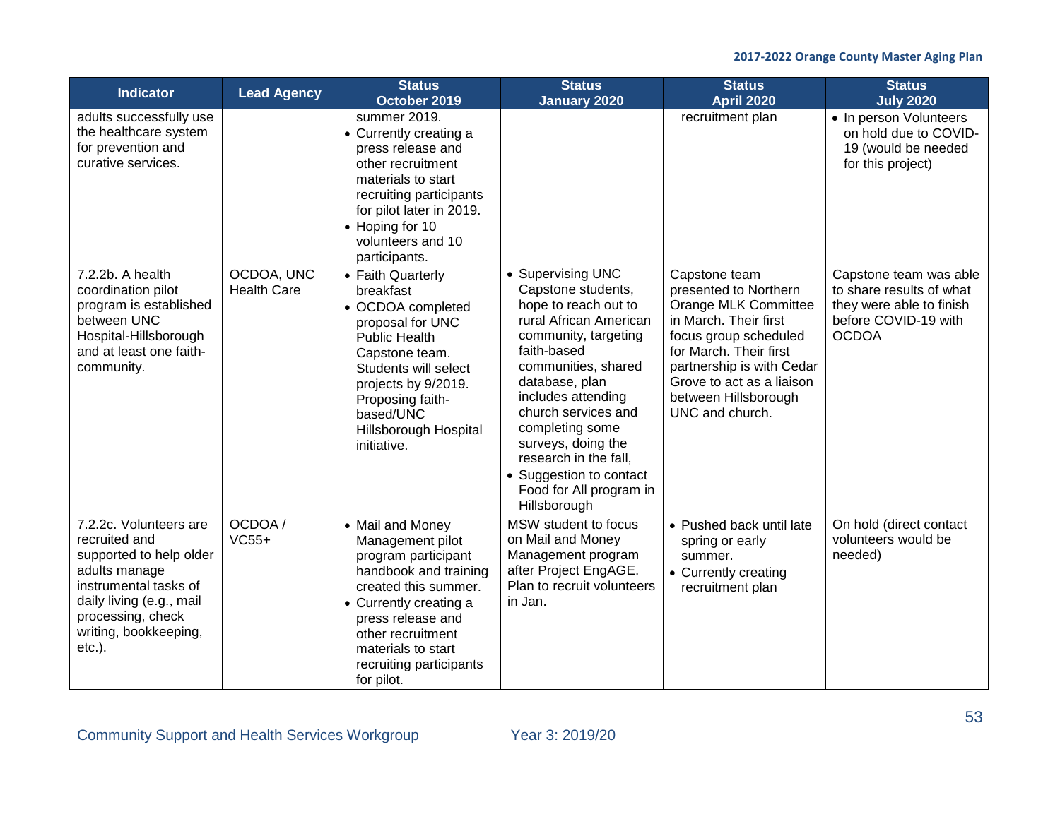| Indicator | Lead Agency | Status October 2019 | Status January 2020 | Status April 2020 | Status July 2020 |
|---|---|---|---|---|---|
| adults successfully use the healthcare system for prevention and curative services. | | summer 2019.<br>• Currently creating a press release and other recruitment materials to start recruiting participants for pilot later in 2019.<br>• Hoping for 10 volunteers and 10 participants. | | recruitment plan | • In person Volunteers on hold due to COVID-19 (would be needed for this project) |
| 7.2.2b. A health coordination pilot program is established between UNC Hospital-Hillsborough and at least one faith-community. | OCDOA, UNC Health Care | • Faith Quarterly breakfast<br>• OCDOA completed proposal for UNC Public Health Capstone team. Students will select projects by 9/2019. Proposing faith-based/UNC Hillsborough Hospital initiative. | • Supervising UNC Capstone students, hope to reach out to rural African American community, targeting faith-based communities, shared database, plan includes attending church services and completing some surveys, doing the research in the fall,<br>• Suggestion to contact Food for All program in Hillsborough | Capstone team presented to Northern Orange MLK Committee in March. Their first focus group scheduled for March. Their first partnership is with Cedar Grove to act as a liaison between Hillsborough UNC and church. | Capstone team was able to share results of what they were able to finish before COVID-19 with OCDOA |
| 7.2.2c. Volunteers are recruited and supported to help older adults manage instrumental tasks of daily living (e.g., mail processing, check writing, bookkeeping, etc.). | OCDOA / VC55+ | • Mail and Money Management pilot program participant handbook and training created this summer.<br>• Currently creating a press release and other recruitment materials to start recruiting participants for pilot. | MSW student to focus on Mail and Money Management program after Project EngAGE. Plan to recruit volunteers in Jan. | • Pushed back until late spring or early summer.<br>• Currently creating recruitment plan | On hold (direct contact volunteers would be needed) |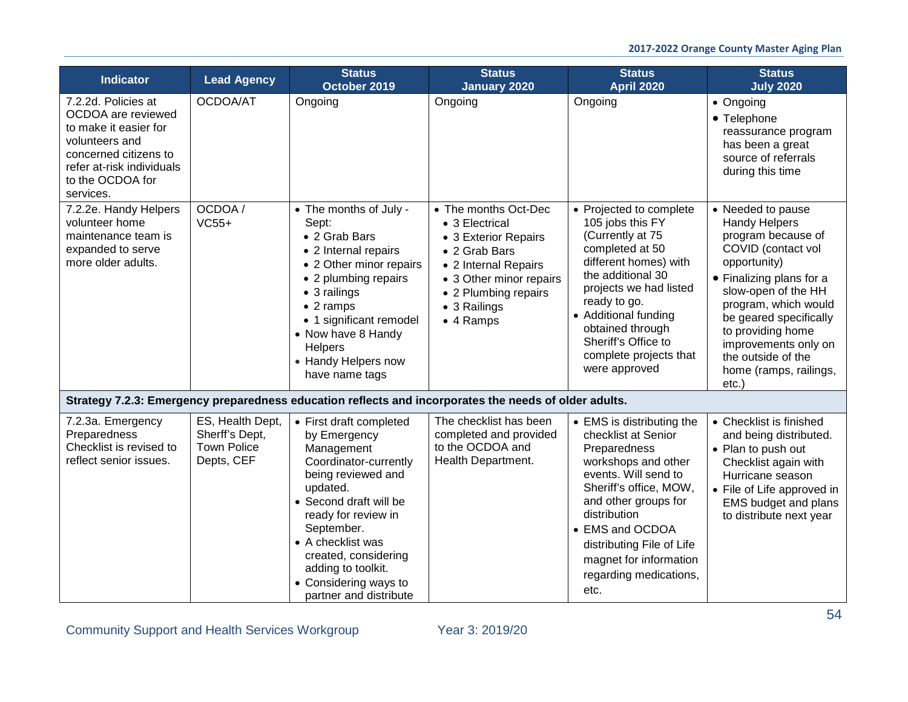| Indicator | Lead Agency | Status October 2019 | Status January 2020 | Status April 2020 | Status July 2020 |
|---|---|---|---|---|---|
| 7.2.2d. Policies at OCDOA are reviewed to make it easier for volunteers and concerned citizens to refer at-risk individuals to the OCDOA for services. | OCDOA/AT | Ongoing | Ongoing | Ongoing | • Ongoing<br>• Telephone reassurance program has been a great source of referrals during this time |
| 7.2.2e. Handy Helpers volunteer home maintenance team is expanded to serve more older adults. | OCDOA / VC55+ | • The months of July - Sept:<br>• 2 Grab Bars<br>• 2 Internal repairs<br>• 2 Other minor repairs<br>• 2 plumbing repairs<br>• 3 railings<br>• 2 ramps<br>• 1 significant remodel<br>• Now have 8 Handy Helpers<br>• Handy Helpers now have name tags | • The months Oct-Dec<br>• 3 Electrical<br>• 3 Exterior Repairs<br>• 2 Grab Bars<br>• 2 Internal Repairs<br>• 3 Other minor repairs<br>• 2 Plumbing repairs<br>• 3 Railings<br>• 4 Ramps | • Projected to complete 105 jobs this FY (Currently at 75 completed at 50 different homes) with the additional 30 projects we had listed ready to go.<br>• Additional funding obtained through Sheriff's Office to complete projects that were approved | • Needed to pause Handy Helpers program because of COVID (contact vol opportunity)<br>• Finalizing plans for a slow-open of the HH program, which would be geared specifically to providing home improvements only on the outside of the home (ramps, railings, etc.) |
| **Strategy 7.2.3: Emergency preparedness education reflects and incorporates the needs of older adults.** | | | | | |
| 7.2.3a. Emergency Preparedness Checklist is revised to reflect senior issues. | ES, Health Dept, Sherff's Dept, Town Police Depts, CEF | • First draft completed by Emergency Management Coordinator-currently being reviewed and updated.<br>• Second draft will be ready for review in September.<br>• A checklist was created, considering adding to toolkit.<br>• Considering ways to partner and distribute | The checklist has been completed and provided to the OCDOA and Health Department. | • EMS is distributing the checklist at Senior Preparedness workshops and other events. Will send to Sheriff's office, MOW, and other groups for distribution<br>• EMS and OCDOA distributing File of Life magnet for information regarding medications, etc. | • Checklist is finished and being distributed.<br>• Plan to push out Checklist again with Hurricane season<br>• File of Life approved in EMS budget and plans to distribute next year |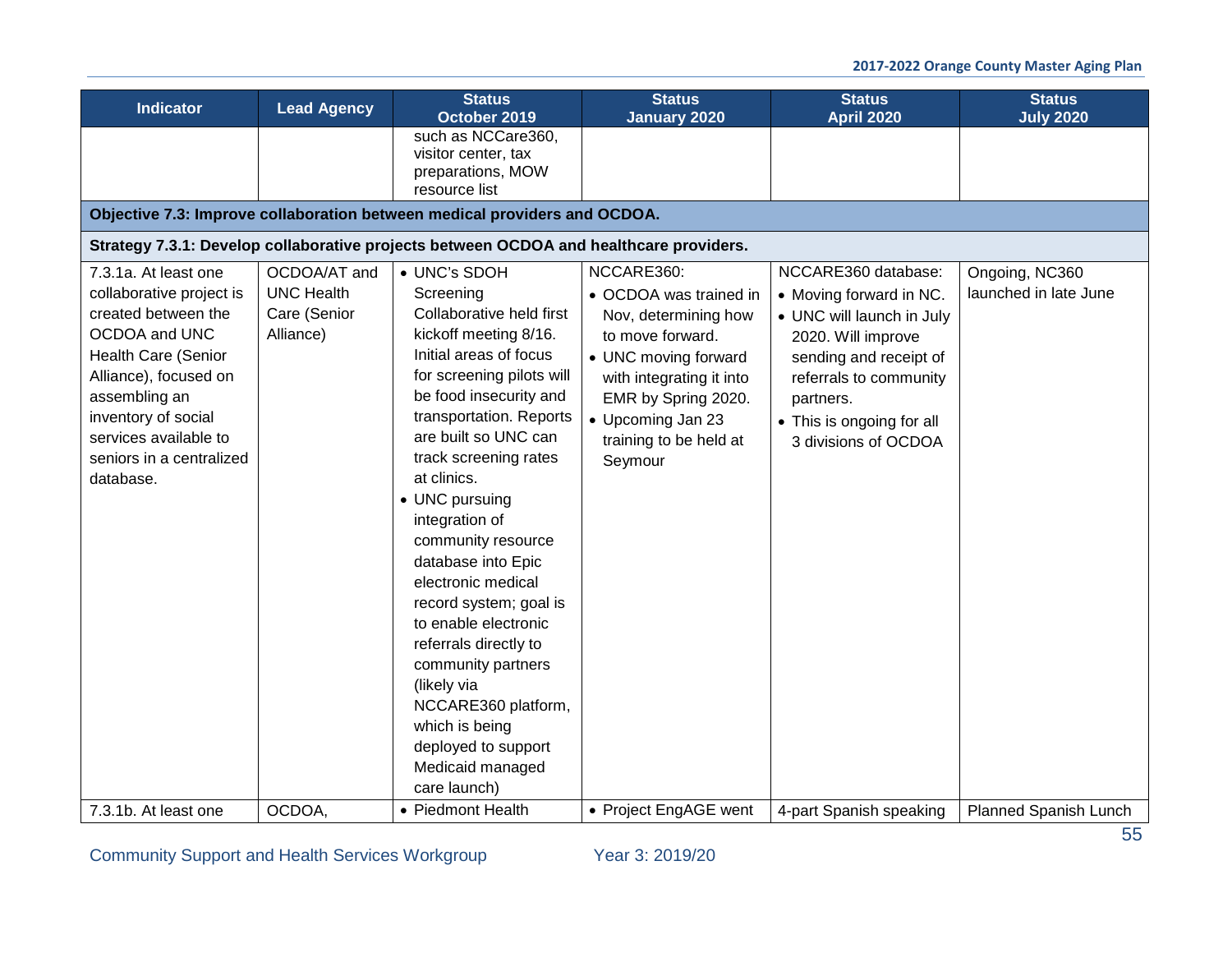| Indicator | Lead Agency | Status October 2019 | Status January 2020 | Status April 2020 | Status July 2020 |
|---|---|---|---|---|---|
| | | such as NCCare360, visitor center, tax preparations, MOW resource list | | | |
| **Objective 7.3: Improve collaboration between medical providers and OCDOA.** | | | | | |
| **Strategy 7.3.1: Develop collaborative projects between OCDOA and healthcare providers.** | | | | | |
| 7.3.1a. At least one collaborative project is created between the OCDOA and UNC Health Care (Senior Alliance), focused on assembling an inventory of social services available to seniors in a centralized database. | OCDOA/AT and UNC Health Care (Senior Alliance) | • UNC's SDOH Screening Collaborative held first kickoff meeting 8/16. Initial areas of focus for screening pilots will be food insecurity and transportation. Reports are built so UNC can track screening rates at clinics.<br>• UNC pursuing integration of community resource database into Epic electronic medical record system; goal is to enable electronic referrals directly to community partners (likely via NCCARE360 platform, which is being deployed to support Medicaid managed care launch) | NCCARE360:<br>• OCDOA was trained in Nov, determining how to move forward.<br>• UNC moving forward with integrating it into EMR by Spring 2020.<br>• Upcoming Jan 23 training to be held at Seymour | NCCARE360 database:<br>• Moving forward in NC.<br>• UNC will launch in July 2020. Will improve sending and receipt of referrals to community partners.<br>• This is ongoing for all 3 divisions of OCDOA | Ongoing, NC360 launched in late June |
| 7.3.1b. At least one | OCDOA, | • Piedmont Health | • Project EngAGE went | 4-part Spanish speaking | Planned Spanish Lunch |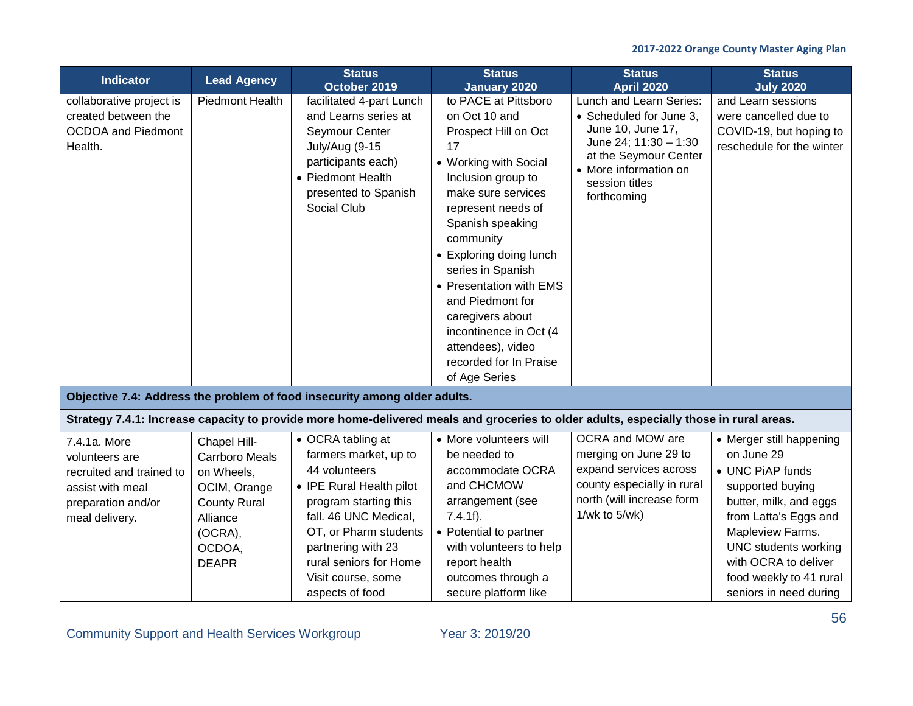| Indicator | Lead Agency | Status October 2019 | Status January 2020 | Status April 2020 | Status July 2020 |
|---|---|---|---|---|---|
| collaborative project is created between the OCDOA and Piedmont Health. | Piedmont Health | facilitated 4-part Lunch and Learns series at Seymour Center July/Aug (9-15 participants each)<br>• Piedmont Health presented to Spanish Social Club | to PACE at Pittsboro on Oct 10 and Prospect Hill on Oct 17<br>• Working with Social Inclusion group to make sure services represent needs of Spanish speaking community<br>• Exploring doing lunch series in Spanish<br>• Presentation with EMS and Piedmont for caregivers about incontinence in Oct (4 attendees), video recorded for In Praise of Age Series | Lunch and Learn Series:<br>• Scheduled for June 3, June 10, June 17, June 24; 11:30 – 1:30 at the Seymour Center<br>• More information on session titles forthcoming | and Learn sessions were cancelled due to COVID-19, but hoping to reschedule for the winter |
| **Objective 7.4: Address the problem of food insecurity among older adults.** | | | | | |
| **Strategy 7.4.1: Increase capacity to provide more home-delivered meals and groceries to older adults, especially those in rural areas.** | | | | | |
| 7.4.1a. More volunteers are recruited and trained to assist with meal preparation and/or meal delivery. | Chapel Hill-Carrboro Meals on Wheels, OCIM, Orange County Rural Alliance (OCRA), OCDOA, DEAPR | • OCRA tabling at farmers market, up to 44 volunteers<br>• IPE Rural Health pilot program starting this fall. 46 UNC Medical, OT, or Pharm students partnering with 23 rural seniors for Home Visit course, some aspects of food | • More volunteers will be needed to accommodate OCRA and CHCMOW arrangement (see 7.4.1f).<br>• Potential to partner with volunteers to help report health outcomes through a secure platform like | OCRA and MOW are merging on June 29 to expand services across county especially in rural north (will increase form 1/wk to 5/wk) | • Merger still happening on June 29<br>• UNC PiAP funds supported buying butter, milk, and eggs from Latta's Eggs and Mapleview Farms. UNC students working with OCRA to deliver food weekly to 41 rural seniors in need during |

Community Support and Health Services Workgroup Year 3: 2019/20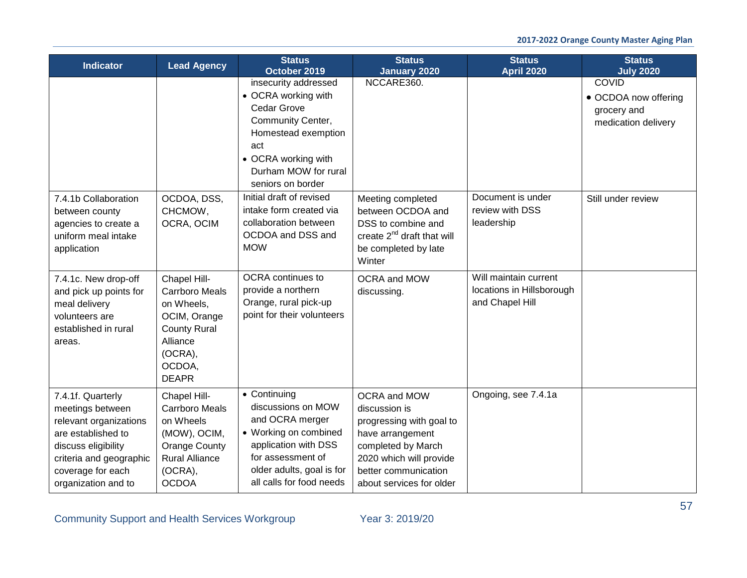| Indicator | Lead Agency | Status October 2019 | Status January 2020 | Status April 2020 | Status July 2020 |
|---|---|---|---|---|---|
| | | insecurity addressed<br>• OCRA working with Cedar Grove Community Center, Homestead exemption act<br>• OCRA working with Durham MOW for rural seniors on border | NCCARE360. | | COVID<br>• OCDOA now offering grocery and medication delivery |
| 7.4.1b Collaboration between county agencies to create a uniform meal intake application | OCDOA, DSS, CHCMOW, OCRA, OCIM | Initial draft of revised intake form created via collaboration between OCDOA and DSS and MOW | Meeting completed between OCDOA and DSS to combine and create 2nd draft that will be completed by late Winter | Document is under review with DSS leadership | Still under review |
| 7.4.1c. New drop-off and pick up points for meal delivery volunteers are established in rural areas. | Chapel Hill-Carrboro Meals on Wheels, OCIM, Orange County Rural Alliance (OCRA), OCDOA, DEAPR | OCRA continues to provide a northern Orange, rural pick-up point for their volunteers | OCRA and MOW discussing. | Will maintain current locations in Hillsborough and Chapel Hill | |
| 7.4.1f. Quarterly meetings between relevant organizations are established to discuss eligibility criteria and geographic coverage for each organization and to | Chapel Hill-Carrboro Meals on Wheels (MOW), OCIM, Orange County Rural Alliance (OCRA), OCDOA | • Continuing discussions on MOW and OCRA merger<br>• Working on combined application with DSS for assessment of older adults, goal is for all calls for food needs | OCRA and MOW discussion is progressing with goal to have arrangement completed by March 2020 which will provide better communication about services for older | Ongoing, see 7.4.1a | |

Community Support and Health Services Workgroup Year 3: 2019/20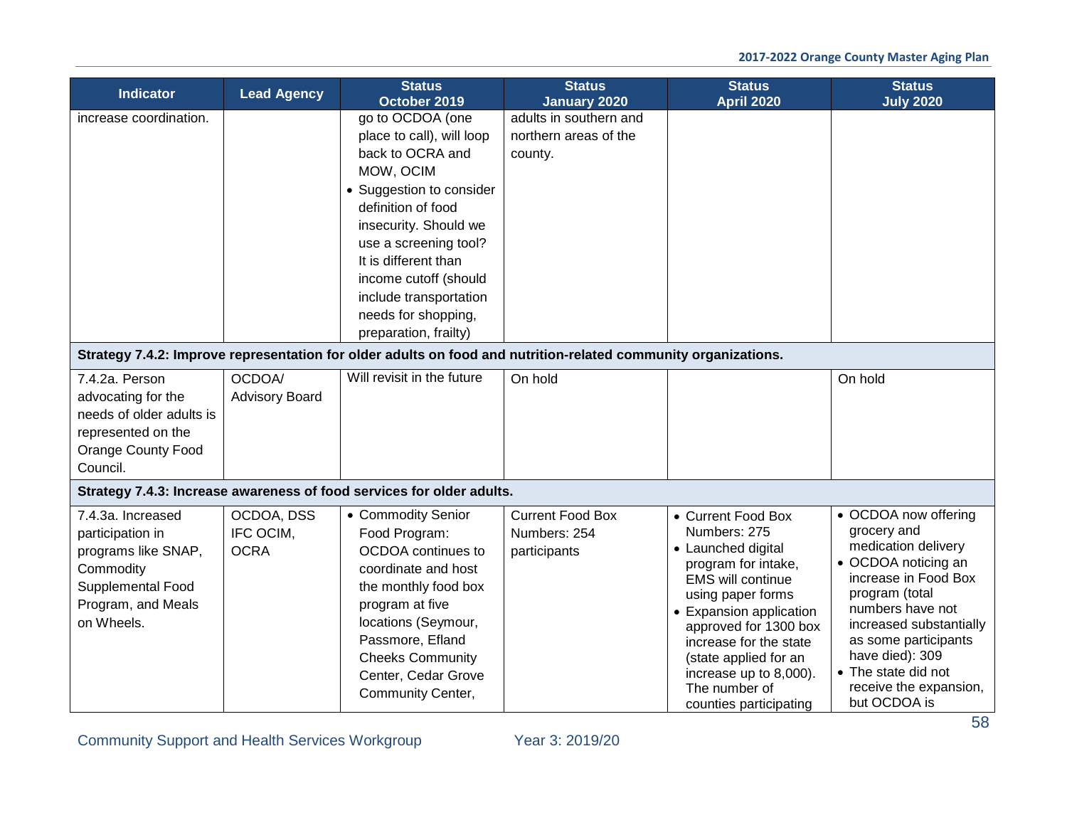| Indicator | Lead Agency | Status October 2019 | Status January 2020 | Status April 2020 | Status July 2020 |
|---|---|---|---|---|---|
| increase coordination. | | go to OCDOA (one place to call), will loop back to OCRA and MOW, OCIM<br>• Suggestion to consider definition of food insecurity. Should we use a screening tool? It is different than income cutoff (should include transportation needs for shopping, preparation, frailty) | adults in southern and northern areas of the county. | | |
| **Strategy 7.4.2: Improve representation for older adults on food and nutrition-related community organizations.** | | | | | |
| 7.4.2a. Person advocating for the needs of older adults is represented on the Orange County Food Council. | OCDOA/ Advisory Board | Will revisit in the future | On hold | | On hold |
| **Strategy 7.4.3: Increase awareness of food services for older adults.** | | | | | |
| 7.4.3a. Increased participation in programs like SNAP, Commodity Supplemental Food Program, and Meals on Wheels. | OCDOA, DSS IFC OCIM, OCRA | • Commodity Senior Food Program: OCDOA continues to coordinate and host the monthly food box program at five locations (Seymour, Passmore, Efland Cheeks Community Center, Cedar Grove Community Center, | Current Food Box Numbers: 254 participants | • Current Food Box Numbers: 275<br>• Launched digital program for intake, EMS will continue using paper forms<br>• Expansion application approved for 1300 box increase for the state (state applied for an increase up to 8,000). The number of counties participating | • OCDOA now offering grocery and medication delivery<br>• OCDOA noticing an increase in Food Box program (total numbers have not increased substantially as some participants have died): 309<br>• The state did not receive the expansion, but OCDOA is |

Community Support and Health Services Workgroup    Year 3: 2019/20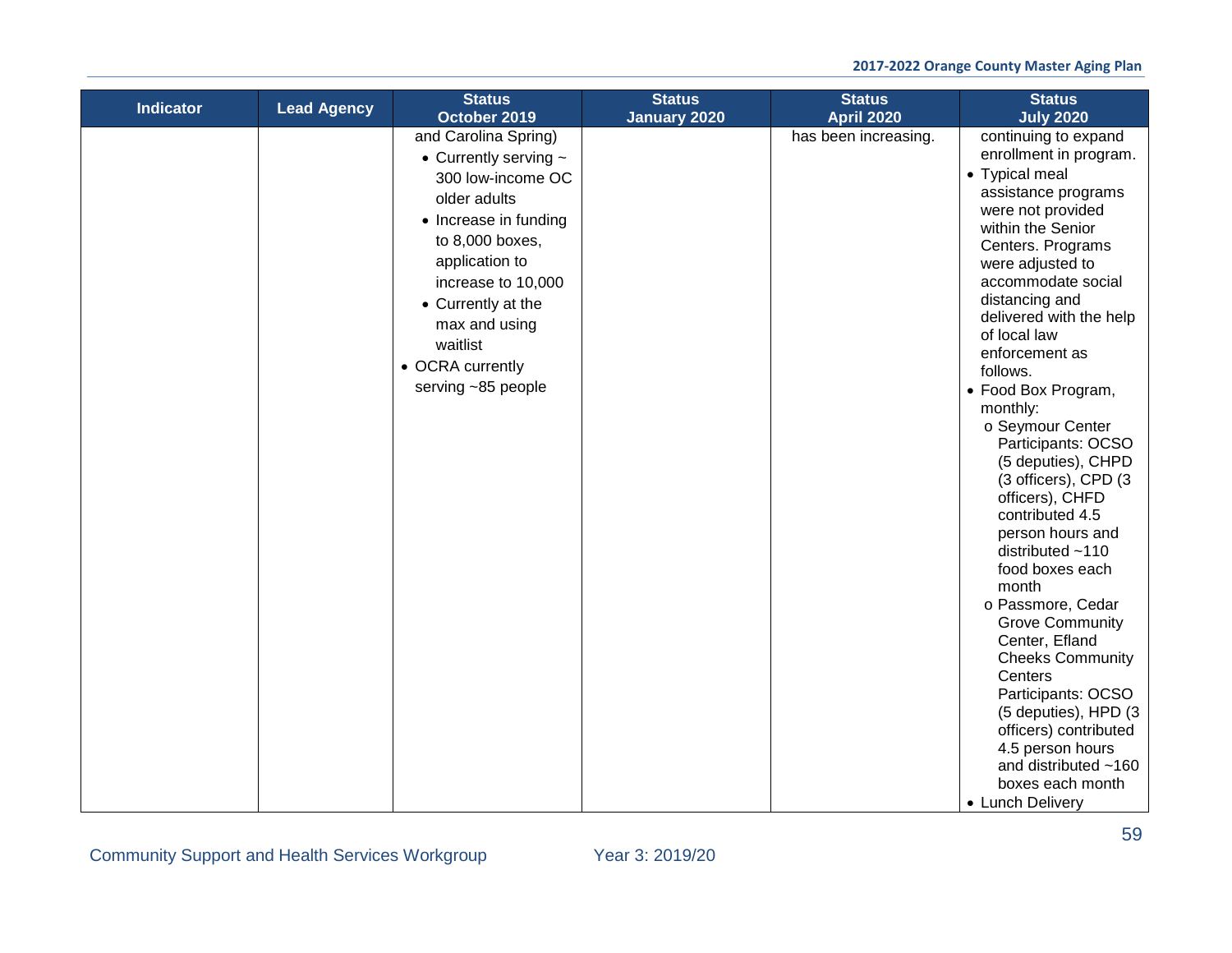| Indicator | Lead Agency | Status October 2019 | Status January 2020 | Status April 2020 | Status July 2020 |
|---|---|---|---|---|---|
| | | and Carolina Spring)<br>• Currently serving ~ 300 low-income OC older adults<br>• Increase in funding to 8,000 boxes, application to increase to 10,000<br>• Currently at the max and using waitlist<br>• OCRA currently serving ~85 people | | has been increasing. | continuing to expand enrollment in program.<br>• Typical meal assistance programs were not provided within the Senior Centers. Programs were adjusted to accommodate social distancing and delivered with the help of local law enforcement as follows.<br>• Food Box Program, monthly:<br>o Seymour Center Participants: OCSO (5 deputies), CHPD (3 officers), CPD (3 officers), CHFD contributed 4.5 person hours and distributed ~110 food boxes each month<br>o Passmore, Cedar Grove Community Center, Efland Cheeks Community Centers Participants: OCSO (5 deputies), HPD (3 officers) contributed 4.5 person hours and distributed ~160 boxes each month<br>• Lunch Delivery |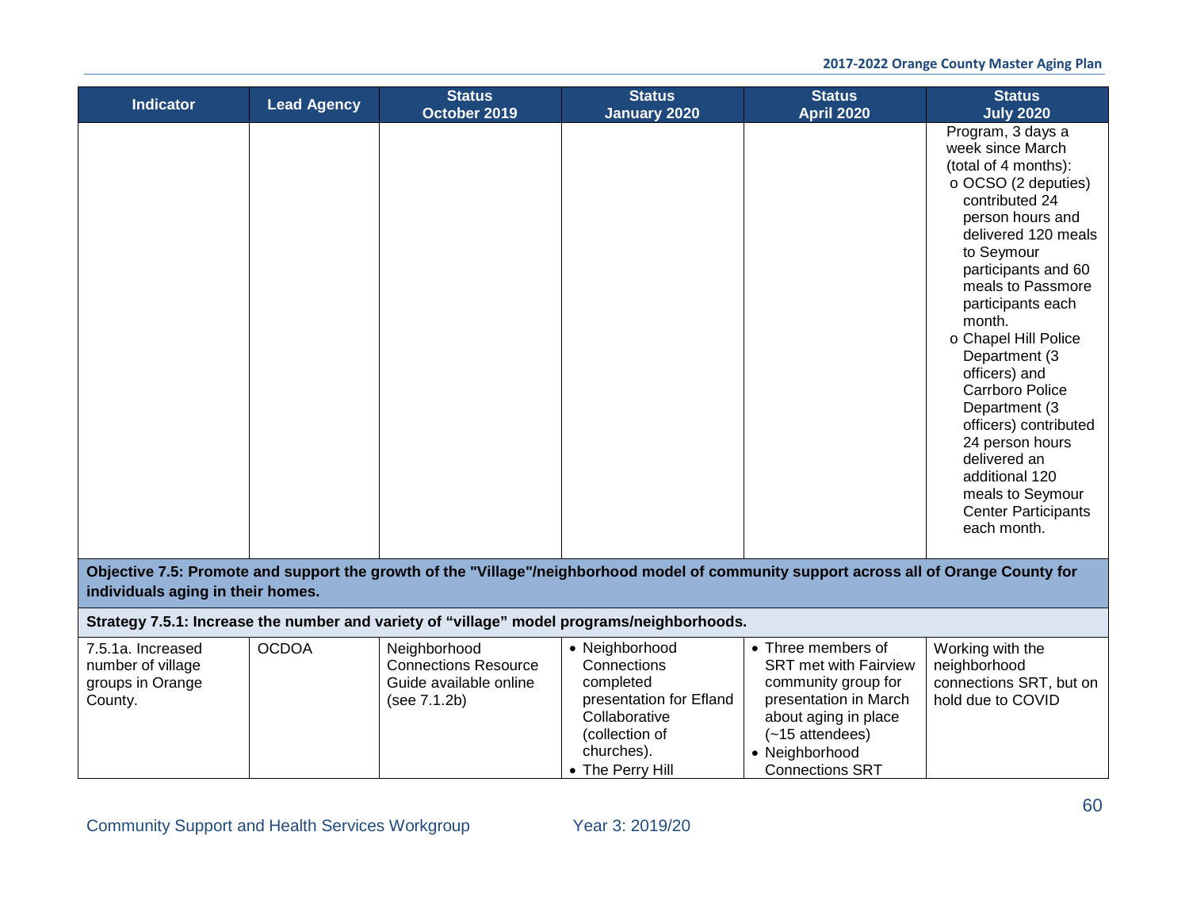| Indicator | Lead Agency | Status October 2019 | Status January 2020 | Status April 2020 | Status July 2020 |
|---|---|---|---|---|---|
| | | | | | Program, 3 days a week since March (total of 4 months): o OCSO (2 deputies) contributed 24 person hours and delivered 120 meals to Seymour participants and 60 meals to Passmore participants each month. o Chapel Hill Police Department (3 officers) and Carrboro Police Department (3 officers) contributed 24 person hours delivered an additional 120 meals to Seymour Center Participants each month. |
| **Objective 7.5: Promote and support the growth of the "Village"/neighborhood model of community support across all of Orange County for individuals aging in their homes.** | | | | | |
| **Strategy 7.5.1: Increase the number and variety of "village" model programs/neighborhoods.** | | | | | |
| 7.5.1a. Increased number of village groups in Orange County. | OCDOA | Neighborhood Connections Resource Guide available online (see 7.1.2b) | • Neighborhood Connections completed presentation for Efland Collaborative (collection of churches). • The Perry Hill | • Three members of SRT met with Fairview community group for presentation in March about aging in place (~15 attendees) • Neighborhood Connections SRT | Working with the neighborhood connections SRT, but on hold due to COVID |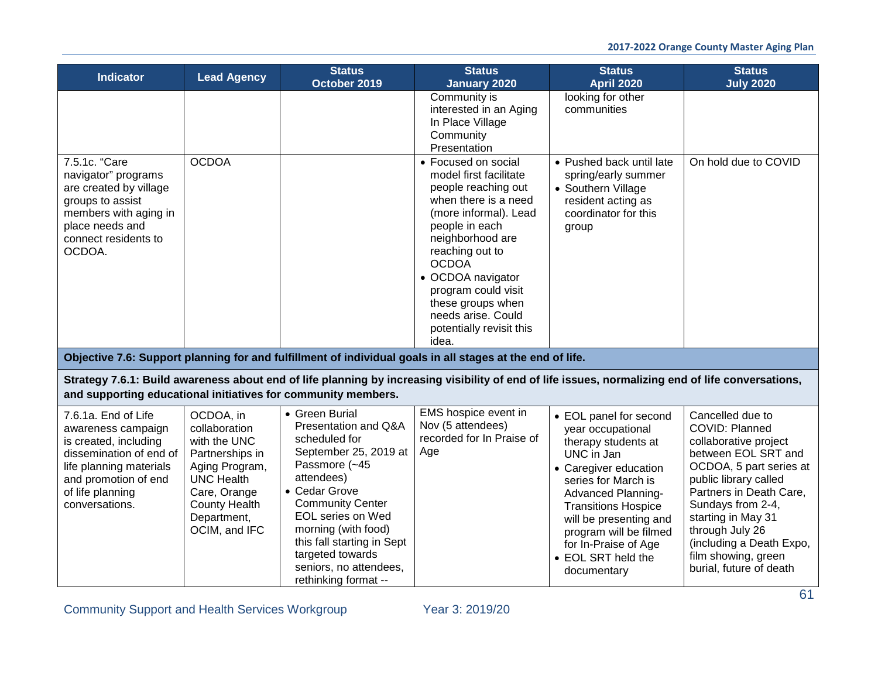| Indicator | Lead Agency | Status October 2019 | Status January 2020 | Status April 2020 | Status July 2020 |
|---|---|---|---|---|---|
| | | | Community is interested in an Aging In Place Village Community Presentation | looking for other communities | |
| 7.5.1c. "Care navigator" programs are created by village groups to assist members with aging in place needs and connect residents to OCDOA. | OCDOA | | • Focused on social model first facilitate people reaching out when there is a need (more informal). Lead people in each neighborhood are reaching out to OCDOA<br>• OCDOA navigator program could visit these groups when needs arise. Could potentially revisit this idea. | • Pushed back until late spring/early summer<br>• Southern Village resident acting as coordinator for this group | On hold due to COVID |
| **Objective 7.6: Support planning for and fulfillment of individual goals in all stages at the end of life.** | | | | | |
| **Strategy 7.6.1: Build awareness about end of life planning by increasing visibility of end of life issues, normalizing end of life conversations, and supporting educational initiatives for community members.** | | | | | |
| 7.6.1a. End of Life awareness campaign is created, including dissemination of end of life planning materials and promotion of end of life planning conversations. | OCDOA, in collaboration with the UNC Partnerships in Aging Program, UNC Health Care, Orange County Health Department, OCIM, and IFC | • Green Burial Presentation and Q&A scheduled for September 25, 2019 at Passmore (~45 attendees)<br>• Cedar Grove Community Center EOL series on Wed morning (with food) this fall starting in Sept targeted towards seniors, no attendees, rethinking format -- | EMS hospice event in Nov (5 attendees) recorded for In Praise of Age | • EOL panel for second year occupational therapy students at UNC in Jan<br>• Caregiver education series for March is Advanced Planning-Transitions Hospice will be presenting and program will be filmed for In-Praise of Age<br>• EOL SRT held the documentary | Cancelled due to COVID: Planned collaborative project between EOL SRT and OCDOA, 5 part series at public library called Partners in Death Care, Sundays from 2-4, starting in May 31 through July 26 (including a Death Expo, film showing, green burial, future of death |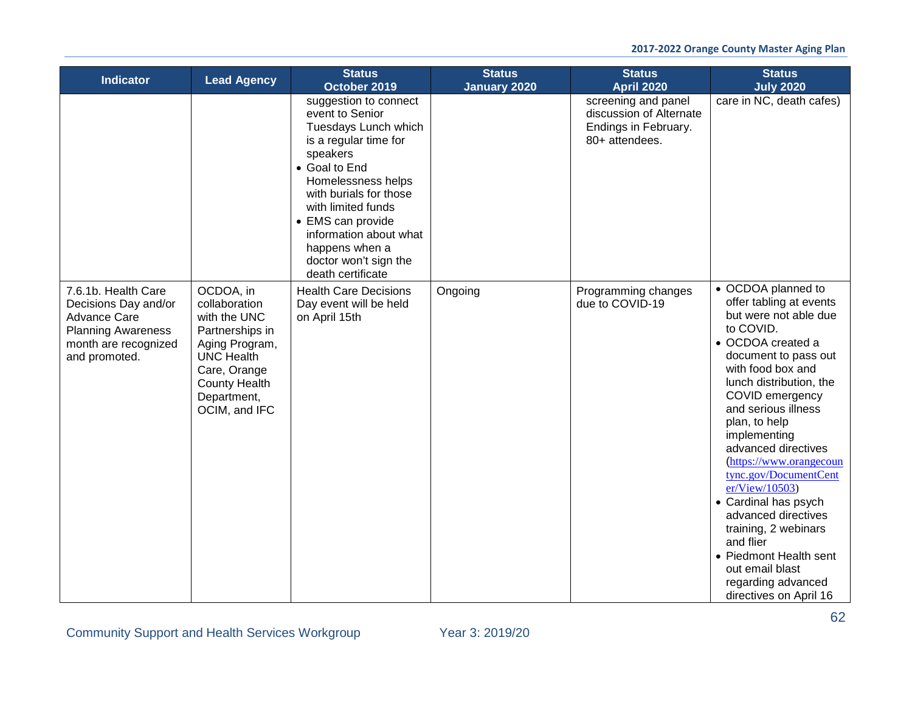| Indicator | Lead Agency | Status October 2019 | Status January 2020 | Status April 2020 | Status July 2020 |
|---|---|---|---|---|---|
| | | suggestion to connect event to Senior Tuesdays Lunch which is a regular time for speakers<br>• Goal to End Homelessness helps with burials for those with limited funds<br>• EMS can provide information about what happens when a doctor won't sign the death certificate | | screening and panel discussion of Alternate Endings in February. 80+ attendees. | care in NC, death cafes) |
| 7.6.1b. Health Care Decisions Day and/or Advance Care Planning Awareness month are recognized and promoted. | OCDOA, in collaboration with the UNC Partnerships in Aging Program, UNC Health Care, Orange County Health Department, OCIM, and IFC | Health Care Decisions Day event will be held on April 15th | Ongoing | Programming changes due to COVID-19 | • OCDOA planned to offer tabling at events but were not able due to COVID.<br>• OCDOA created a document to pass out with food box and lunch distribution, the COVID emergency and serious illness plan, to help implementing advanced directives (https://www.orangecountync.gov/DocumentCenter/View/10503)<br>• Cardinal has psych advanced directives training, 2 webinars and flier<br>• Piedmont Health sent out email blast regarding advanced directives on April 16 |

Community Support and Health Services Workgroup Year 3: 2019/20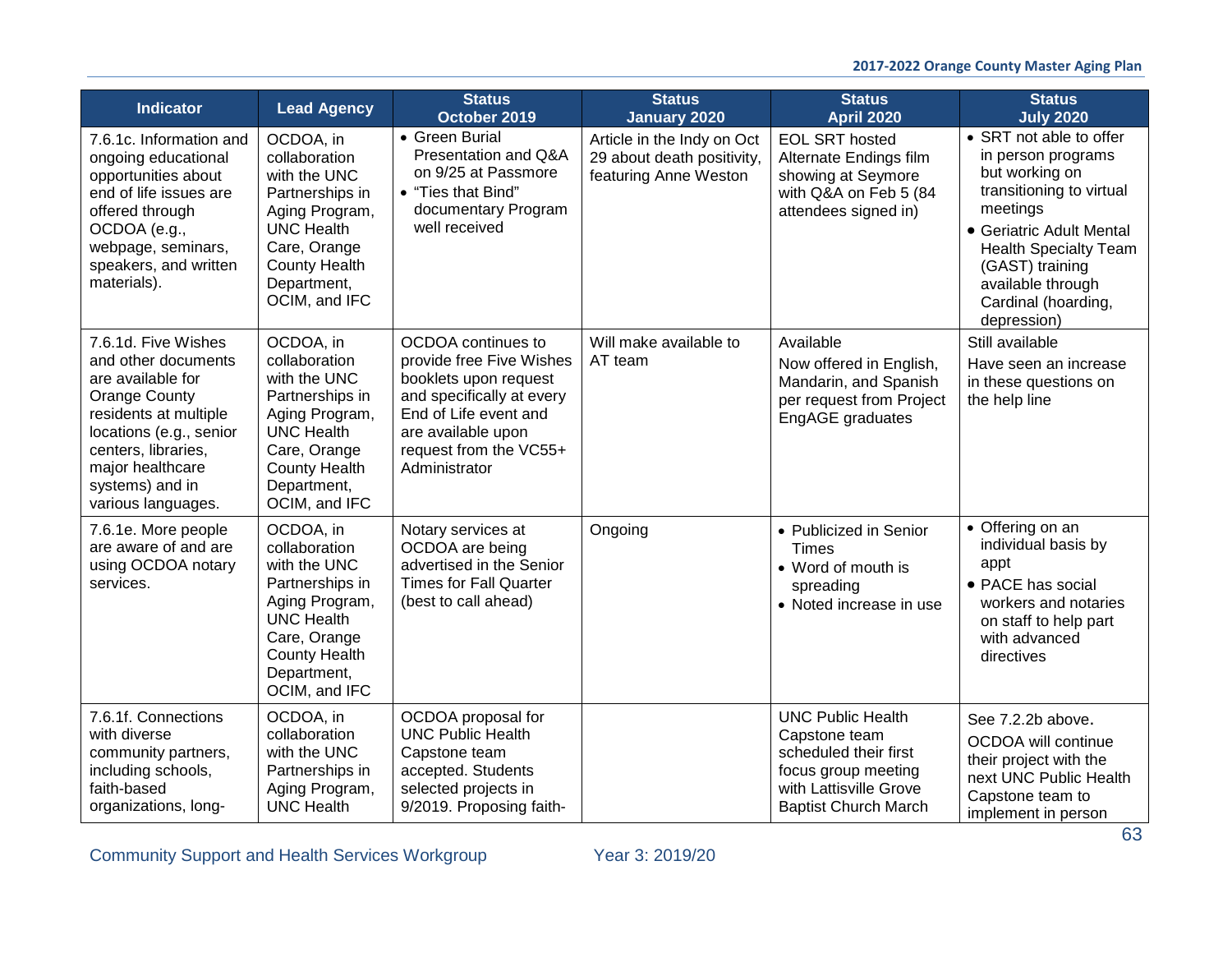| Indicator | Lead Agency | Status October 2019 | Status January 2020 | Status April 2020 | Status July 2020 |
|---|---|---|---|---|---|
| 7.6.1c. Information and ongoing educational opportunities about end of life issues are offered through OCDOA (e.g., webpage, seminars, speakers, and written materials). | OCDOA, in collaboration with the UNC Partnerships in Aging Program, UNC Health Care, Orange County Health Department, OCIM, and IFC | • Green Burial Presentation and Q&A on 9/25 at Passmore<br>• "Ties that Bind" documentary Program well received | Article in the Indy on Oct 29 about death positivity, featuring Anne Weston | EOL SRT hosted Alternate Endings film showing at Seymore with Q&A on Feb 5 (84 attendees signed in) | • SRT not able to offer in person programs but working on transitioning to virtual meetings<br>• Geriatric Adult Mental Health Specialty Team (GAST) training available through Cardinal (hoarding, depression) |
| 7.6.1d. Five Wishes and other documents are available for Orange County residents at multiple locations (e.g., senior centers, libraries, major healthcare systems) and in various languages. | OCDOA, in collaboration with the UNC Partnerships in Aging Program, UNC Health Care, Orange County Health Department, OCIM, and IFC | OCDOA continues to provide free Five Wishes booklets upon request and specifically at every End of Life event and are available upon request from the VC55+ Administrator | Will make available to AT team | Available<br>Now offered in English, Mandarin, and Spanish per request from Project EngAGE graduates | Still available<br>Have seen an increase in these questions on the help line |
| 7.6.1e. More people are aware of and are using OCDOA notary services. | OCDOA, in collaboration with the UNC Partnerships in Aging Program, UNC Health Care, Orange County Health Department, OCIM, and IFC | Notary services at OCDOA are being advertised in the Senior Times for Fall Quarter (best to call ahead) | Ongoing | • Publicized in Senior Times<br>• Word of mouth is spreading<br>• Noted increase in use | • Offering on an individual basis by appt<br>• PACE has social workers and notaries on staff to help part with advanced directives |
| 7.6.1f. Connections with diverse community partners, including schools, faith-based organizations, long- | OCDOA, in collaboration with the UNC Partnerships in Aging Program, UNC Health | OCDOA proposal for UNC Public Health Capstone team accepted. Students selected projects in 9/2019. Proposing faith- | | UNC Public Health Capstone team scheduled their first focus group meeting with Lattisville Grove Baptist Church March | See 7.2.2b above.<br>OCDOA will continue their project with the next UNC Public Health Capstone team to implement in person |

Community Support and Health Services Workgroup Year 3: 2019/20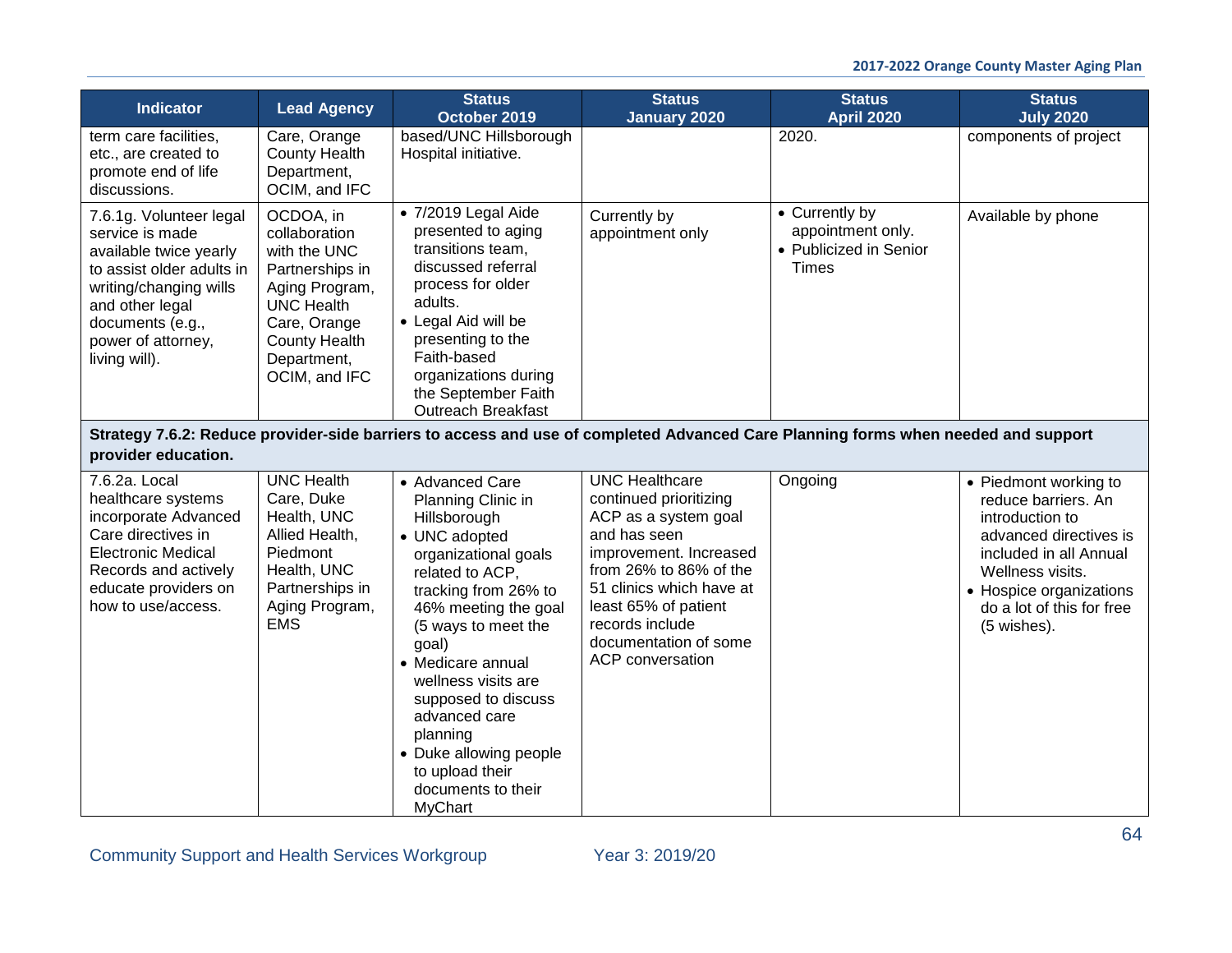| Indicator | Lead Agency | Status October 2019 | Status January 2020 | Status April 2020 | Status July 2020 |
|---|---|---|---|---|---|
| term care facilities, etc., are created to promote end of life discussions. | Care, Orange County Health Department, OCIM, and IFC | based/UNC Hillsborough Hospital initiative. | | 2020. | components of project |
| 7.6.1g. Volunteer legal service is made available twice yearly to assist older adults in writing/changing wills and other legal documents (e.g., power of attorney, living will). | OCDOA, in collaboration with the UNC Partnerships in Aging Program, UNC Health Care, Orange County Health Department, OCIM, and IFC | • 7/2019 Legal Aide presented to aging transitions team, discussed referral process for older adults.<br>• Legal Aid will be presenting to the Faith-based organizations during the September Faith Outreach Breakfast | Currently by appointment only | • Currently by appointment only.<br>• Publicized in Senior Times | Available by phone |
| **Strategy 7.6.2: Reduce provider-side barriers to access and use of completed Advanced Care Planning forms when needed and support provider education.** | | | | | |
| 7.6.2a. Local healthcare systems incorporate Advanced Care directives in Electronic Medical Records and actively educate providers on how to use/access. | UNC Health Care, Duke Health, UNC Allied Health, Piedmont Health, UNC Partnerships in Aging Program, EMS | • Advanced Care Planning Clinic in Hillsborough<br>• UNC adopted organizational goals related to ACP, tracking from 26% to 46% meeting the goal (5 ways to meet the goal)<br>• Medicare annual wellness visits are supposed to discuss advanced care planning<br>• Duke allowing people to upload their documents to their MyChart | UNC Healthcare continued prioritizing ACP as a system goal and has seen improvement. Increased from 26% to 86% of the 51 clinics which have at least 65% of patient records include documentation of some ACP conversation | Ongoing | • Piedmont working to reduce barriers. An introduction to advanced directives is included in all Annual Wellness visits.<br>• Hospice organizations do a lot of this for free (5 wishes). |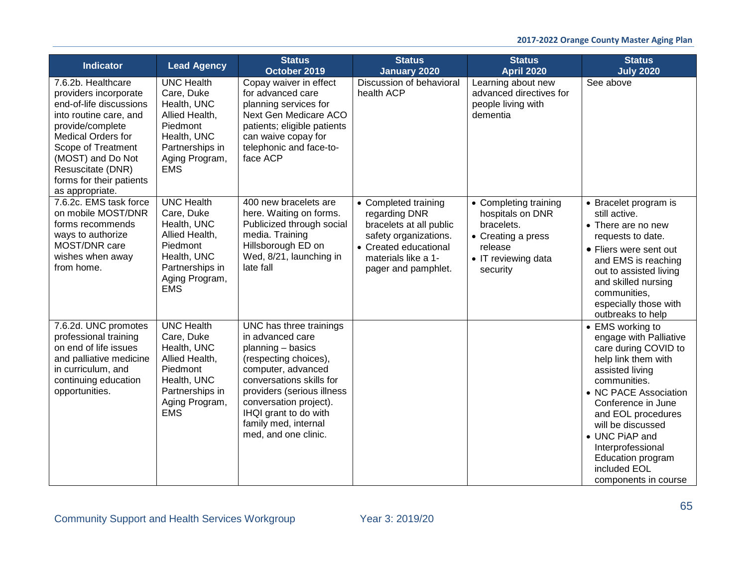| Indicator | Lead Agency | Status October 2019 | Status January 2020 | Status April 2020 | Status July 2020 |
|---|---|---|---|---|---|
| 7.6.2b. Healthcare providers incorporate end-of-life discussions into routine care, and provide/complete Medical Orders for Scope of Treatment (MOST) and Do Not Resuscitate (DNR) forms for their patients as appropriate. | UNC Health Care, Duke Health, UNC Allied Health, Piedmont Health, UNC Partnerships in Aging Program, EMS | Copay waiver in effect for advanced care planning services for Next Gen Medicare ACO patients; eligible patients can waive copay for telephonic and face-to-face ACP | Discussion of behavioral health ACP | Learning about new advanced directives for people living with dementia | See above |
| 7.6.2c. EMS task force on mobile MOST/DNR forms recommends ways to authorize MOST/DNR care wishes when away from home. | UNC Health Care, Duke Health, UNC Allied Health, Piedmont Health, UNC Partnerships in Aging Program, EMS | 400 new bracelets are here. Waiting on forms. Publicized through social media. Training Hillsborough ED on Wed, 8/21, launching in late fall | • Completed training regarding DNR bracelets at all public safety organizations.<br>• Created educational materials like a 1-pager and pamphlet. | • Completing training hospitals on DNR bracelets.<br>• Creating a press release<br>• IT reviewing data security | • Bracelet program is still active.<br>• There are no new requests to date.<br>• Fliers were sent out and EMS is reaching out to assisted living and skilled nursing communities, especially those with outbreaks to help |
| 7.6.2d. UNC promotes professional training on end of life issues and palliative medicine in curriculum, and continuing education opportunities. | UNC Health Care, Duke Health, UNC Allied Health, Piedmont Health, UNC Partnerships in Aging Program, EMS | UNC has three trainings in advanced care planning – basics (respecting choices), computer, advanced conversations skills for providers (serious illness conversation project). IHQI grant to do with family med, internal med, and one clinic. | | | • EMS working to engage with Palliative care during COVID to help link them with assisted living communities.<br>• NC PACE Association Conference in June and EOL procedures will be discussed<br>• UNC PiAP and Interprofessional Education program included EOL components in course |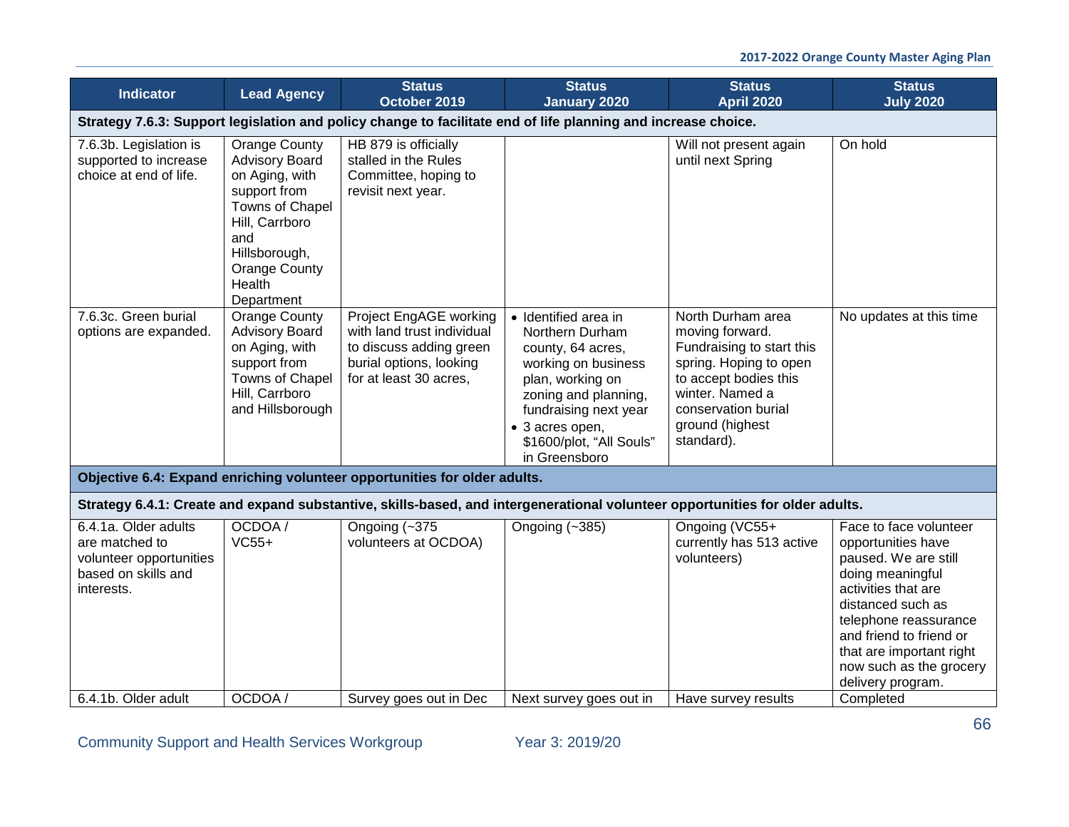| Indicator | Lead Agency | Status October 2019 | Status January 2020 | Status April 2020 | Status July 2020 |
|---|---|---|---|---|---|
| **Strategy 7.6.3: Support legislation and policy change to facilitate end of life planning and increase choice.** | | | | | |
| 7.6.3b. Legislation is supported to increase choice at end of life. | Orange County Advisory Board on Aging, with support from Towns of Chapel Hill, Carrboro and Hillsborough, Orange County Health Department | HB 879 is officially stalled in the Rules Committee, hoping to revisit next year. | | Will not present again until next Spring | On hold |
| 7.6.3c. Green burial options are expanded. | Orange County Advisory Board on Aging, with support from Towns of Chapel Hill, Carrboro and Hillsborough | Project EngAGE working with land trust individual to discuss adding green burial options, looking for at least 30 acres, | • Identified area in Northern Durham county, 64 acres, working on business plan, working on zoning and planning, fundraising next year<br>• 3 acres open, $1600/plot, "All Souls" in Greensboro | North Durham area moving forward. Fundraising to start this spring. Hoping to open to accept bodies this winter. Named a conservation burial ground (highest standard). | No updates at this time |
| **Objective 6.4: Expand enriching volunteer opportunities for older adults.** | | | | | |
| **Strategy 6.4.1: Create and expand substantive, skills-based, and intergenerational volunteer opportunities for older adults.** | | | | | |
| 6.4.1a. Older adults are matched to volunteer opportunities based on skills and interests. | OCDOA / VC55+ | Ongoing (~375 volunteers at OCDOA) | Ongoing (~385) | Ongoing (VC55+ currently has 513 active volunteers) | Face to face volunteer opportunities have paused. We are still doing meaningful activities that are distanced such as telephone reassurance and friend to friend or that are important right now such as the grocery delivery program. |
| 6.4.1b. Older adult | OCDOA / | Survey goes out in Dec | Next survey goes out in | Have survey results | Completed |

Community Support and Health Services Workgroup Year 3: 2019/20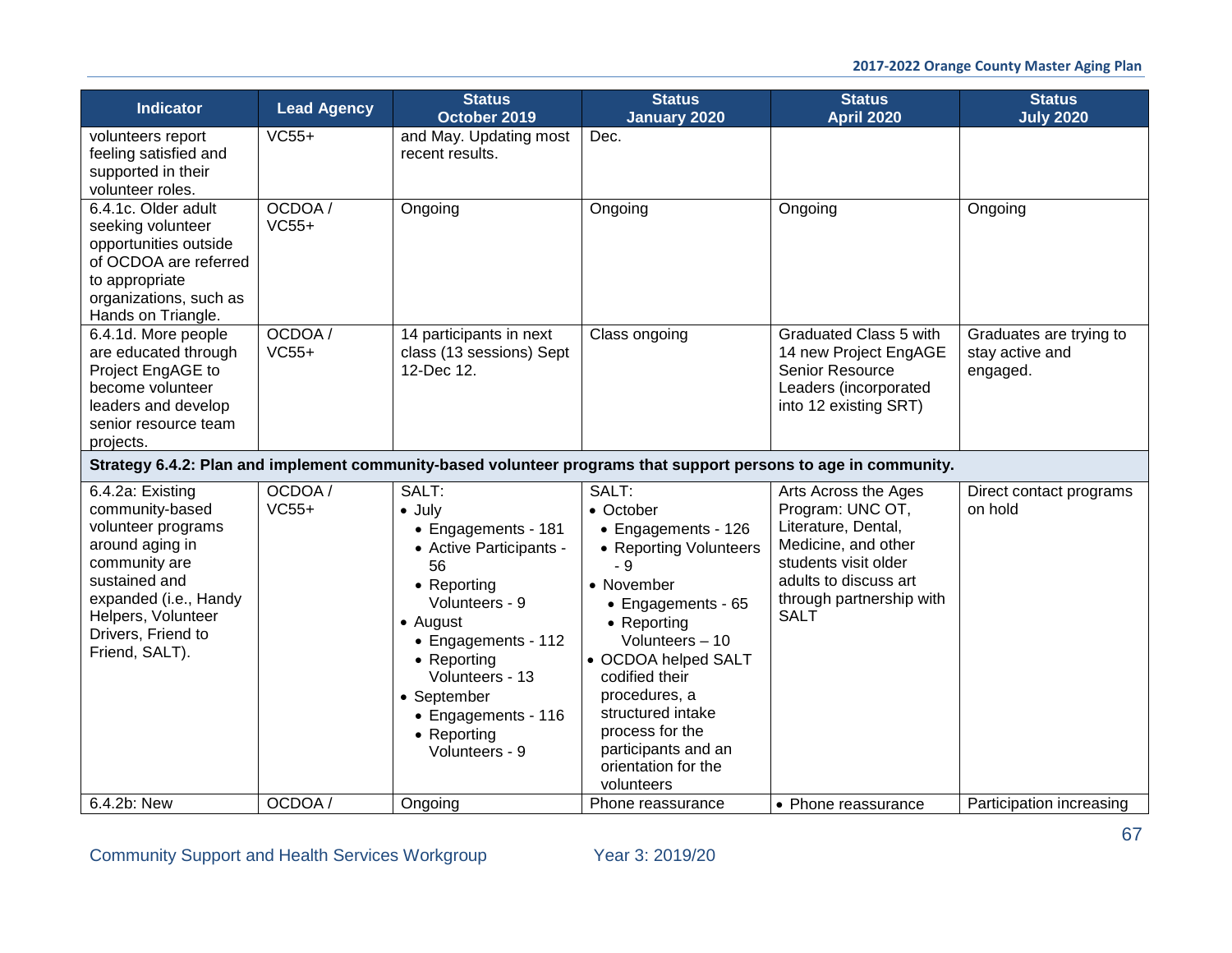| Indicator | Lead Agency | Status October 2019 | Status January 2020 | Status April 2020 | Status July 2020 |
|---|---|---|---|---|---|
| volunteers report feeling satisfied and supported in their volunteer roles. | VC55+ | and May. Updating most recent results. | Dec. | | |
| 6.4.1c. Older adult seeking volunteer opportunities outside of OCDOA are referred to appropriate organizations, such as Hands on Triangle. | OCDOA / VC55+ | Ongoing | Ongoing | Ongoing | Ongoing |
| 6.4.1d. More people are educated through Project EngAGE to become volunteer leaders and develop senior resource team projects. | OCDOA / VC55+ | 14 participants in next class (13 sessions) Sept 12-Dec 12. | Class ongoing | Graduated Class 5 with 14 new Project EngAGE Senior Resource Leaders (incorporated into 12 existing SRT) | Graduates are trying to stay active and engaged. |
| **Strategy 6.4.2: Plan and implement community-based volunteer programs that support persons to age in community.** | | | | | |
| 6.4.2a: Existing community-based volunteer programs around aging in community are sustained and expanded (i.e., Handy Helpers, Volunteer Drivers, Friend to Friend, SALT). | OCDOA / VC55+ | SALT:<br>• July<br>  • Engagements - 181<br>  • Active Participants - 56<br>  • Reporting Volunteers - 9<br>• August<br>  • Engagements - 112<br>  • Reporting Volunteers - 13<br>• September<br>  • Engagements - 116<br>  • Reporting Volunteers - 9 | SALT:<br>• October<br>  • Engagements - 126<br>  • Reporting Volunteers - 9<br>• November<br>  • Engagements - 65<br>  • Reporting Volunteers – 10<br>• OCDOA helped SALT codified their procedures, a structured intake process for the participants and an orientation for the volunteers | Arts Across the Ages Program: UNC OT, Literature, Dental, Medicine, and other students visit older adults to discuss art through partnership with SALT | Direct contact programs on hold |
| 6.4.2b: New | OCDOA / | Ongoing | Phone reassurance | • Phone reassurance | Participation increasing |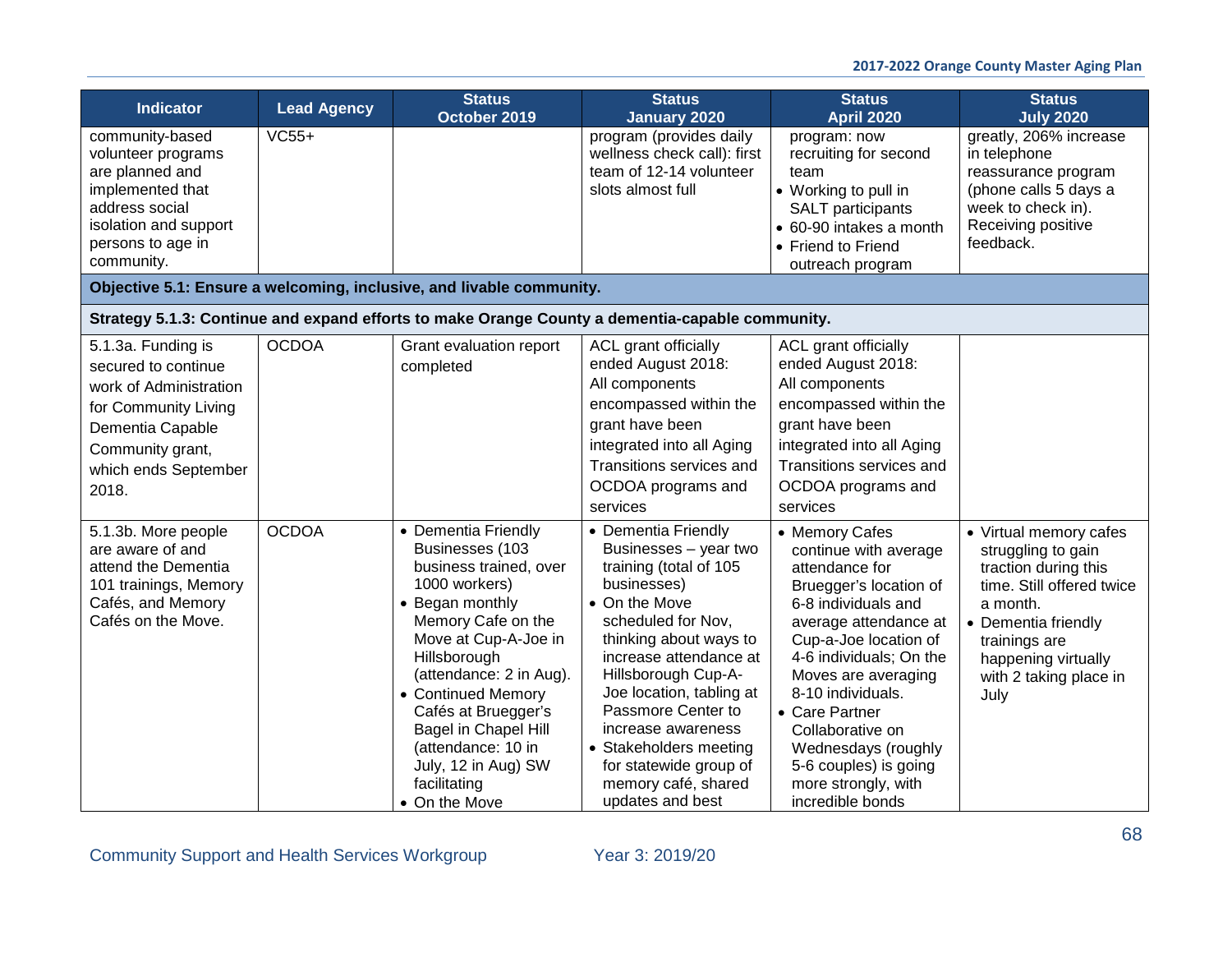| Indicator | Lead Agency | Status October 2019 | Status January 2020 | Status April 2020 | Status July 2020 |
|---|---|---|---|---|---|
| community-based volunteer programs are planned and implemented that address social isolation and support persons to age in community. | VC55+ | | program (provides daily wellness check call): first team of 12-14 volunteer slots almost full | program: now recruiting for second team<br>• Working to pull in SALT participants<br>• 60-90 intakes a month<br>• Friend to Friend outreach program | greatly, 206% increase in telephone reassurance program (phone calls 5 days a week to check in). Receiving positive feedback. |
| **Objective 5.1: Ensure a welcoming, inclusive, and livable community.** | | | | | |
| **Strategy 5.1.3: Continue and expand efforts to make Orange County a dementia-capable community.** | | | | | |
| 5.1.3a. Funding is secured to continue work of Administration for Community Living Dementia Capable Community grant, which ends September 2018. | OCDOA | Grant evaluation report completed | ACL grant officially ended August 2018: All components encompassed within the grant have been integrated into all Aging Transitions services and OCDOA programs and services | ACL grant officially ended August 2018: All components encompassed within the grant have been integrated into all Aging Transitions services and OCDOA programs and services | |
| 5.1.3b. More people are aware of and attend the Dementia 101 trainings, Memory Cafés, and Memory Cafés on the Move. | OCDOA | • Dementia Friendly Businesses (103 business trained, over 1000 workers)<br>• Began monthly Memory Cafe on the Move at Cup-A-Joe in Hillsborough (attendance: 2 in Aug).<br>• Continued Memory Cafés at Bruegger's Bagel in Chapel Hill (attendance: 10 in July, 12 in Aug) SW facilitating<br>• On the Move | • Dementia Friendly Businesses – year two training (total of 105 businesses)<br>• On the Move scheduled for Nov, thinking about ways to increase attendance at Hillsborough Cup-A-Joe location, tabling at Passmore Center to increase awareness<br>• Stakeholders meeting for statewide group of memory café, shared updates and best | • Memory Cafes continue with average attendance for Bruegger's location of 6-8 individuals and average attendance at Cup-a-Joe location of 4-6 individuals; On the Moves are averaging 8-10 individuals.<br>• Care Partner Collaborative on Wednesdays (roughly 5-6 couples) is going more strongly, with incredible bonds | • Virtual memory cafes struggling to gain traction during this time. Still offered twice a month.<br>• Dementia friendly trainings are happening virtually with 2 taking place in July |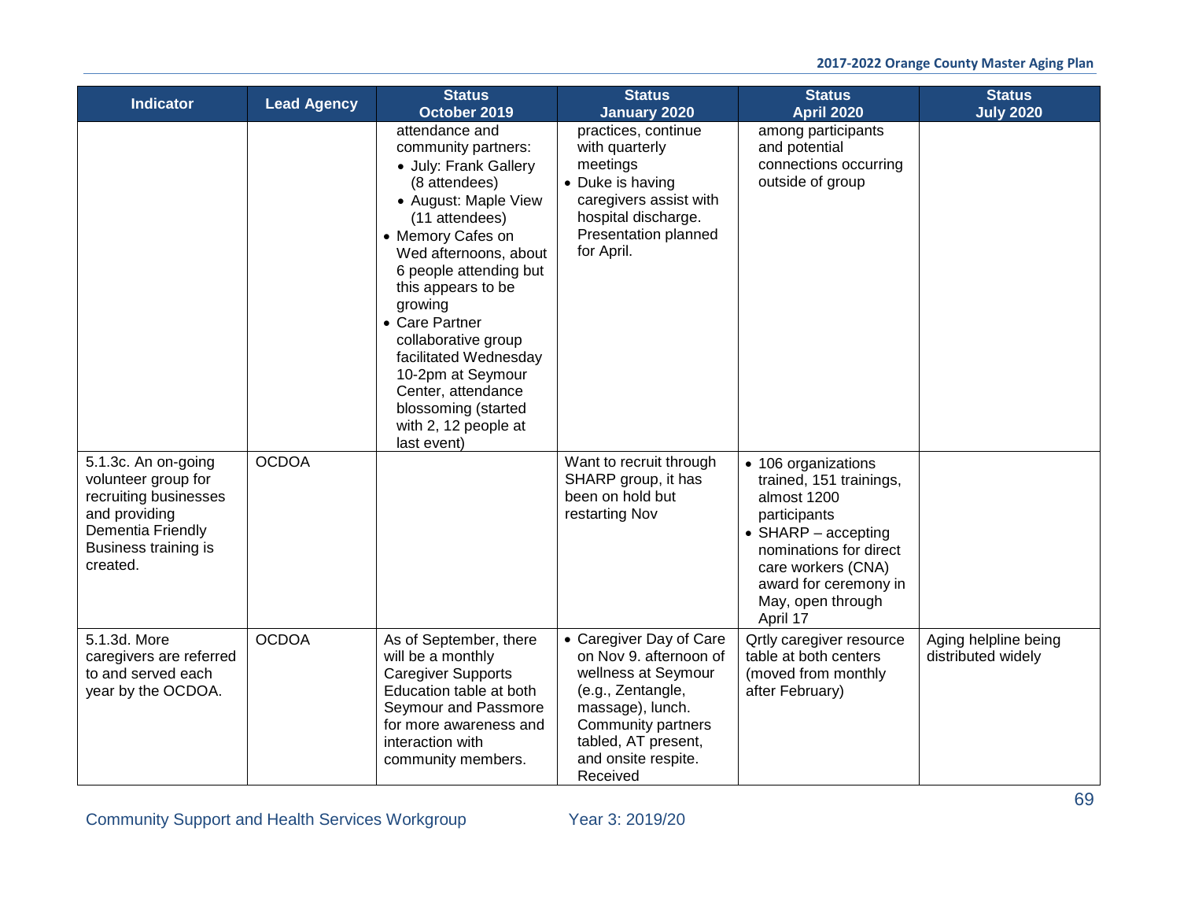| Indicator | Lead Agency | Status October 2019 | Status January 2020 | Status April 2020 | Status July 2020 |
|---|---|---|---|---|---|
| | | attendance and community partners: • July: Frank Gallery (8 attendees) • August: Maple View (11 attendees) • Memory Cafes on Wed afternoons, about 6 people attending but this appears to be growing • Care Partner collaborative group facilitated Wednesday 10-2pm at Seymour Center, attendance blossoming (started with 2, 12 people at last event) | practices, continue with quarterly meetings • Duke is having caregivers assist with hospital discharge. Presentation planned for April. | among participants and potential connections occurring outside of group | |
| 5.1.3c. An on-going volunteer group for recruiting businesses and providing Dementia Friendly Business training is created. | OCDOA | | Want to recruit through SHARP group, it has been on hold but restarting Nov | • 106 organizations trained, 151 trainings, almost 1200 participants • SHARP – accepting nominations for direct care workers (CNA) award for ceremony in May, open through April 17 | |
| 5.1.3d. More caregivers are referred to and served each year by the OCDOA. | OCDOA | As of September, there will be a monthly Caregiver Supports Education table at both Seymour and Passmore for more awareness and interaction with community members. | • Caregiver Day of Care on Nov 9. afternoon of wellness at Seymour (e.g., Zentangle, massage), lunch. Community partners tabled, AT present, and onsite respite. Received | Qrtly caregiver resource table at both centers (moved from monthly after February) | Aging helpline being distributed widely |

Community Support and Health Services Workgroup Year 3: 2019/20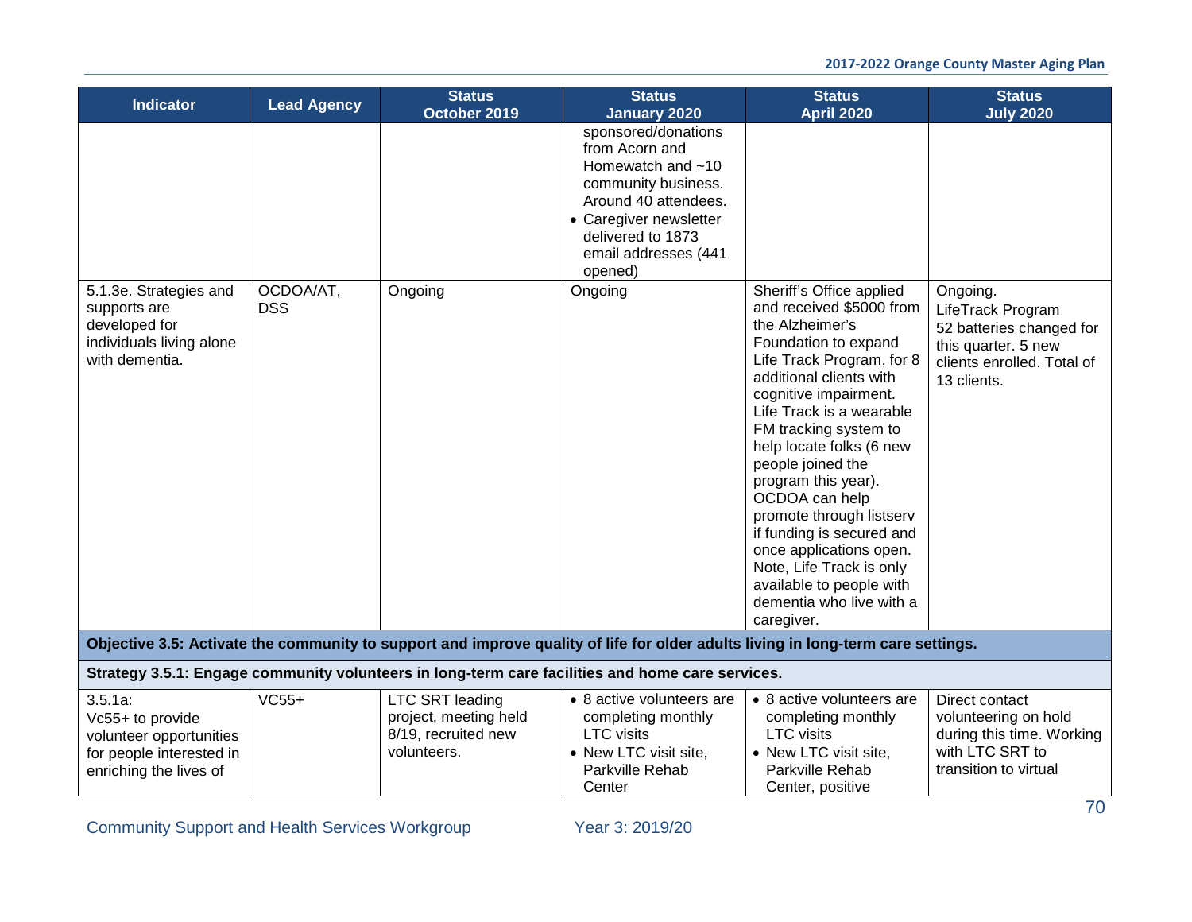| Indicator | Lead Agency | Status October 2019 | Status January 2020 | Status April 2020 | Status July 2020 |
|---|---|---|---|---|---|
| | | | sponsored/donations from Acorn and Homewatch and ~10 community business. Around 40 attendees.<br>• Caregiver newsletter delivered to 1873 email addresses (441 opened) | | |
| 5.1.3e. Strategies and supports are developed for individuals living alone with dementia. | OCDOA/AT, DSS | Ongoing | Ongoing | Sheriff's Office applied and received $5000 from the Alzheimer's Foundation to expand Life Track Program, for 8 additional clients with cognitive impairment. Life Track is a wearable FM tracking system to help locate folks (6 new people joined the program this year). OCDOA can help promote through listserv if funding is secured and once applications open. Note, Life Track is only available to people with dementia who live with a caregiver. | Ongoing.<br>LifeTrack Program<br>52 batteries changed for this quarter. 5 new clients enrolled. Total of 13 clients. |
| **Objective 3.5: Activate the community to support and improve quality of life for older adults living in long-term care settings.** | | | | | |
| **Strategy 3.5.1: Engage community volunteers in long-term care facilities and home care services.** | | | | | |
| 3.5.1a:<br>Vc55+ to provide volunteer opportunities for people interested in enriching the lives of | VC55+ | LTC SRT leading project, meeting held 8/19, recruited new volunteers. | • 8 active volunteers are completing monthly LTC visits<br>• New LTC visit site, Parkville Rehab Center | • 8 active volunteers are completing monthly LTC visits<br>• New LTC visit site, Parkville Rehab Center, positive | Direct contact volunteering on hold during this time. Working with LTC SRT to transition to virtual |

Community Support and Health Services Workgroup Year 3: 2019/20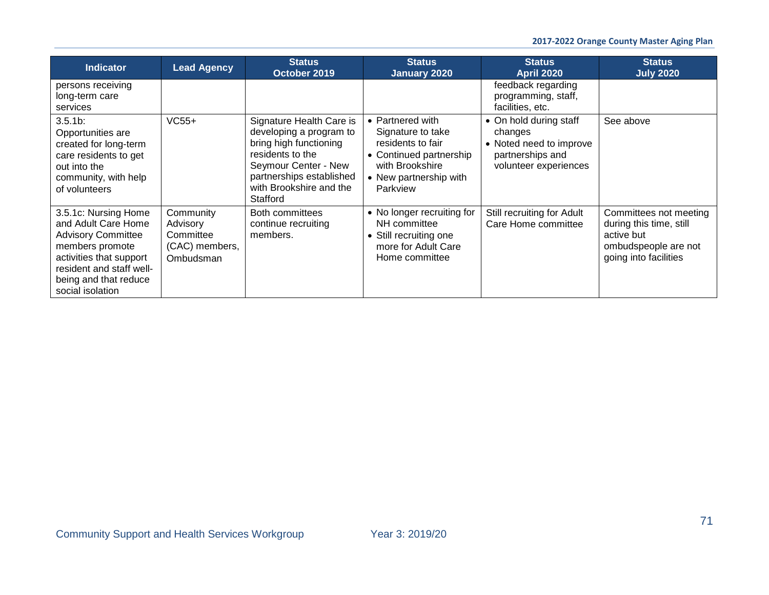| Indicator | Lead Agency | Status October 2019 | Status January 2020 | Status April 2020 | Status July 2020 |
|---|---|---|---|---|---|
| persons receiving long-term care services | | | | feedback regarding programming, staff, facilities, etc. | |
| 3.5.1b: Opportunities are created for long-term care residents to get out into the community, with help of volunteers | VC55+ | Signature Health Care is developing a program to bring high functioning residents to the Seymour Center - New partnerships established with Brookshire and the Stafford | • Partnered with Signature to take residents to fair<br>• Continued partnership with Brookshire<br>• New partnership with Parkview | • On hold during staff changes<br>• Noted need to improve partnerships and volunteer experiences | See above |
| 3.5.1c: Nursing Home and Adult Care Home Advisory Committee members promote activities that support resident and staff well-being and that reduce social isolation | Community Advisory Committee (CAC) members, Ombudsman | Both committees continue recruiting members. | • No longer recruiting for NH committee<br>• Still recruiting one more for Adult Care Home committee | Still recruiting for Adult Care Home committee | Committees not meeting during this time, still active but ombudspeople are not going into facilities |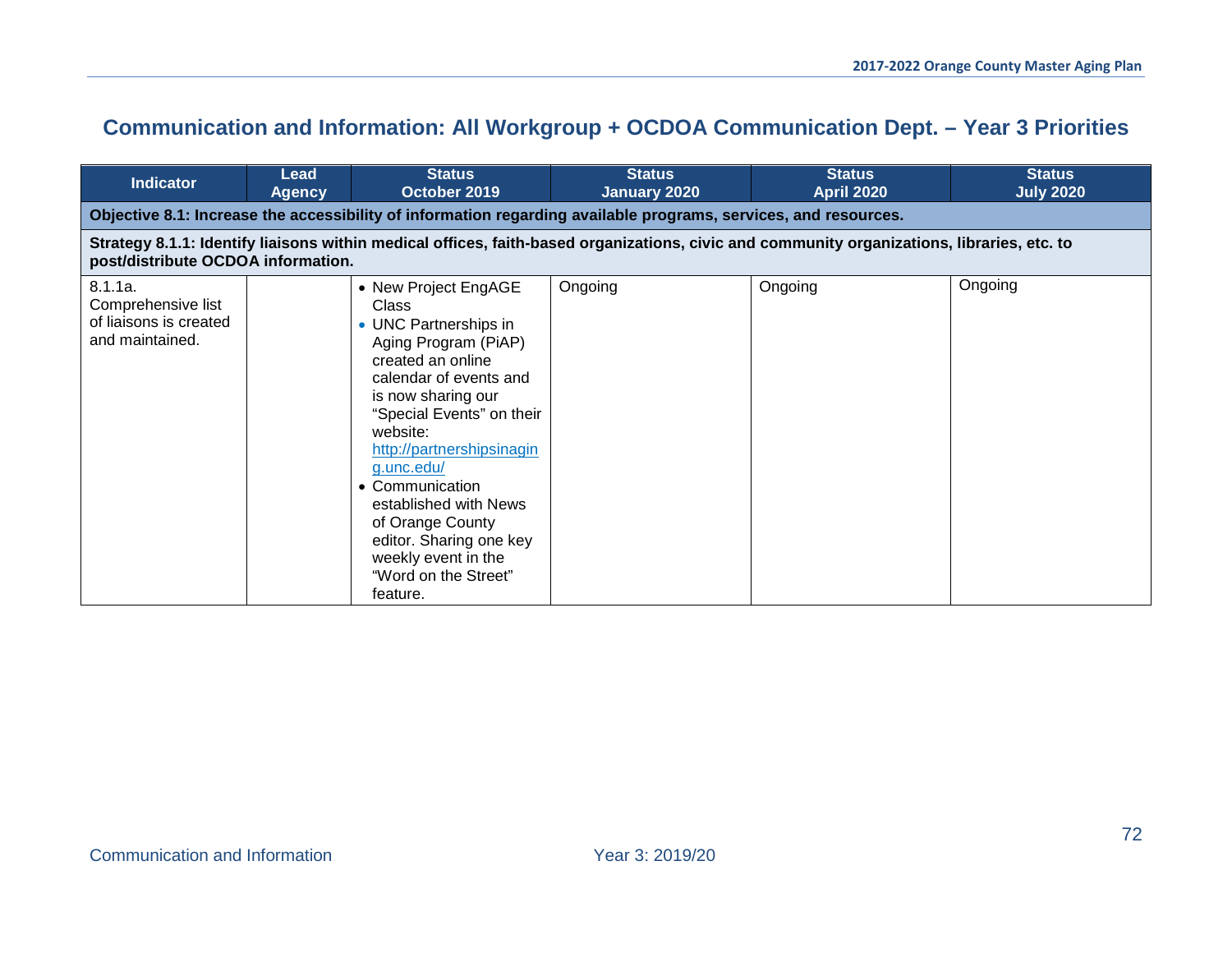## Communication and Information: All Workgroup + OCDOA Communication Dept. – Year 3 Priorities

| Indicator | Lead Agency | Status October 2019 | Status January 2020 | Status April 2020 | Status July 2020 |
|---|---|---|---|---|---|
| **Objective 8.1: Increase the accessibility of information regarding available programs, services, and resources.** | | | | | |
| **Strategy 8.1.1: Identify liaisons within medical offices, faith-based organizations, civic and community organizations, libraries, etc. to post/distribute OCDOA information.** | | | | | |
| 8.1.1a. Comprehensive list of liaisons is created and maintained. | | • New Project EngAGE Class<br>• UNC Partnerships in Aging Program (PiAP) created an online calendar of events and is now sharing our "Special Events" on their website: http://partnershipsinaging.unc.edu/<br>• Communication established with News of Orange County editor. Sharing one key weekly event in the "Word on the Street" feature. | Ongoing | Ongoing | Ongoing |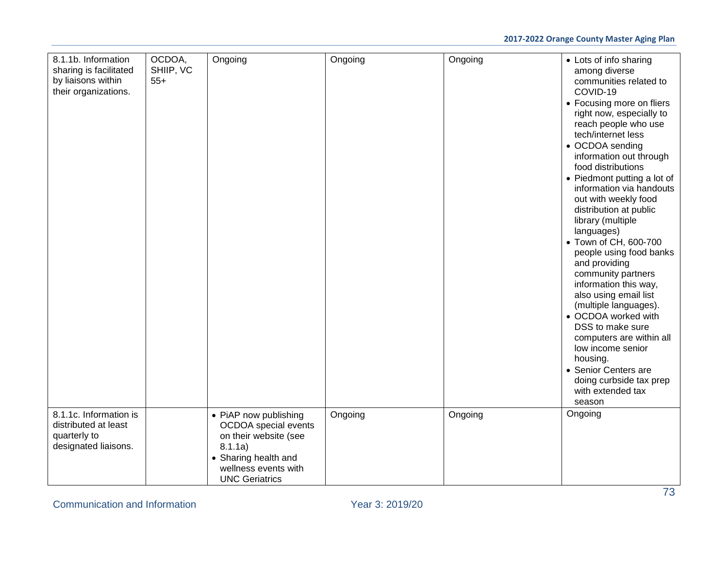| | | | | | |
|---|---|---|---|---|---|
| 8.1.1b. Information sharing is facilitated by liaisons within their organizations. | OCDOA, SHIIP, VC 55+ | Ongoing | Ongoing | Ongoing | • Lots of info sharing among diverse communities related to COVID-19<br>• Focusing more on fliers right now, especially to reach people who use tech/internet less<br>• OCDOA sending information out through food distributions<br>• Piedmont putting a lot of information via handouts out with weekly food distribution at public library (multiple languages)<br>• Town of CH, 600-700 people using food banks and providing community partners information this way, also using email list (multiple languages).<br>• OCDOA worked with DSS to make sure computers are within all low income senior housing.<br>• Senior Centers are doing curbside tax prep with extended tax season |
| 8.1.1c. Information is distributed at least quarterly to designated liaisons. | | • PiAP now publishing OCDOA special events on their website (see 8.1.1a)<br>• Sharing health and wellness events with UNC Geriatrics | Ongoing | Ongoing | Ongoing |

Communication and Information Year 3: 2019/20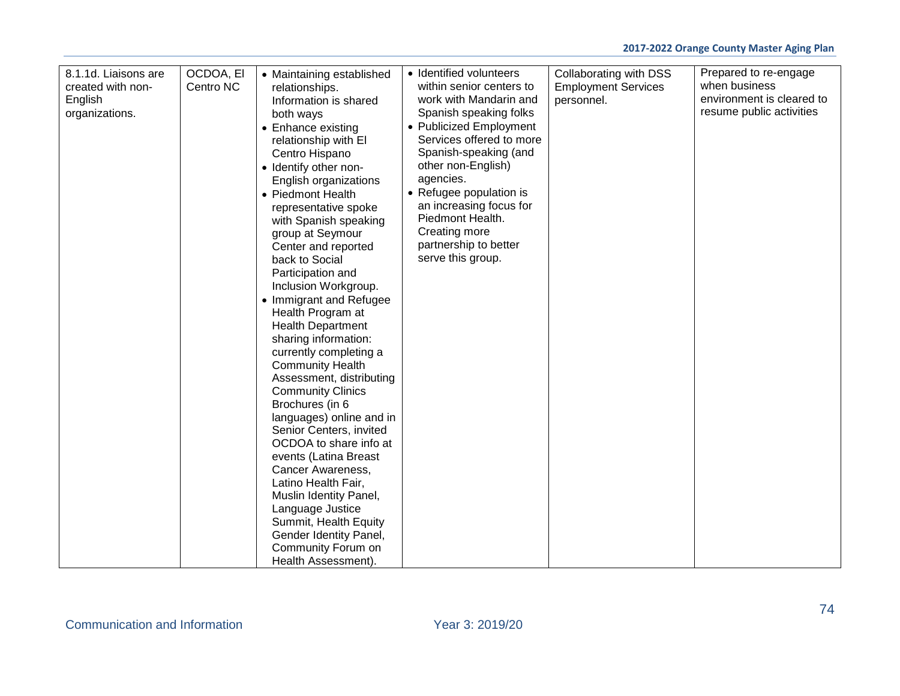| 8.1.1d. Liaisons are created with non-English organizations. | OCDOA, El Centro NC | • Maintaining established relationships. Information is shared both ways<br>• Enhance existing relationship with El Centro Hispano<br>• Identify other non-English organizations<br>• Piedmont Health representative spoke with Spanish speaking group at Seymour Center and reported back to Social Participation and Inclusion Workgroup.<br>• Immigrant and Refugee Health Program at Health Department sharing information: currently completing a Community Health Assessment, distributing Community Clinics Brochures (in 6 languages) online and in Senior Centers, invited OCDOA to share info at events (Latina Breast Cancer Awareness, Latino Health Fair, Muslin Identity Panel, Language Justice Summit, Health Equity Gender Identity Panel, Community Forum on Health Assessment). | • Identified volunteers within senior centers to work with Mandarin and Spanish speaking folks<br>• Publicized Employment Services offered to more Spanish-speaking (and other non-English) agencies.<br>• Refugee population is an increasing focus for Piedmont Health. Creating more partnership to better serve this group. | Collaborating with DSS Employment Services personnel. | Prepared to re-engage when business environment is cleared to resume public activities |
|---|---|---|---|---|---|

Communication and Information Year 3: 2019/20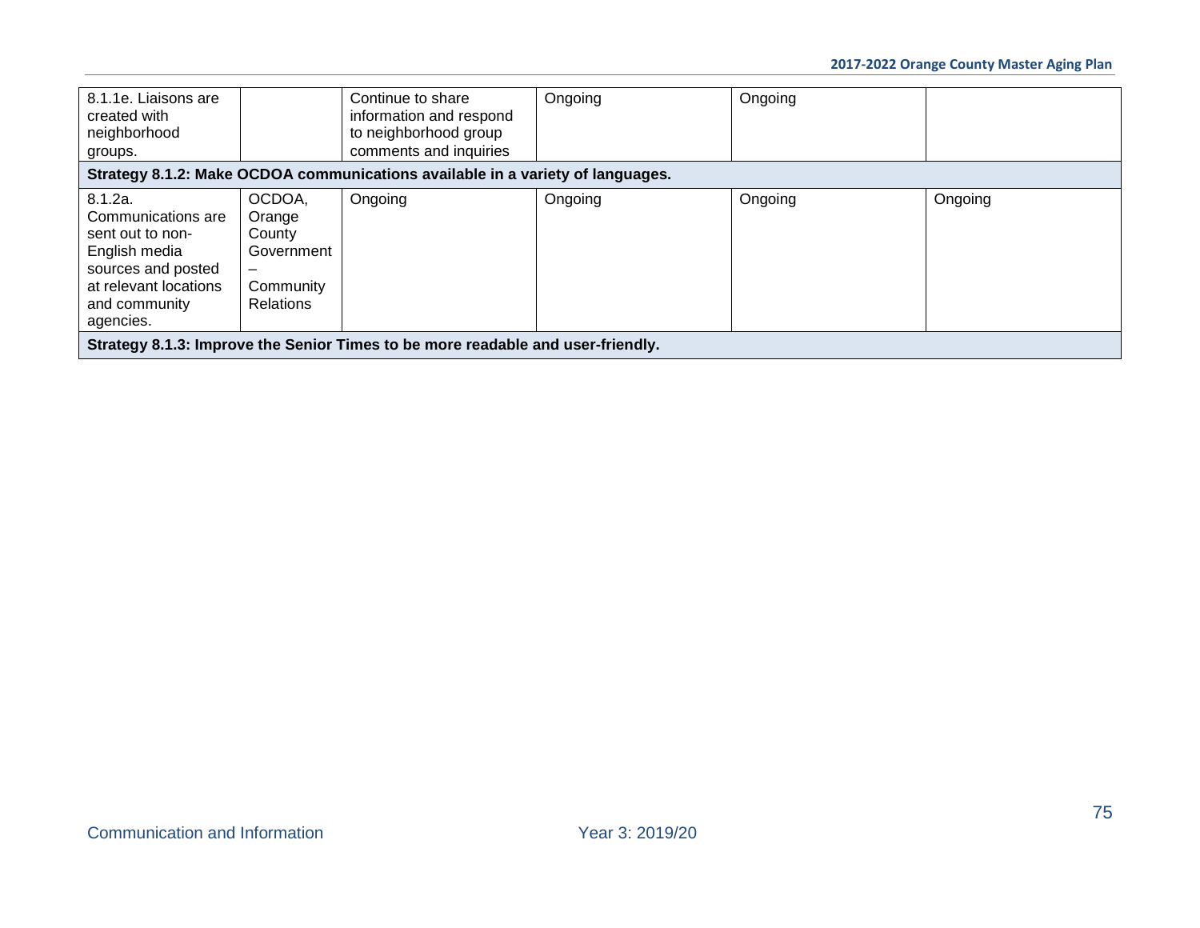| | | | | | |
|---|---|---|---|---|---|
| 8.1.1e. Liaisons are created with neighborhood groups. | | Continue to share information and respond to neighborhood group comments and inquiries | Ongoing | Ongoing | |
| **Strategy 8.1.2: Make OCDOA communications available in a variety of languages.** | | | | | |
| 8.1.2a. Communications are sent out to non-English media sources and posted at relevant locations and community agencies. | OCDOA, Orange County Government – Community Relations | Ongoing | Ongoing | Ongoing | Ongoing |
| **Strategy 8.1.3: Improve the Senior Times to be more readable and user-friendly.** | | | | | |

Communication and Information

Year 3: 2019/20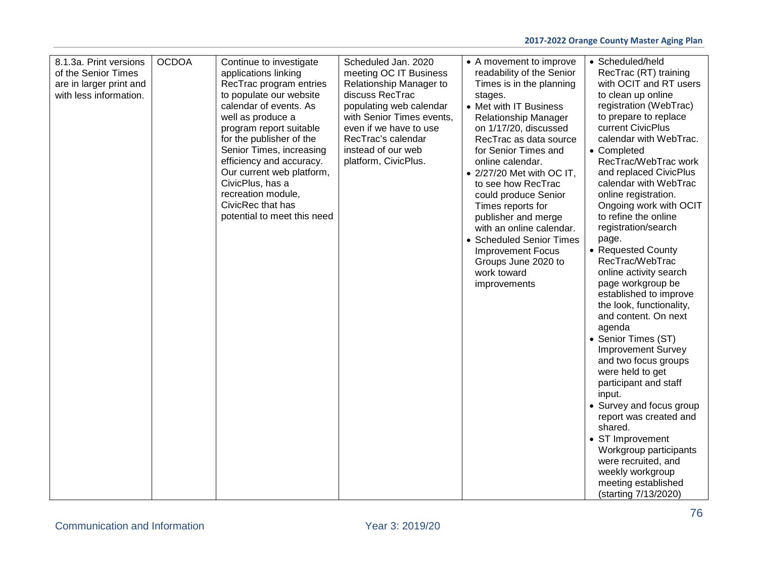| 8.1.3a. Print versions of the Senior Times are in larger print and with less information. | OCDOA | Continue to investigate applications linking RecTrac program entries to populate our website calendar of events. As well as produce a program report suitable for the publisher of the Senior Times, increasing efficiency and accuracy. Our current web platform, CivicPlus, has a recreation module, CivicRec that has potential to meet this need | Scheduled Jan. 2020 meeting OC IT Business Relationship Manager to discuss RecTrac populating web calendar with Senior Times events, even if we have to use RecTrac's calendar instead of our web platform, CivicPlus. | • A movement to improve readability of the Senior Times is in the planning stages.<br>• Met with IT Business Relationship Manager on 1/17/20, discussed RecTrac as data source for Senior Times and online calendar.<br>• 2/27/20 Met with OC IT, to see how RecTrac could produce Senior Times reports for publisher and merge with an online calendar.<br>• Scheduled Senior Times Improvement Focus Groups June 2020 to work toward improvements | • Scheduled/held RecTrac (RT) training with OCIT and RT users to clean up online registration (WebTrac) to prepare to replace current CivicPlus calendar with WebTrac.<br>• Completed RecTrac/WebTrac work and replaced CivicPlus calendar with WebTrac online registration. Ongoing work with OCIT to refine the online registration/search page.<br>• Requested County RecTrac/WebTrac online activity search page workgroup be established to improve the look, functionality, and content. On next agenda<br>• Senior Times (ST) Improvement Survey and two focus groups were held to get participant and staff input.<br>• Survey and focus group report was created and shared.<br>• ST Improvement Workgroup participants were recruited, and weekly workgroup meeting established (starting 7/13/2020) |
|---|---|---|---|---|---|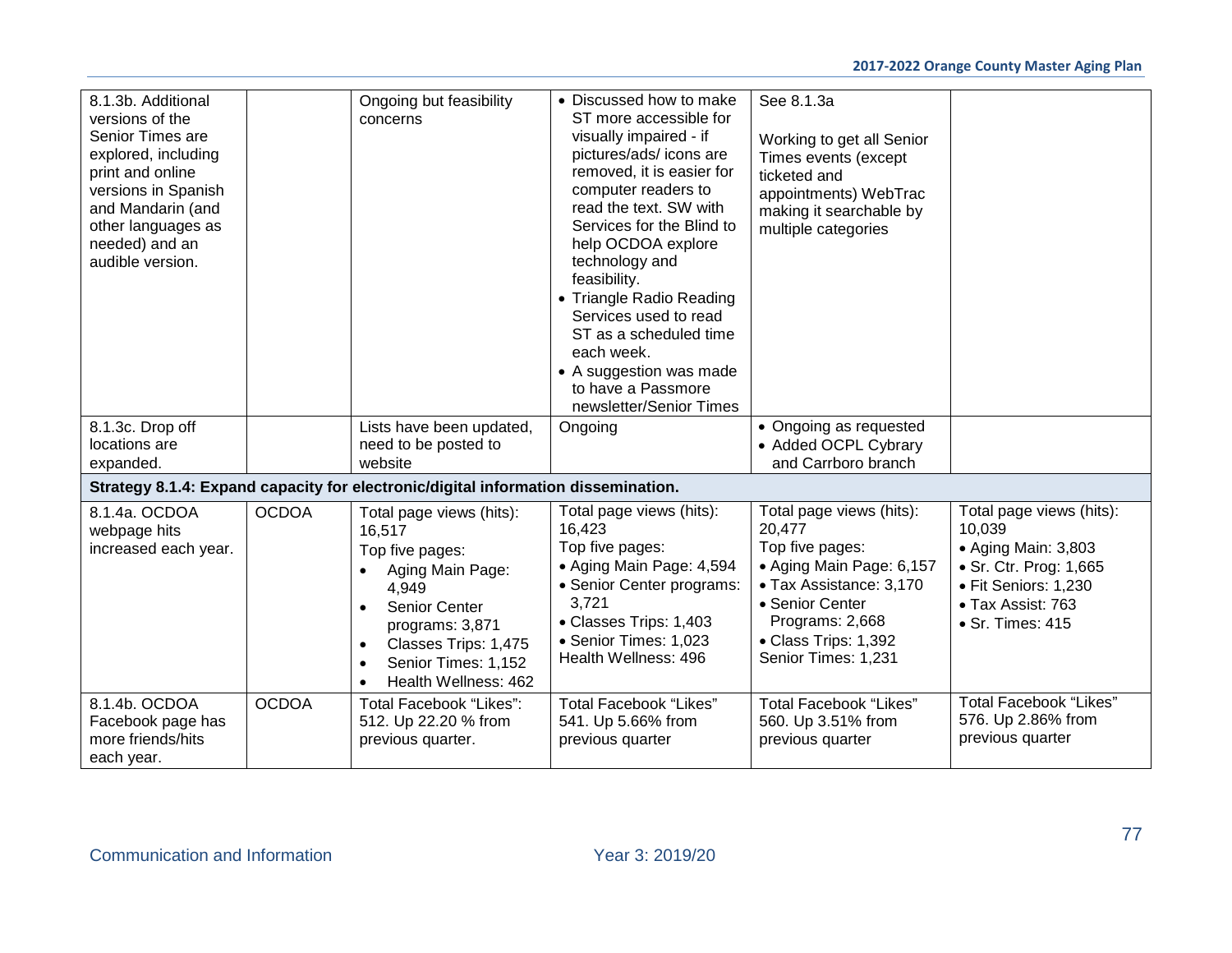| | | | | | |
|---|---|---|---|---|---|
| 8.1.3b. Additional versions of the Senior Times are explored, including print and online versions in Spanish and Mandarin (and other languages as needed) and an audible version. | | Ongoing but feasibility concerns | • Discussed how to make ST more accessible for visually impaired - if pictures/ads/ icons are removed, it is easier for computer readers to read the text. SW with Services for the Blind to help OCDOA explore technology and feasibility.<br>• Triangle Radio Reading Services used to read ST as a scheduled time each week.<br>• A suggestion was made to have a Passmore newsletter/Senior Times | See 8.1.3a<br><br>Working to get all Senior Times events (except ticketed and appointments) WebTrac making it searchable by multiple categories | |
| 8.1.3c. Drop off locations are expanded. | | Lists have been updated, need to be posted to website | Ongoing | • Ongoing as requested<br>• Added OCPL Cybrary and Carrboro branch | |
| **Strategy 8.1.4: Expand capacity for electronic/digital information dissemination.** | | | | | |
| 8.1.4a. OCDOA webpage hits increased each year. | OCDOA | Total page views (hits): 16,517<br>Top five pages:<br>• Aging Main Page: 4,949<br>• Senior Center programs: 3,871<br>• Classes Trips: 1,475<br>• Senior Times: 1,152<br>• Health Wellness: 462 | Total page views (hits): 16,423<br>Top five pages:<br>• Aging Main Page: 4,594<br>• Senior Center programs: 3,721<br>• Classes Trips: 1,403<br>• Senior Times: 1,023<br>Health Wellness: 496 | Total page views (hits): 20,477<br>Top five pages:<br>• Aging Main Page: 6,157<br>• Tax Assistance: 3,170<br>• Senior Center Programs: 2,668<br>• Class Trips: 1,392<br>Senior Times: 1,231 | Total page views (hits): 10,039<br>• Aging Main: 3,803<br>• Sr. Ctr. Prog: 1,665<br>• Fit Seniors: 1,230<br>• Tax Assist: 763<br>• Sr. Times: 415 |
| 8.1.4b. OCDOA Facebook page has more friends/hits each year. | OCDOA | Total Facebook "Likes": 512. Up 22.20 % from previous quarter. | Total Facebook "Likes" 541. Up 5.66% from previous quarter | Total Facebook "Likes" 560. Up 3.51% from previous quarter | Total Facebook "Likes" 576. Up 2.86% from previous quarter |

Communication and Information | Year 3: 2019/20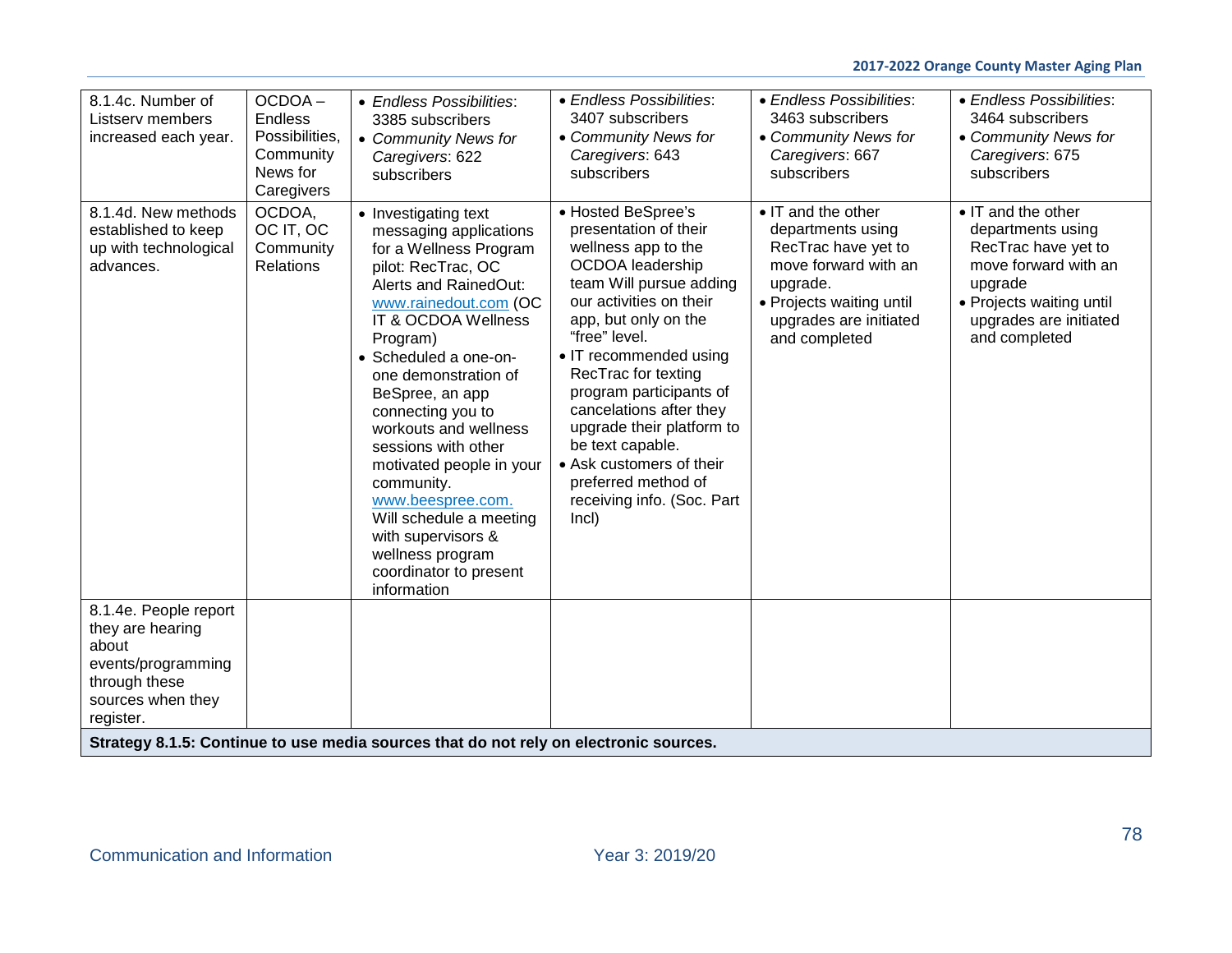| 8.1.4c. Number of Listserv members increased each year. | OCDOA – Endless Possibilities, Community News for Caregivers | • *Endless Possibilities*: 3385 subscribers<br>• *Community News for Caregivers*: 622 subscribers | • *Endless Possibilities*: 3407 subscribers<br>• *Community News for Caregivers*: 643 subscribers | • *Endless Possibilities*: 3463 subscribers<br>• *Community News for Caregivers*: 667 subscribers | • *Endless Possibilities*: 3464 subscribers<br>• *Community News for Caregivers*: 675 subscribers |
|---|---|---|---|---|---|
| 8.1.4d. New methods established to keep up with technological advances. | OCDOA, OC IT, OC Community Relations | • Investigating text messaging applications for a Wellness Program pilot: RecTrac, OC Alerts and RainedOut: www.rainedout.com (OC IT & OCDOA Wellness Program)<br>• Scheduled a one-on-one demonstration of BeSpree, an app connecting you to workouts and wellness sessions with other motivated people in your community. www.beespree.com. Will schedule a meeting with supervisors & wellness program coordinator to present information | • Hosted BeSpree's presentation of their wellness app to the OCDOA leadership team Will pursue adding our activities on their app, but only on the "free" level.<br>• IT recommended using RecTrac for texting program participants of cancelations after they upgrade their platform to be text capable.<br>• Ask customers of their preferred method of receiving info. (Soc. Part Incl) | • IT and the other departments using RecTrac have yet to move forward with an upgrade.<br>• Projects waiting until upgrades are initiated and completed | • IT and the other departments using RecTrac have yet to move forward with an upgrade<br>• Projects waiting until upgrades are initiated and completed |
| 8.1.4e. People report they are hearing about events/programming through these sources when they register. | | | | | |
| **Strategy 8.1.5: Continue to use media sources that do not rely on electronic sources.** | | | | | |

Communication and Information Year 3: 2019/20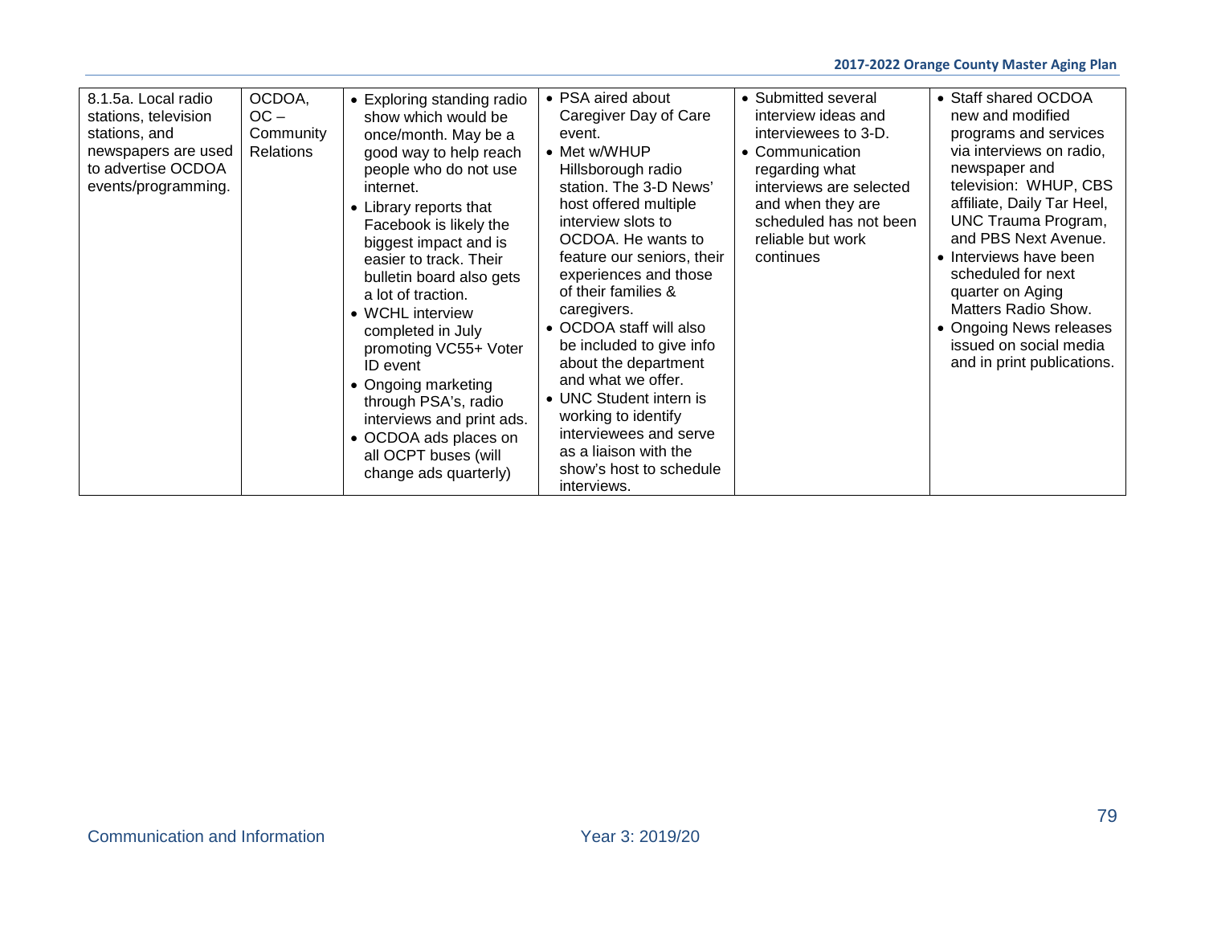| 8.1.5a. Local radio stations, television stations, and newspapers are used to advertise OCDOA events/programming. | OCDOA, OC – Community Relations | • Exploring standing radio show which would be once/month. May be a good way to help reach people who do not use internet.<br>• Library reports that Facebook is likely the biggest impact and is easier to track. Their bulletin board also gets a lot of traction.<br>• WCHL interview completed in July promoting VC55+ Voter ID event<br>• Ongoing marketing through PSA's, radio interviews and print ads.<br>• OCDOA ads places on all OCPT buses (will change ads quarterly) | • PSA aired about Caregiver Day of Care event.<br>• Met w/WHUP Hillsborough radio station. The 3-D News' host offered multiple interview slots to OCDOA. He wants to feature our seniors, their experiences and those of their families & caregivers.<br>• OCDOA staff will also be included to give info about the department and what we offer.<br>• UNC Student intern is working to identify interviewees and serve as a liaison with the show's host to schedule interviews. | • Submitted several interview ideas and interviewees to 3-D.<br>• Communication regarding what interviews are selected and when they are scheduled has not been reliable but work continues | • Staff shared OCDOA new and modified programs and services via interviews on radio, newspaper and television: WHUP, CBS affiliate, Daily Tar Heel, UNC Trauma Program, and PBS Next Avenue.<br>• Interviews have been scheduled for next quarter on Aging Matters Radio Show.<br>• Ongoing News releases issued on social media and in print publications. |
|---|---|---|---|---|---|

Communication and Information

Year 3: 2019/20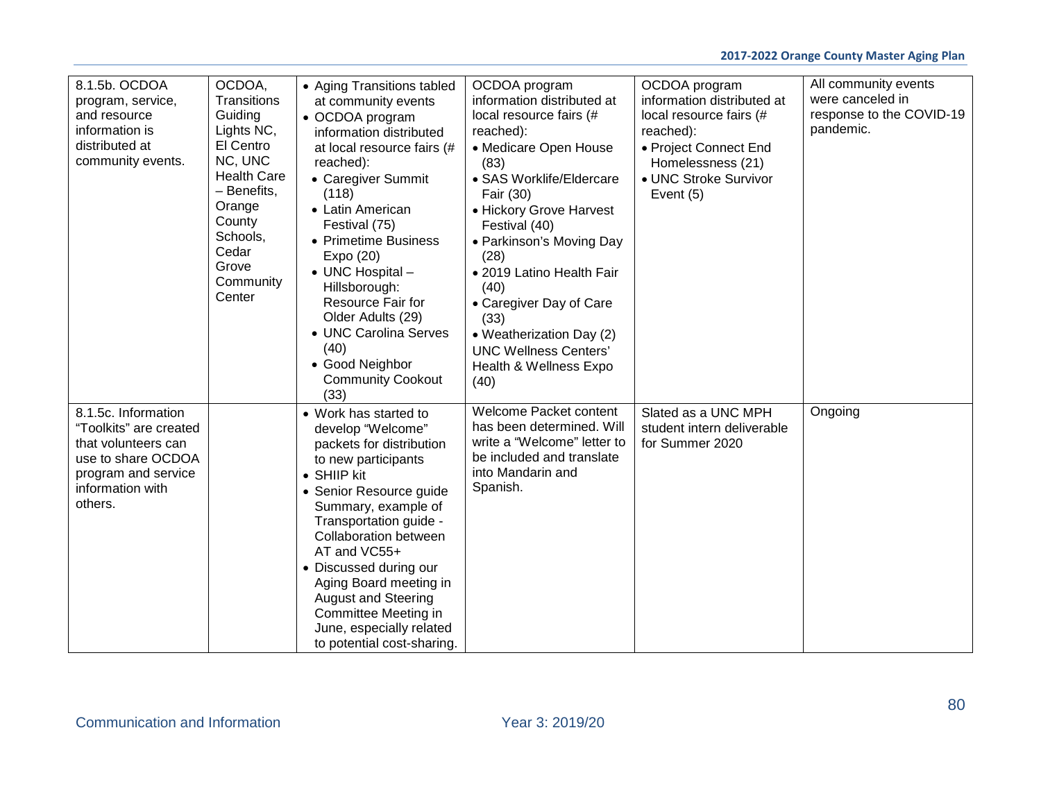| 8.1.5b. OCDOA program, service, and resource information is distributed at community events. | OCDOA, Transitions Guiding Lights NC, El Centro NC, UNC Health Care – Benefits, Orange County Schools, Cedar Grove Community Center | • Aging Transitions tabled at community events<br>• OCDOA program information distributed at local resource fairs (# reached):<br>• Caregiver Summit (118)<br>• Latin American Festival (75)<br>• Primetime Business Expo (20)<br>• UNC Hospital – Hillsborough: Resource Fair for Older Adults (29)<br>• UNC Carolina Serves (40)<br>• Good Neighbor Community Cookout (33) | OCDOA program information distributed at local resource fairs (# reached):<br>• Medicare Open House (83)<br>• SAS Worklife/Eldercare Fair (30)<br>• Hickory Grove Harvest Festival (40)<br>• Parkinson's Moving Day (28)<br>• 2019 Latino Health Fair (40)<br>• Caregiver Day of Care (33)<br>• Weatherization Day (2)<br>UNC Wellness Centers' Health & Wellness Expo (40) | OCDOA program information distributed at local resource fairs (# reached):<br>• Project Connect End Homelessness (21)<br>• UNC Stroke Survivor Event (5) | All community events were canceled in response to the COVID-19 pandemic. |
|---|---|---|---|---|---|
| 8.1.5c. Information "Toolkits" are created that volunteers can use to share OCDOA program and service information with others. | | • Work has started to develop "Welcome" packets for distribution to new participants<br>• SHIIP kit<br>• Senior Resource guide Summary, example of Transportation guide - Collaboration between AT and VC55+<br>• Discussed during our Aging Board meeting in August and Steering Committee Meeting in June, especially related to potential cost-sharing. | Welcome Packet content has been determined. Will write a "Welcome" letter to be included and translate into Mandarin and Spanish. | Slated as a UNC MPH student intern deliverable for Summer 2020 | Ongoing |

Communication and Information

Year 3: 2019/20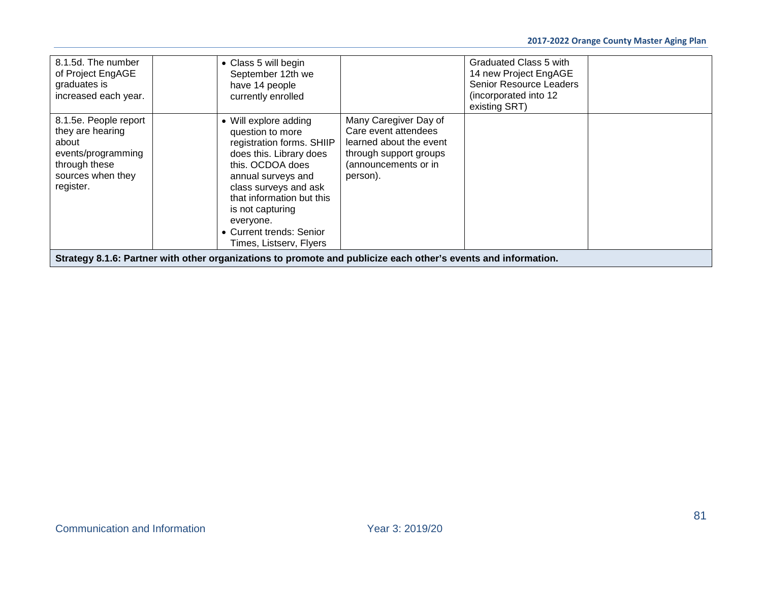| | | | | | |
|---|---|---|---|---|---|
| 8.1.5d. The number of Project EngAGE graduates is increased each year. | | • Class 5 will begin September 12th we have 14 people currently enrolled | | Graduated Class 5 with 14 new Project EngAGE Senior Resource Leaders (incorporated into 12 existing SRT) | |
| 8.1.5e. People report they are hearing about events/programming through these sources when they register. | | • Will explore adding question to more registration forms. SHIIP does this. Library does this. OCDOA does annual surveys and class surveys and ask that information but this is not capturing everyone.<br>• Current trends: Senior Times, Listserv, Flyers | Many Caregiver Day of Care event attendees learned about the event through support groups (announcements or in person). | | |
| **Strategy 8.1.6: Partner with other organizations to promote and publicize each other's events and information.** | | | | | |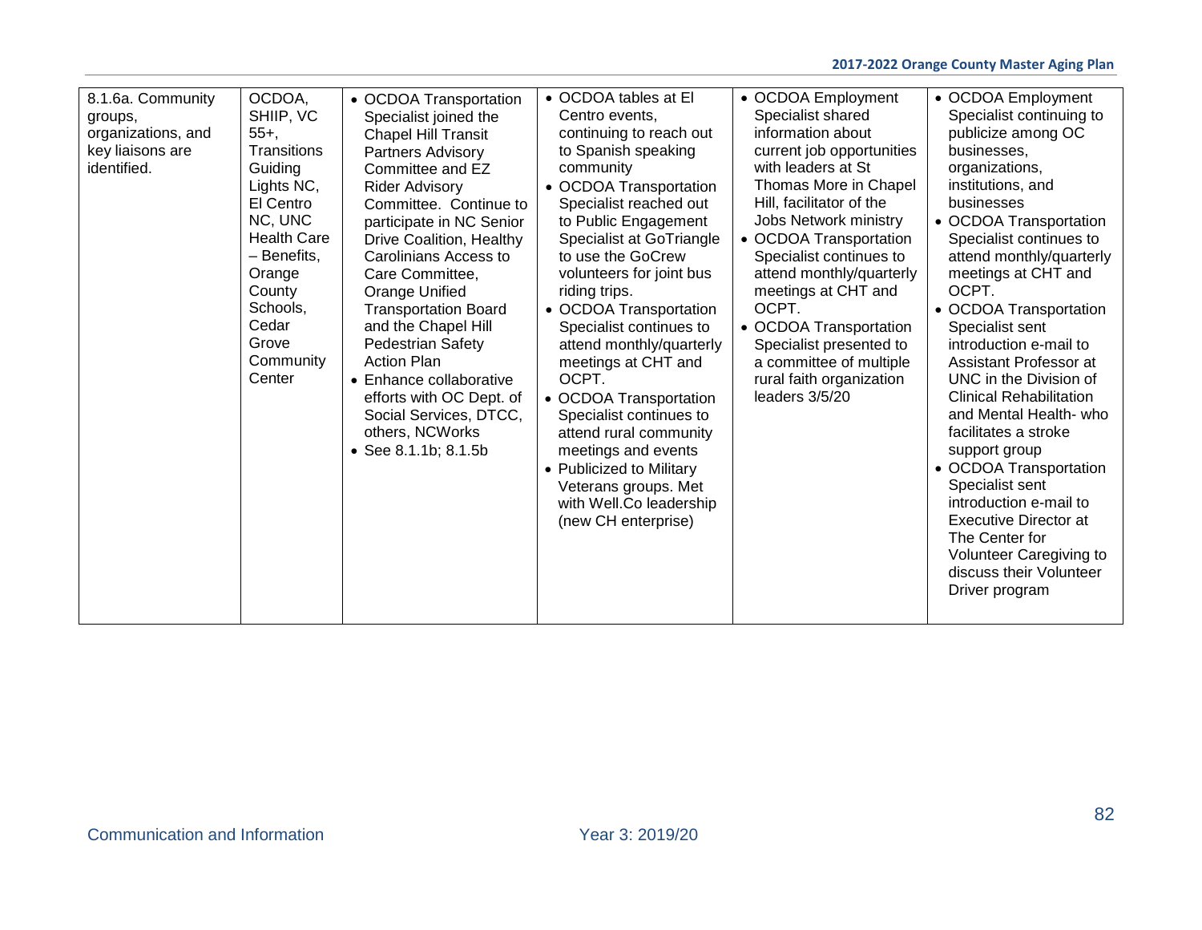| | | | | | |
|---|---|---|---|---|---|
| 8.1.6a. Community groups, organizations, and key liaisons are identified. | OCDOA, SHIIP, VC 55+, Transitions Guiding Lights NC, El Centro NC, UNC Health Care – Benefits, Orange County Schools, Cedar Grove Community Center | • OCDOA Transportation Specialist joined the Chapel Hill Transit Partners Advisory Committee and EZ Rider Advisory Committee. Continue to participate in NC Senior Drive Coalition, Healthy Carolinians Access to Care Committee, Orange Unified Transportation Board and the Chapel Hill Pedestrian Safety Action Plan<br>• Enhance collaborative efforts with OC Dept. of Social Services, DTCC, others, NCWorks<br>• See 8.1.1b; 8.1.5b | • OCDOA tables at El Centro events, continuing to reach out to Spanish speaking community<br>• OCDOA Transportation Specialist reached out to Public Engagement Specialist at GoTriangle to use the GoCrew volunteers for joint bus riding trips.<br>• OCDOA Transportation Specialist continues to attend monthly/quarterly meetings at CHT and OCPT.<br>• OCDOA Transportation Specialist continues to attend rural community meetings and events<br>• Publicized to Military Veterans groups. Met with Well.Co leadership (new CH enterprise) | • OCDOA Employment Specialist shared information about current job opportunities with leaders at St Thomas More in Chapel Hill, facilitator of the Jobs Network ministry<br>• OCDOA Transportation Specialist continues to attend monthly/quarterly meetings at CHT and OCPT.<br>• OCDOA Transportation Specialist presented to a committee of multiple rural faith organization leaders 3/5/20 | • OCDOA Employment Specialist continuing to publicize among OC businesses, organizations, institutions, and businesses<br>• OCDOA Transportation Specialist continues to attend monthly/quarterly meetings at CHT and OCPT.<br>• OCDOA Transportation Specialist sent introduction e-mail to Assistant Professor at UNC in the Division of Clinical Rehabilitation and Mental Health- who facilitates a stroke support group<br>• OCDOA Transportation Specialist sent introduction e-mail to Executive Director at The Center for Volunteer Caregiving to discuss their Volunteer Driver program |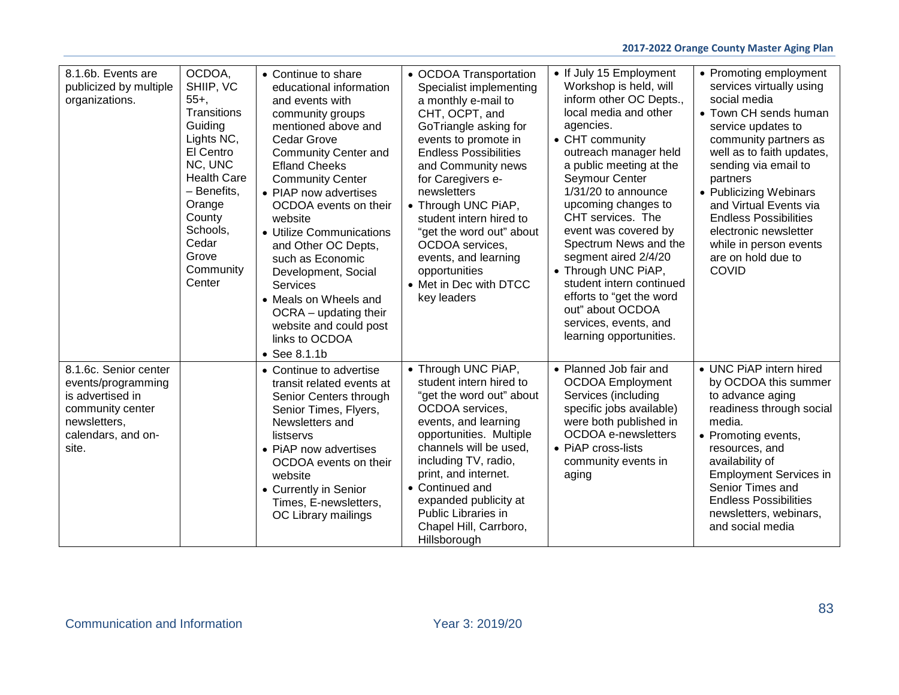| | | | | | |
|---|---|---|---|---|---|
| 8.1.6b. Events are publicized by multiple organizations. | OCDOA, SHIIP, VC 55+, Transitions Guiding Lights NC, El Centro NC, UNC Health Care – Benefits, Orange County Schools, Cedar Grove Community Center | • Continue to share educational information and events with community groups mentioned above and Cedar Grove Community Center and Efland Cheeks Community Center<br>• PIAP now advertises OCDOA events on their website<br>• Utilize Communications and Other OC Depts, such as Economic Development, Social Services<br>• Meals on Wheels and OCRA – updating their website and could post links to OCDOA<br>• See 8.1.1b | • OCDOA Transportation Specialist implementing a monthly e-mail to CHT, OCPT, and GoTriangle asking for events to promote in Endless Possibilities and Community news for Caregivers e-newsletters<br>• Through UNC PiAP, student intern hired to "get the word out" about OCDOA services, events, and learning opportunities<br>• Met in Dec with DTCC key leaders | • If July 15 Employment Workshop is held, will inform other OC Depts., local media and other agencies.<br>• CHT community outreach manager held a public meeting at the Seymour Center 1/31/20 to announce upcoming changes to CHT services. The event was covered by Spectrum News and the segment aired 2/4/20<br>• Through UNC PiAP, student intern continued efforts to "get the word out" about OCDOA services, events, and learning opportunities. | • Promoting employment services virtually using social media<br>• Town CH sends human service updates to community partners as well as to faith updates, sending via email to partners<br>• Publicizing Webinars and Virtual Events via Endless Possibilities electronic newsletter while in person events are on hold due to COVID |
| 8.1.6c. Senior center events/programming is advertised in community center newsletters, calendars, and on-site. | | • Continue to advertise transit related events at Senior Centers through Senior Times, Flyers, Newsletters and listservs<br>• PiAP now advertises OCDOA events on their website<br>• Currently in Senior Times, E-newsletters, OC Library mailings | • Through UNC PiAP, student intern hired to "get the word out" about OCDOA services, events, and learning opportunities. Multiple channels will be used, including TV, radio, print, and internet.<br>• Continued and expanded publicity at Public Libraries in Chapel Hill, Carrboro, Hillsborough | • Planned Job fair and OCDOA Employment Services (including specific jobs available) were both published in OCDOA e-newsletters<br>• PiAP cross-lists community events in aging | • UNC PiAP intern hired by OCDOA this summer to advance aging readiness through social media.<br>• Promoting events, resources, and availability of Employment Services in Senior Times and Endless Possibilities newsletters, webinars, and social media |

Communication and Information Year 3: 2019/20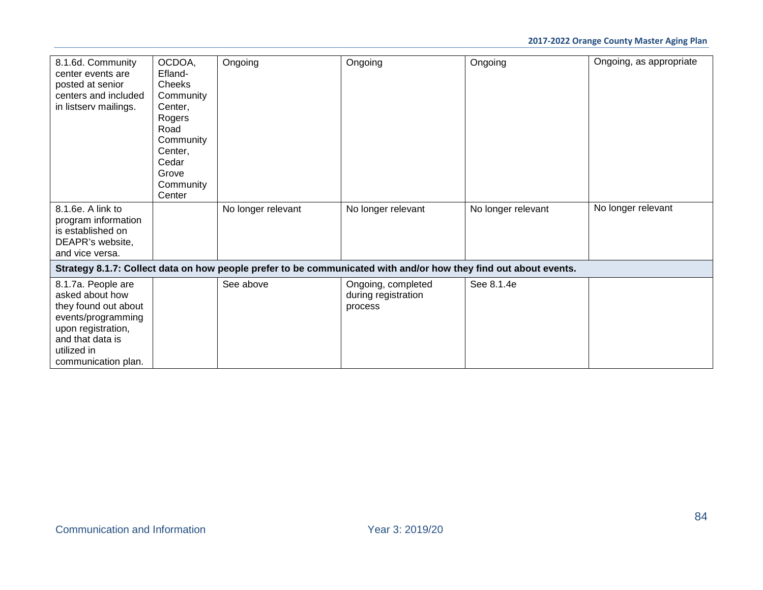| | | | | | |
|---|---|---|---|---|---|
| 8.1.6d. Community center events are posted at senior centers and included in listserv mailings. | OCDOA, Efland-Cheeks Community Center, Rogers Road Community Center, Cedar Grove Community Center | Ongoing | Ongoing | Ongoing | Ongoing, as appropriate |
| 8.1.6e. A link to program information is established on DEAPR's website, and vice versa. | | No longer relevant | No longer relevant | No longer relevant | No longer relevant |
| **Strategy 8.1.7: Collect data on how people prefer to be communicated with and/or how they find out about events.** | | | | | |
| 8.1.7a. People are asked about how they found out about events/programming upon registration, and that data is utilized in communication plan. | | See above | Ongoing, completed during registration process | See 8.1.4e | |

Communication and Information

Year 3: 2019/20